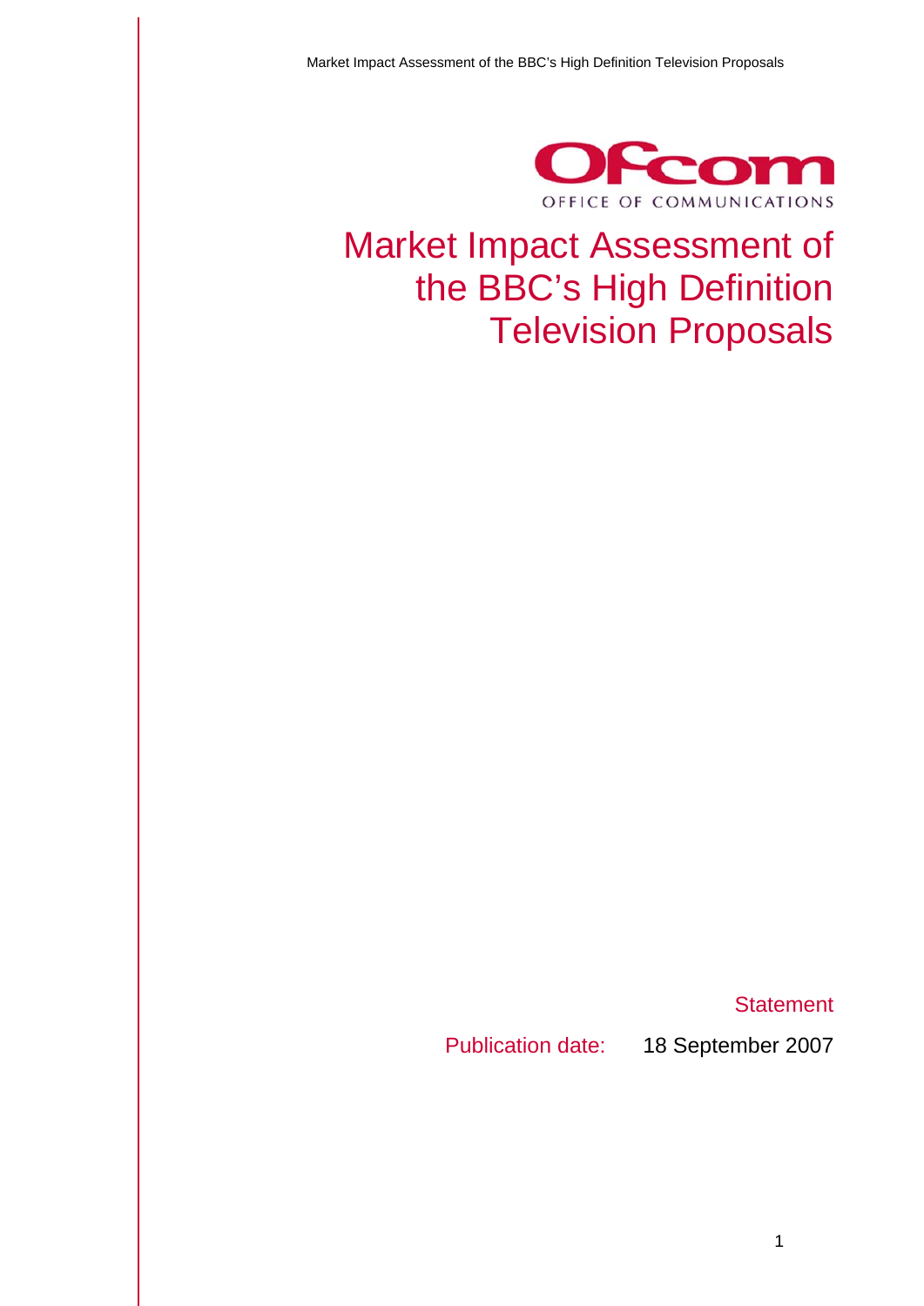Ofcom

OFFICE OF COMMUNICATIONS

# Market Impact Assessment of the BBC's High Definition Television Proposals

Statement

Publication date: 18 September 2007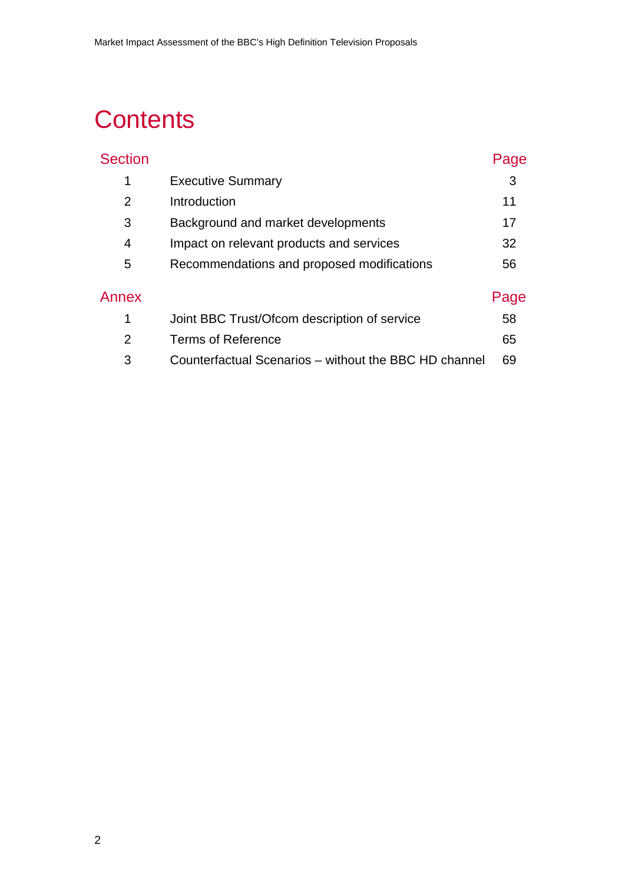# Contents

| Section | | Page |
|---|---|---|
| 1 | Executive Summary | 3 |
| 2 | Introduction | 11 |
| 3 | Background and market developments | 17 |
| 4 | Impact on relevant products and services | 32 |
| 5 | Recommendations and proposed modifications | 56 |

| Annex | | Page |
|---|---|---|
| 1 | Joint BBC Trust/Ofcom description of service | 58 |
| 2 | Terms of Reference | 65 |
| 3 | Counterfactual Scenarios – without the BBC HD channel | 69 |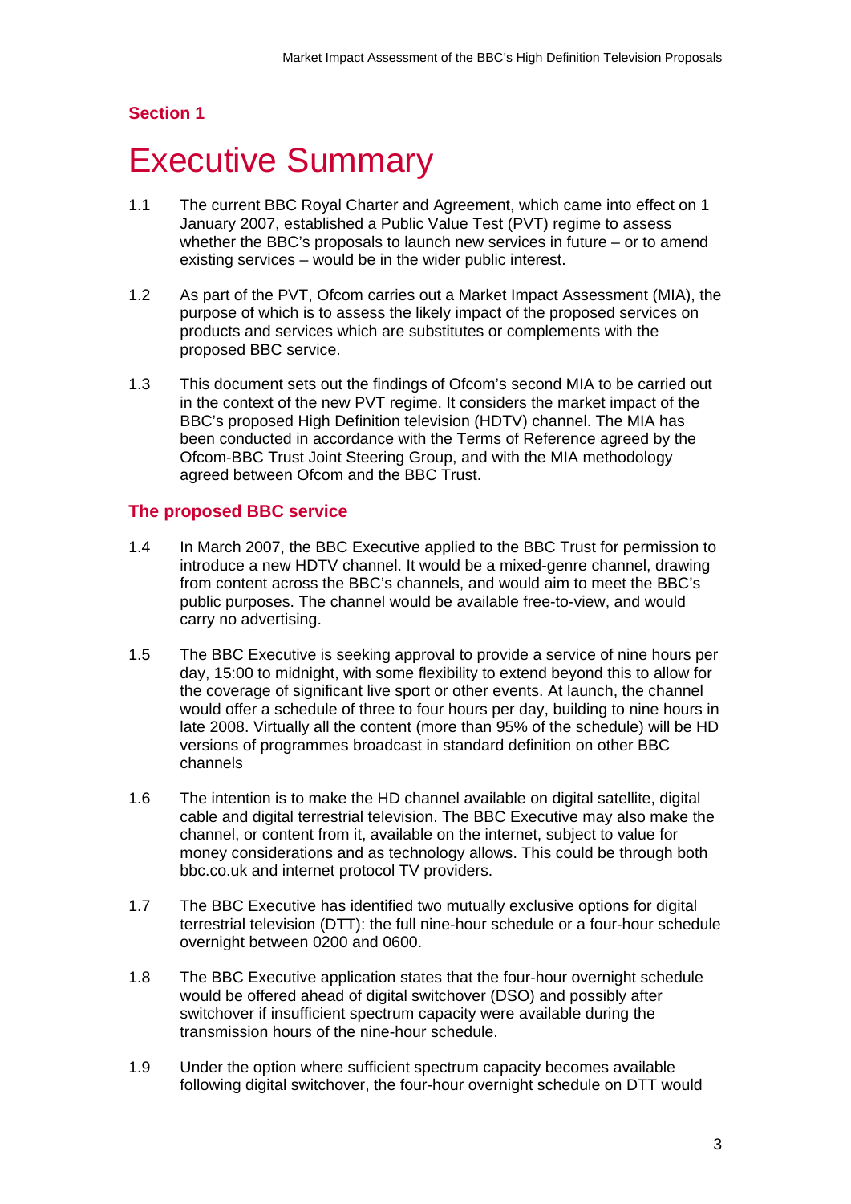## Section 1

# Executive Summary

1.1 The current BBC Royal Charter and Agreement, which came into effect on 1 January 2007, established a Public Value Test (PVT) regime to assess whether the BBC's proposals to launch new services in future – or to amend existing services – would be in the wider public interest.

1.2 As part of the PVT, Ofcom carries out a Market Impact Assessment (MIA), the purpose of which is to assess the likely impact of the proposed services on products and services which are substitutes or complements with the proposed BBC service.

1.3 This document sets out the findings of Ofcom's second MIA to be carried out in the context of the new PVT regime. It considers the market impact of the BBC's proposed High Definition television (HDTV) channel. The MIA has been conducted in accordance with the Terms of Reference agreed by the Ofcom-BBC Trust Joint Steering Group, and with the MIA methodology agreed between Ofcom and the BBC Trust.

### The proposed BBC service

1.4 In March 2007, the BBC Executive applied to the BBC Trust for permission to introduce a new HDTV channel. It would be a mixed-genre channel, drawing from content across the BBC's channels, and would aim to meet the BBC's public purposes. The channel would be available free-to-view, and would carry no advertising.

1.5 The BBC Executive is seeking approval to provide a service of nine hours per day, 15:00 to midnight, with some flexibility to extend beyond this to allow for the coverage of significant live sport or other events. At launch, the channel would offer a schedule of three to four hours per day, building to nine hours in late 2008. Virtually all the content (more than 95% of the schedule) will be HD versions of programmes broadcast in standard definition on other BBC channels

1.6 The intention is to make the HD channel available on digital satellite, digital cable and digital terrestrial television. The BBC Executive may also make the channel, or content from it, available on the internet, subject to value for money considerations and as technology allows. This could be through both bbc.co.uk and internet protocol TV providers.

1.7 The BBC Executive has identified two mutually exclusive options for digital terrestrial television (DTT): the full nine-hour schedule or a four-hour schedule overnight between 0200 and 0600.

1.8 The BBC Executive application states that the four-hour overnight schedule would be offered ahead of digital switchover (DSO) and possibly after switchover if insufficient spectrum capacity were available during the transmission hours of the nine-hour schedule.

1.9 Under the option where sufficient spectrum capacity becomes available following digital switchover, the four-hour overnight schedule on DTT would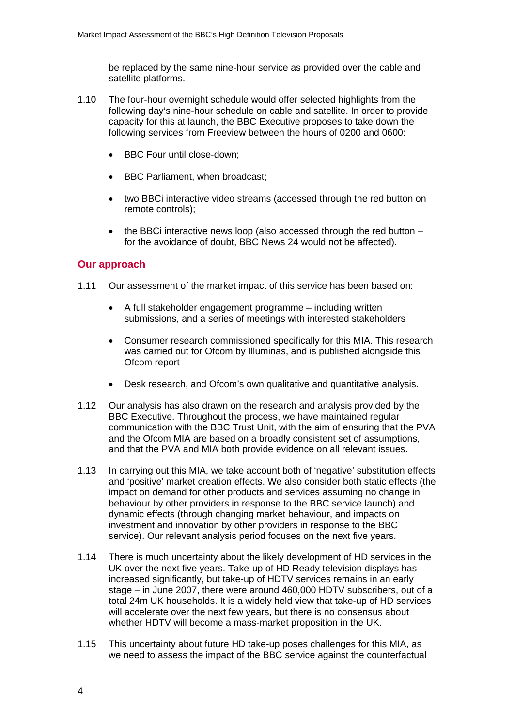be replaced by the same nine-hour service as provided over the cable and satellite platforms.

1.10 The four-hour overnight schedule would offer selected highlights from the following day's nine-hour schedule on cable and satellite. In order to provide capacity for this at launch, the BBC Executive proposes to take down the following services from Freeview between the hours of 0200 and 0600:

- BBC Four until close-down;
- BBC Parliament, when broadcast;
- two BBCi interactive video streams (accessed through the red button on remote controls);
- the BBCi interactive news loop (also accessed through the red button – for the avoidance of doubt, BBC News 24 would not be affected).

## Our approach

1.11 Our assessment of the market impact of this service has been based on:

- A full stakeholder engagement programme – including written submissions, and a series of meetings with interested stakeholders
- Consumer research commissioned specifically for this MIA. This research was carried out for Ofcom by Illuminas, and is published alongside this Ofcom report
- Desk research, and Ofcom's own qualitative and quantitative analysis.

1.12 Our analysis has also drawn on the research and analysis provided by the BBC Executive. Throughout the process, we have maintained regular communication with the BBC Trust Unit, with the aim of ensuring that the PVA and the Ofcom MIA are based on a broadly consistent set of assumptions, and that the PVA and MIA both provide evidence on all relevant issues.

1.13 In carrying out this MIA, we take account both of 'negative' substitution effects and 'positive' market creation effects. We also consider both static effects (the impact on demand for other products and services assuming no change in behaviour by other providers in response to the BBC service launch) and dynamic effects (through changing market behaviour, and impacts on investment and innovation by other providers in response to the BBC service). Our relevant analysis period focuses on the next five years.

1.14 There is much uncertainty about the likely development of HD services in the UK over the next five years. Take-up of HD Ready television displays has increased significantly, but take-up of HDTV services remains in an early stage – in June 2007, there were around 460,000 HDTV subscribers, out of a total 24m UK households. It is a widely held view that take-up of HD services will accelerate over the next few years, but there is no consensus about whether HDTV will become a mass-market proposition in the UK.

1.15 This uncertainty about future HD take-up poses challenges for this MIA, as we need to assess the impact of the BBC service against the counterfactual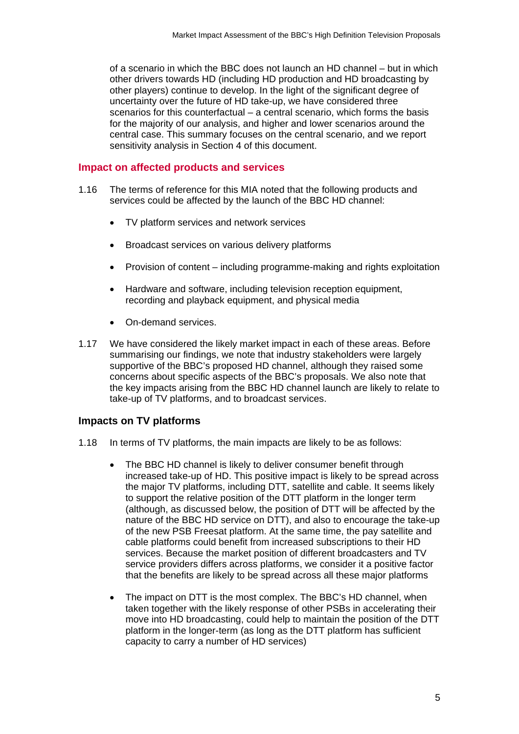of a scenario in which the BBC does not launch an HD channel – but in which other drivers towards HD (including HD production and HD broadcasting by other players) continue to develop. In the light of the significant degree of uncertainty over the future of HD take-up, we have considered three scenarios for this counterfactual – a central scenario, which forms the basis for the majority of our analysis, and higher and lower scenarios around the central case. This summary focuses on the central scenario, and we report sensitivity analysis in Section 4 of this document.

## Impact on affected products and services

1.16 The terms of reference for this MIA noted that the following products and services could be affected by the launch of the BBC HD channel:

- TV platform services and network services
- Broadcast services on various delivery platforms
- Provision of content – including programme-making and rights exploitation
- Hardware and software, including television reception equipment, recording and playback equipment, and physical media
- On-demand services.

1.17 We have considered the likely market impact in each of these areas. Before summarising our findings, we note that industry stakeholders were largely supportive of the BBC's proposed HD channel, although they raised some concerns about specific aspects of the BBC's proposals. We also note that the key impacts arising from the BBC HD channel launch are likely to relate to take-up of TV platforms, and to broadcast services.

### Impacts on TV platforms

1.18 In terms of TV platforms, the main impacts are likely to be as follows:

- The BBC HD channel is likely to deliver consumer benefit through increased take-up of HD. This positive impact is likely to be spread across the major TV platforms, including DTT, satellite and cable. It seems likely to support the relative position of the DTT platform in the longer term (although, as discussed below, the position of DTT will be affected by the nature of the BBC HD service on DTT), and also to encourage the take-up of the new PSB Freesat platform. At the same time, the pay satellite and cable platforms could benefit from increased subscriptions to their HD services. Because the market position of different broadcasters and TV service providers differs across platforms, we consider it a positive factor that the benefits are likely to be spread across all these major platforms
- The impact on DTT is the most complex. The BBC's HD channel, when taken together with the likely response of other PSBs in accelerating their move into HD broadcasting, could help to maintain the position of the DTT platform in the longer-term (as long as the DTT platform has sufficient capacity to carry a number of HD services)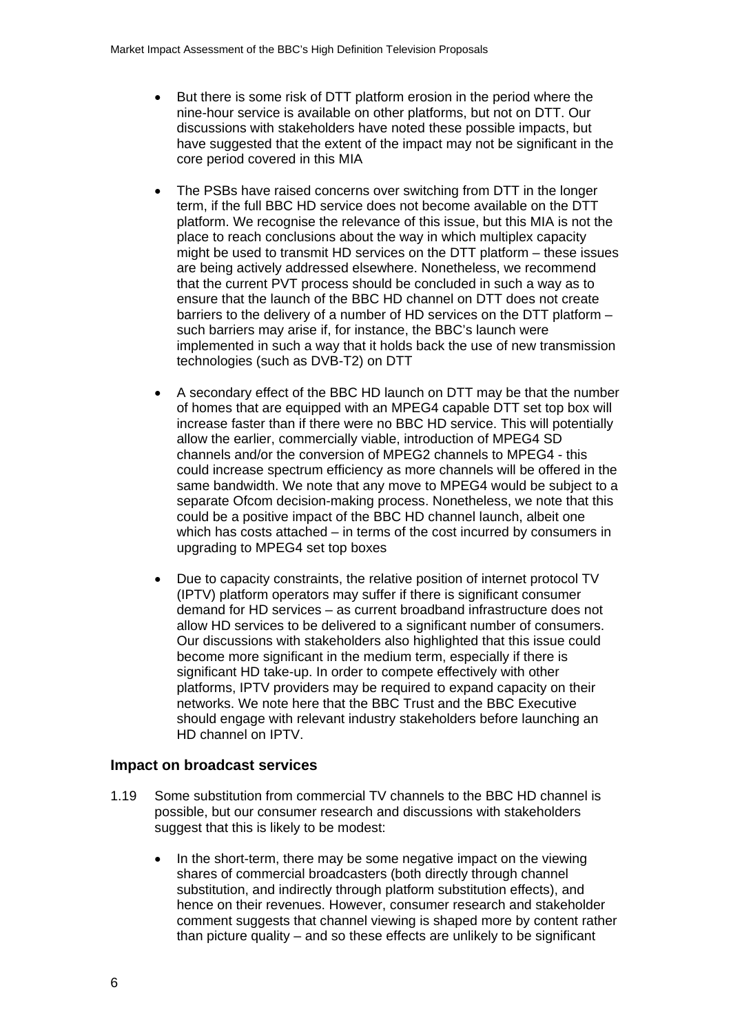- But there is some risk of DTT platform erosion in the period where the nine-hour service is available on other platforms, but not on DTT. Our discussions with stakeholders have noted these possible impacts, but have suggested that the extent of the impact may not be significant in the core period covered in this MIA

- The PSBs have raised concerns over switching from DTT in the longer term, if the full BBC HD service does not become available on the DTT platform. We recognise the relevance of this issue, but this MIA is not the place to reach conclusions about the way in which multiplex capacity might be used to transmit HD services on the DTT platform – these issues are being actively addressed elsewhere. Nonetheless, we recommend that the current PVT process should be concluded in such a way as to ensure that the launch of the BBC HD channel on DTT does not create barriers to the delivery of a number of HD services on the DTT platform – such barriers may arise if, for instance, the BBC's launch were implemented in such a way that it holds back the use of new transmission technologies (such as DVB-T2) on DTT

- A secondary effect of the BBC HD launch on DTT may be that the number of homes that are equipped with an MPEG4 capable DTT set top box will increase faster than if there were no BBC HD service. This will potentially allow the earlier, commercially viable, introduction of MPEG4 SD channels and/or the conversion of MPEG2 channels to MPEG4 - this could increase spectrum efficiency as more channels will be offered in the same bandwidth. We note that any move to MPEG4 would be subject to a separate Ofcom decision-making process. Nonetheless, we note that this could be a positive impact of the BBC HD channel launch, albeit one which has costs attached – in terms of the cost incurred by consumers in upgrading to MPEG4 set top boxes

- Due to capacity constraints, the relative position of internet protocol TV (IPTV) platform operators may suffer if there is significant consumer demand for HD services – as current broadband infrastructure does not allow HD services to be delivered to a significant number of consumers. Our discussions with stakeholders also highlighted that this issue could become more significant in the medium term, especially if there is significant HD take-up. In order to compete effectively with other platforms, IPTV providers may be required to expand capacity on their networks. We note here that the BBC Trust and the BBC Executive should engage with relevant industry stakeholders before launching an HD channel on IPTV.

### Impact on broadcast services

1.19 Some substitution from commercial TV channels to the BBC HD channel is possible, but our consumer research and discussions with stakeholders suggest that this is likely to be modest:

- In the short-term, there may be some negative impact on the viewing shares of commercial broadcasters (both directly through channel substitution, and indirectly through platform substitution effects), and hence on their revenues. However, consumer research and stakeholder comment suggests that channel viewing is shaped more by content rather than picture quality – and so these effects are unlikely to be significant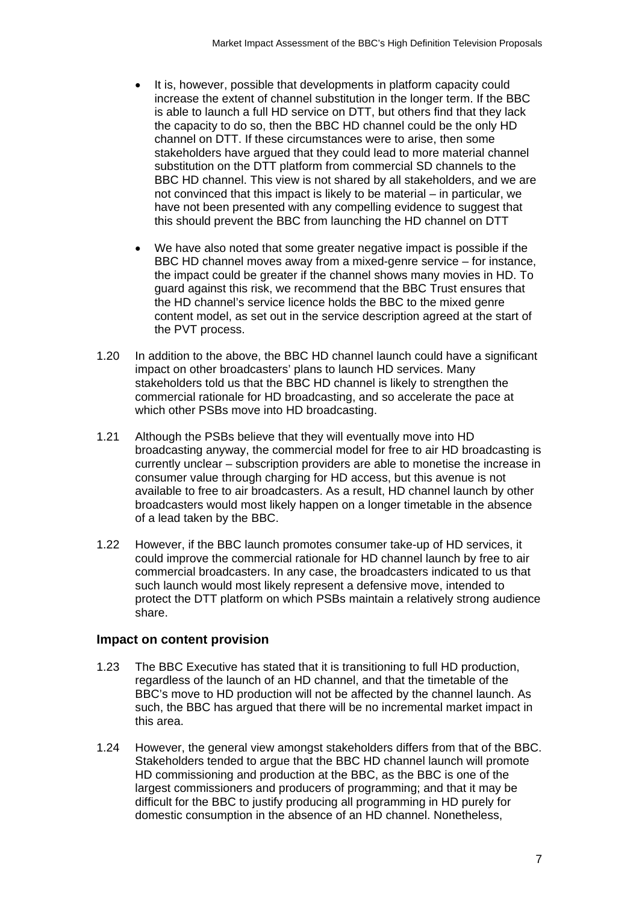- It is, however, possible that developments in platform capacity could increase the extent of channel substitution in the longer term. If the BBC is able to launch a full HD service on DTT, but others find that they lack the capacity to do so, then the BBC HD channel could be the only HD channel on DTT. If these circumstances were to arise, then some stakeholders have argued that they could lead to more material channel substitution on the DTT platform from commercial SD channels to the BBC HD channel. This view is not shared by all stakeholders, and we are not convinced that this impact is likely to be material – in particular, we have not been presented with any compelling evidence to suggest that this should prevent the BBC from launching the HD channel on DTT

- We have also noted that some greater negative impact is possible if the BBC HD channel moves away from a mixed-genre service – for instance, the impact could be greater if the channel shows many movies in HD. To guard against this risk, we recommend that the BBC Trust ensures that the HD channel's service licence holds the BBC to the mixed genre content model, as set out in the service description agreed at the start of the PVT process.

1.20 In addition to the above, the BBC HD channel launch could have a significant impact on other broadcasters' plans to launch HD services. Many stakeholders told us that the BBC HD channel is likely to strengthen the commercial rationale for HD broadcasting, and so accelerate the pace at which other PSBs move into HD broadcasting.

1.21 Although the PSBs believe that they will eventually move into HD broadcasting anyway, the commercial model for free to air HD broadcasting is currently unclear – subscription providers are able to monetise the increase in consumer value through charging for HD access, but this avenue is not available to free to air broadcasters. As a result, HD channel launch by other broadcasters would most likely happen on a longer timetable in the absence of a lead taken by the BBC.

1.22 However, if the BBC launch promotes consumer take-up of HD services, it could improve the commercial rationale for HD channel launch by free to air commercial broadcasters. In any case, the broadcasters indicated to us that such launch would most likely represent a defensive move, intended to protect the DTT platform on which PSBs maintain a relatively strong audience share.

### Impact on content provision

1.23 The BBC Executive has stated that it is transitioning to full HD production, regardless of the launch of an HD channel, and that the timetable of the BBC's move to HD production will not be affected by the channel launch. As such, the BBC has argued that there will be no incremental market impact in this area.

1.24 However, the general view amongst stakeholders differs from that of the BBC. Stakeholders tended to argue that the BBC HD channel launch will promote HD commissioning and production at the BBC, as the BBC is one of the largest commissioners and producers of programming; and that it may be difficult for the BBC to justify producing all programming in HD purely for domestic consumption in the absence of an HD channel. Nonetheless,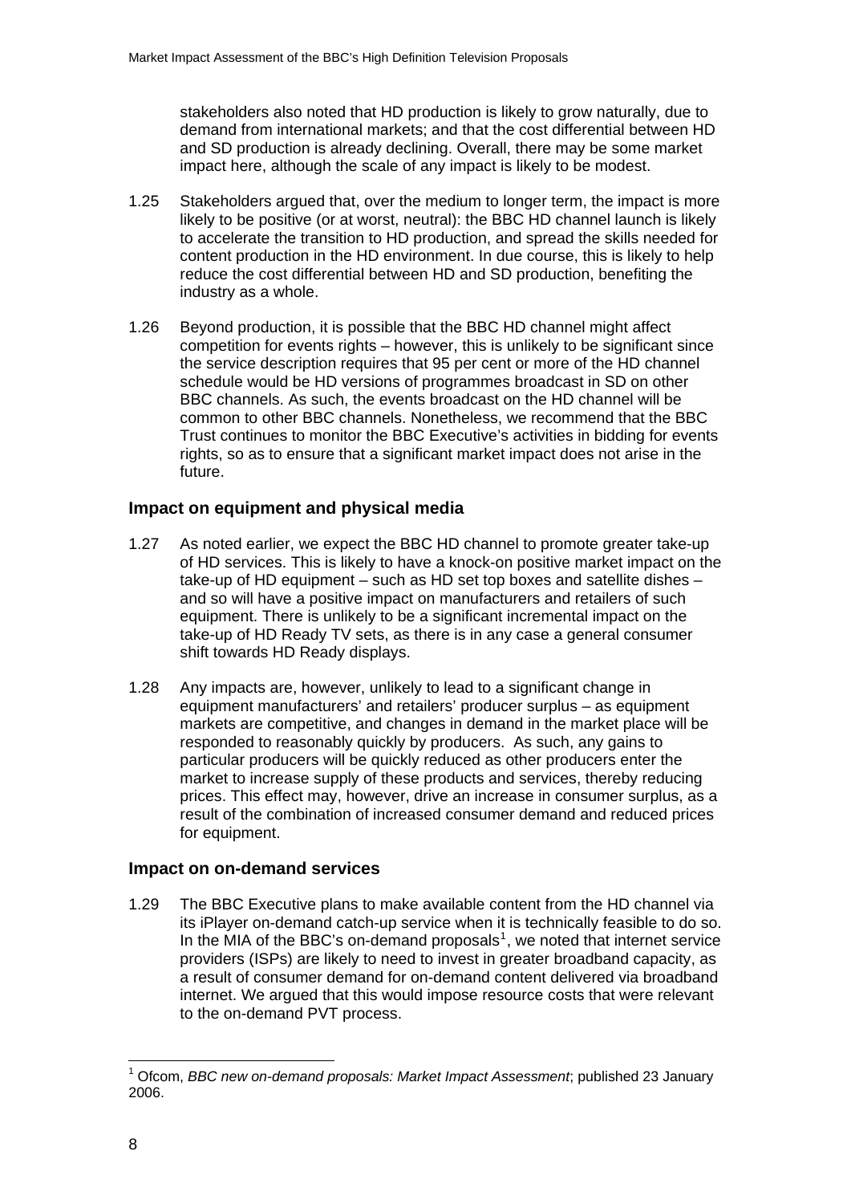stakeholders also noted that HD production is likely to grow naturally, due to demand from international markets; and that the cost differential between HD and SD production is already declining. Overall, there may be some market impact here, although the scale of any impact is likely to be modest.

1.25 Stakeholders argued that, over the medium to longer term, the impact is more likely to be positive (or at worst, neutral): the BBC HD channel launch is likely to accelerate the transition to HD production, and spread the skills needed for content production in the HD environment. In due course, this is likely to help reduce the cost differential between HD and SD production, benefiting the industry as a whole.

1.26 Beyond production, it is possible that the BBC HD channel might affect competition for events rights – however, this is unlikely to be significant since the service description requires that 95 per cent or more of the HD channel schedule would be HD versions of programmes broadcast in SD on other BBC channels. As such, the events broadcast on the HD channel will be common to other BBC channels. Nonetheless, we recommend that the BBC Trust continues to monitor the BBC Executive's activities in bidding for events rights, so as to ensure that a significant market impact does not arise in the future.

### Impact on equipment and physical media

1.27 As noted earlier, we expect the BBC HD channel to promote greater take-up of HD services. This is likely to have a knock-on positive market impact on the take-up of HD equipment – such as HD set top boxes and satellite dishes – and so will have a positive impact on manufacturers and retailers of such equipment. There is unlikely to be a significant incremental impact on the take-up of HD Ready TV sets, as there is in any case a general consumer shift towards HD Ready displays.

1.28 Any impacts are, however, unlikely to lead to a significant change in equipment manufacturers' and retailers' producer surplus – as equipment markets are competitive, and changes in demand in the market place will be responded to reasonably quickly by producers. As such, any gains to particular producers will be quickly reduced as other producers enter the market to increase supply of these products and services, thereby reducing prices. This effect may, however, drive an increase in consumer surplus, as a result of the combination of increased consumer demand and reduced prices for equipment.

### Impact on on-demand services

1.29 The BBC Executive plans to make available content from the HD channel via its iPlayer on-demand catch-up service when it is technically feasible to do so. In the MIA of the BBC's on-demand proposals[1], we noted that internet service providers (ISPs) are likely to need to invest in greater broadband capacity, as a result of consumer demand for on-demand content delivered via broadband internet. We argued that this would impose resource costs that were relevant to the on-demand PVT process.

---

[1] Ofcom, *BBC new on-demand proposals: Market Impact Assessment*; published 23 January 2006.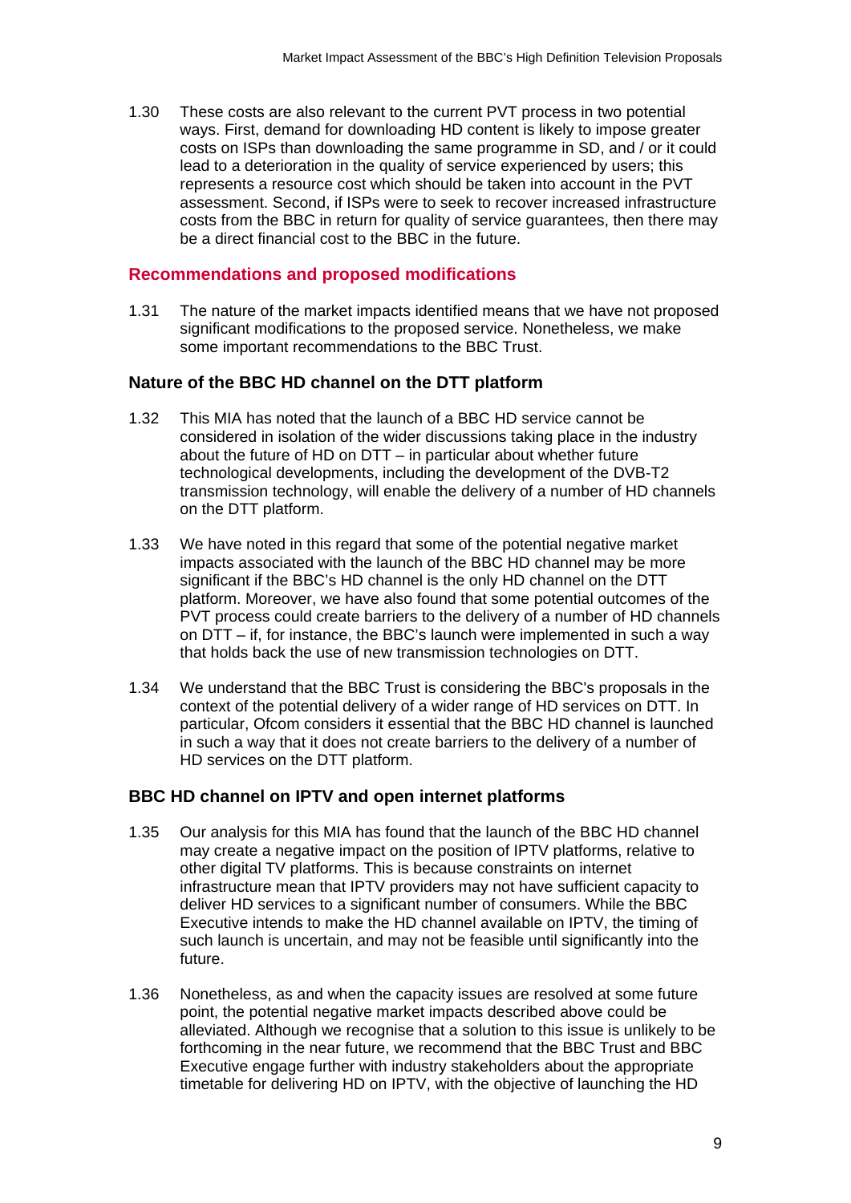1.30 These costs are also relevant to the current PVT process in two potential ways. First, demand for downloading HD content is likely to impose greater costs on ISPs than downloading the same programme in SD, and / or it could lead to a deterioration in the quality of service experienced by users; this represents a resource cost which should be taken into account in the PVT assessment. Second, if ISPs were to seek to recover increased infrastructure costs from the BBC in return for quality of service guarantees, then there may be a direct financial cost to the BBC in the future.

## Recommendations and proposed modifications

1.31 The nature of the market impacts identified means that we have not proposed significant modifications to the proposed service. Nonetheless, we make some important recommendations to the BBC Trust.

### Nature of the BBC HD channel on the DTT platform

1.32 This MIA has noted that the launch of a BBC HD service cannot be considered in isolation of the wider discussions taking place in the industry about the future of HD on DTT – in particular about whether future technological developments, including the development of the DVB-T2 transmission technology, will enable the delivery of a number of HD channels on the DTT platform.

1.33 We have noted in this regard that some of the potential negative market impacts associated with the launch of the BBC HD channel may be more significant if the BBC's HD channel is the only HD channel on the DTT platform. Moreover, we have also found that some potential outcomes of the PVT process could create barriers to the delivery of a number of HD channels on DTT – if, for instance, the BBC's launch were implemented in such a way that holds back the use of new transmission technologies on DTT.

1.34 We understand that the BBC Trust is considering the BBC's proposals in the context of the potential delivery of a wider range of HD services on DTT. In particular, Ofcom considers it essential that the BBC HD channel is launched in such a way that it does not create barriers to the delivery of a number of HD services on the DTT platform.

### BBC HD channel on IPTV and open internet platforms

1.35 Our analysis for this MIA has found that the launch of the BBC HD channel may create a negative impact on the position of IPTV platforms, relative to other digital TV platforms. This is because constraints on internet infrastructure mean that IPTV providers may not have sufficient capacity to deliver HD services to a significant number of consumers. While the BBC Executive intends to make the HD channel available on IPTV, the timing of such launch is uncertain, and may not be feasible until significantly into the future.

1.36 Nonetheless, as and when the capacity issues are resolved at some future point, the potential negative market impacts described above could be alleviated. Although we recognise that a solution to this issue is unlikely to be forthcoming in the near future, we recommend that the BBC Trust and BBC Executive engage further with industry stakeholders about the appropriate timetable for delivering HD on IPTV, with the objective of launching the HD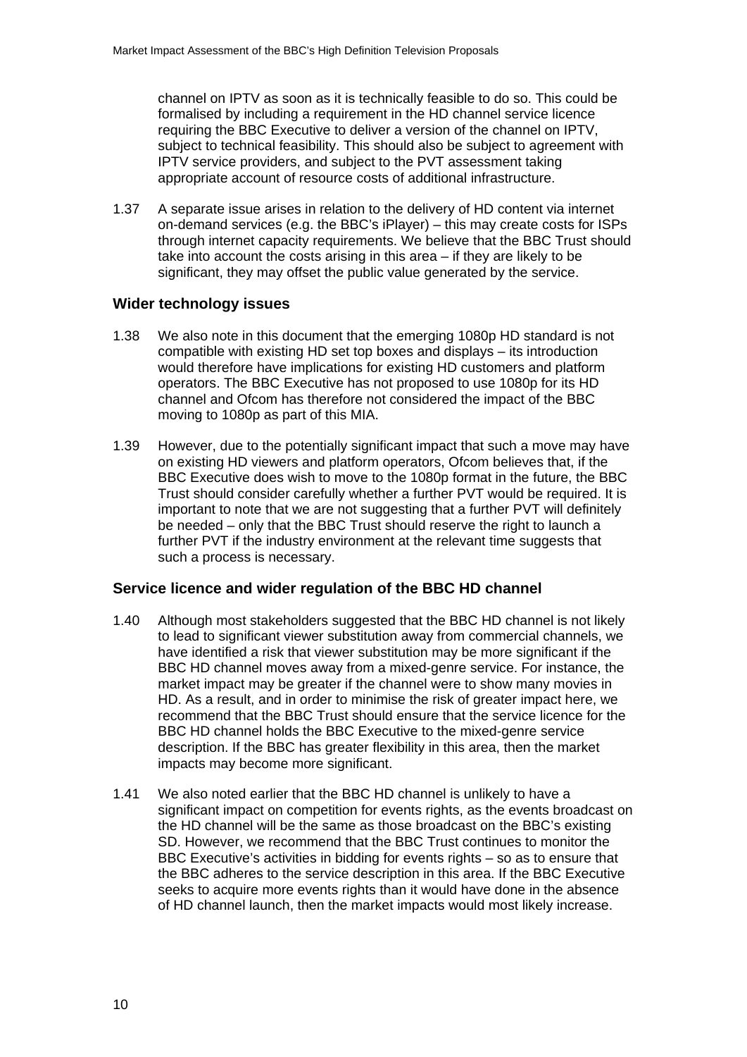channel on IPTV as soon as it is technically feasible to do so. This could be formalised by including a requirement in the HD channel service licence requiring the BBC Executive to deliver a version of the channel on IPTV, subject to technical feasibility. This should also be subject to agreement with IPTV service providers, and subject to the PVT assessment taking appropriate account of resource costs of additional infrastructure.

1.37 A separate issue arises in relation to the delivery of HD content via internet on-demand services (e.g. the BBC's iPlayer) – this may create costs for ISPs through internet capacity requirements. We believe that the BBC Trust should take into account the costs arising in this area – if they are likely to be significant, they may offset the public value generated by the service.

### Wider technology issues

1.38 We also note in this document that the emerging 1080p HD standard is not compatible with existing HD set top boxes and displays – its introduction would therefore have implications for existing HD customers and platform operators. The BBC Executive has not proposed to use 1080p for its HD channel and Ofcom has therefore not considered the impact of the BBC moving to 1080p as part of this MIA.

1.39 However, due to the potentially significant impact that such a move may have on existing HD viewers and platform operators, Ofcom believes that, if the BBC Executive does wish to move to the 1080p format in the future, the BBC Trust should consider carefully whether a further PVT would be required. It is important to note that we are not suggesting that a further PVT will definitely be needed – only that the BBC Trust should reserve the right to launch a further PVT if the industry environment at the relevant time suggests that such a process is necessary.

### Service licence and wider regulation of the BBC HD channel

1.40 Although most stakeholders suggested that the BBC HD channel is not likely to lead to significant viewer substitution away from commercial channels, we have identified a risk that viewer substitution may be more significant if the BBC HD channel moves away from a mixed-genre service. For instance, the market impact may be greater if the channel were to show many movies in HD. As a result, and in order to minimise the risk of greater impact here, we recommend that the BBC Trust should ensure that the service licence for the BBC HD channel holds the BBC Executive to the mixed-genre service description. If the BBC has greater flexibility in this area, then the market impacts may become more significant.

1.41 We also noted earlier that the BBC HD channel is unlikely to have a significant impact on competition for events rights, as the events broadcast on the HD channel will be the same as those broadcast on the BBC's existing SD. However, we recommend that the BBC Trust continues to monitor the BBC Executive's activities in bidding for events rights – so as to ensure that the BBC adheres to the service description in this area. If the BBC Executive seeks to acquire more events rights than it would have done in the absence of HD channel launch, then the market impacts would most likely increase.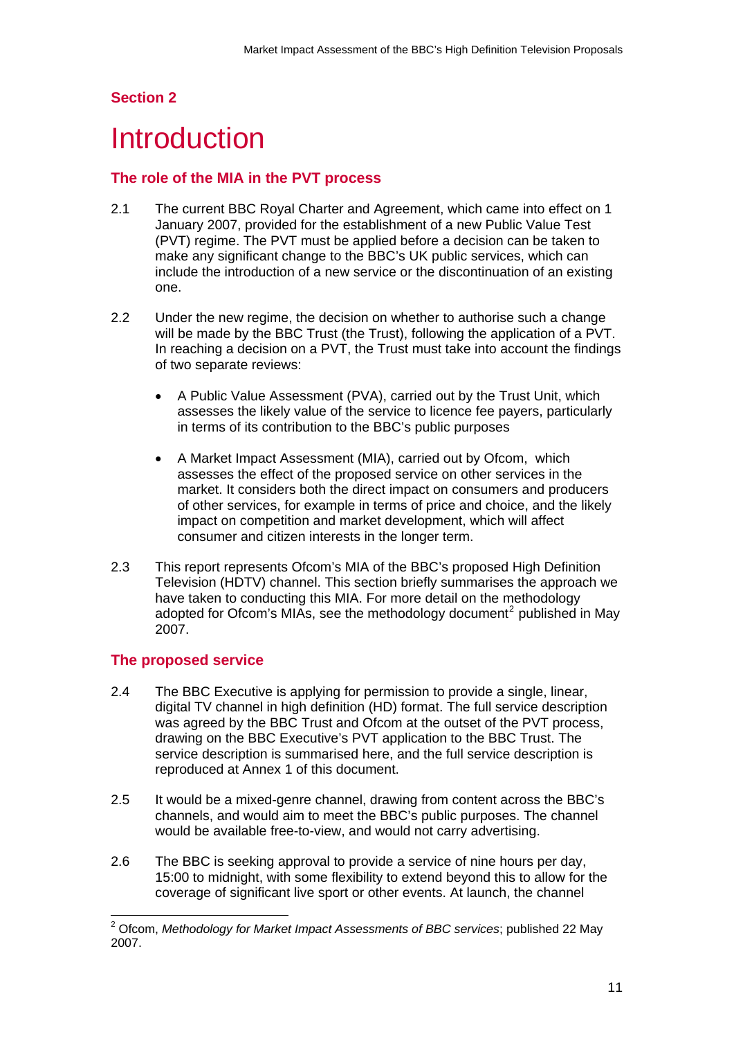## Section 2

# Introduction

### The role of the MIA in the PVT process

2.1 The current BBC Royal Charter and Agreement, which came into effect on 1 January 2007, provided for the establishment of a new Public Value Test (PVT) regime. The PVT must be applied before a decision can be taken to make any significant change to the BBC's UK public services, which can include the introduction of a new service or the discontinuation of an existing one.

2.2 Under the new regime, the decision on whether to authorise such a change will be made by the BBC Trust (the Trust), following the application of a PVT. In reaching a decision on a PVT, the Trust must take into account the findings of two separate reviews:

- A Public Value Assessment (PVA), carried out by the Trust Unit, which assesses the likely value of the service to licence fee payers, particularly in terms of its contribution to the BBC's public purposes
- A Market Impact Assessment (MIA), carried out by Ofcom, which assesses the effect of the proposed service on other services in the market. It considers both the direct impact on consumers and producers of other services, for example in terms of price and choice, and the likely impact on competition and market development, which will affect consumer and citizen interests in the longer term.

2.3 This report represents Ofcom's MIA of the BBC's proposed High Definition Television (HDTV) channel. This section briefly summarises the approach we have taken to conducting this MIA. For more detail on the methodology adopted for Ofcom's MIAs, see the methodology document[2] published in May 2007.

### The proposed service

2.4 The BBC Executive is applying for permission to provide a single, linear, digital TV channel in high definition (HD) format. The full service description was agreed by the BBC Trust and Ofcom at the outset of the PVT process, drawing on the BBC Executive's PVT application to the BBC Trust. The service description is summarised here, and the full service description is reproduced at Annex 1 of this document.

2.5 It would be a mixed-genre channel, drawing from content across the BBC's channels, and would aim to meet the BBC's public purposes. The channel would be available free-to-view, and would not carry advertising.

2.6 The BBC is seeking approval to provide a service of nine hours per day, 15:00 to midnight, with some flexibility to extend beyond this to allow for the coverage of significant live sport or other events. At launch, the channel

[2] Ofcom, *Methodology for Market Impact Assessments of BBC services*; published 22 May 2007.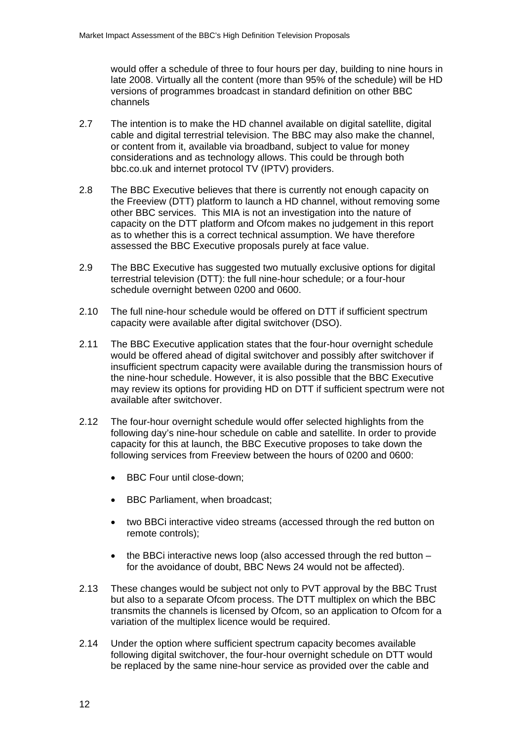would offer a schedule of three to four hours per day, building to nine hours in late 2008. Virtually all the content (more than 95% of the schedule) will be HD versions of programmes broadcast in standard definition on other BBC channels

2.7 The intention is to make the HD channel available on digital satellite, digital cable and digital terrestrial television. The BBC may also make the channel, or content from it, available via broadband, subject to value for money considerations and as technology allows. This could be through both bbc.co.uk and internet protocol TV (IPTV) providers.

2.8 The BBC Executive believes that there is currently not enough capacity on the Freeview (DTT) platform to launch a HD channel, without removing some other BBC services. This MIA is not an investigation into the nature of capacity on the DTT platform and Ofcom makes no judgement in this report as to whether this is a correct technical assumption. We have therefore assessed the BBC Executive proposals purely at face value.

2.9 The BBC Executive has suggested two mutually exclusive options for digital terrestrial television (DTT): the full nine-hour schedule; or a four-hour schedule overnight between 0200 and 0600.

2.10 The full nine-hour schedule would be offered on DTT if sufficient spectrum capacity were available after digital switchover (DSO).

2.11 The BBC Executive application states that the four-hour overnight schedule would be offered ahead of digital switchover and possibly after switchover if insufficient spectrum capacity were available during the transmission hours of the nine-hour schedule. However, it is also possible that the BBC Executive may review its options for providing HD on DTT if sufficient spectrum were not available after switchover.

2.12 The four-hour overnight schedule would offer selected highlights from the following day's nine-hour schedule on cable and satellite. In order to provide capacity for this at launch, the BBC Executive proposes to take down the following services from Freeview between the hours of 0200 and 0600:

- BBC Four until close-down;
- BBC Parliament, when broadcast;
- two BBCi interactive video streams (accessed through the red button on remote controls);
- the BBCi interactive news loop (also accessed through the red button – for the avoidance of doubt, BBC News 24 would not be affected).

2.13 These changes would be subject not only to PVT approval by the BBC Trust but also to a separate Ofcom process. The DTT multiplex on which the BBC transmits the channels is licensed by Ofcom, so an application to Ofcom for a variation of the multiplex licence would be required.

2.14 Under the option where sufficient spectrum capacity becomes available following digital switchover, the four-hour overnight schedule on DTT would be replaced by the same nine-hour service as provided over the cable and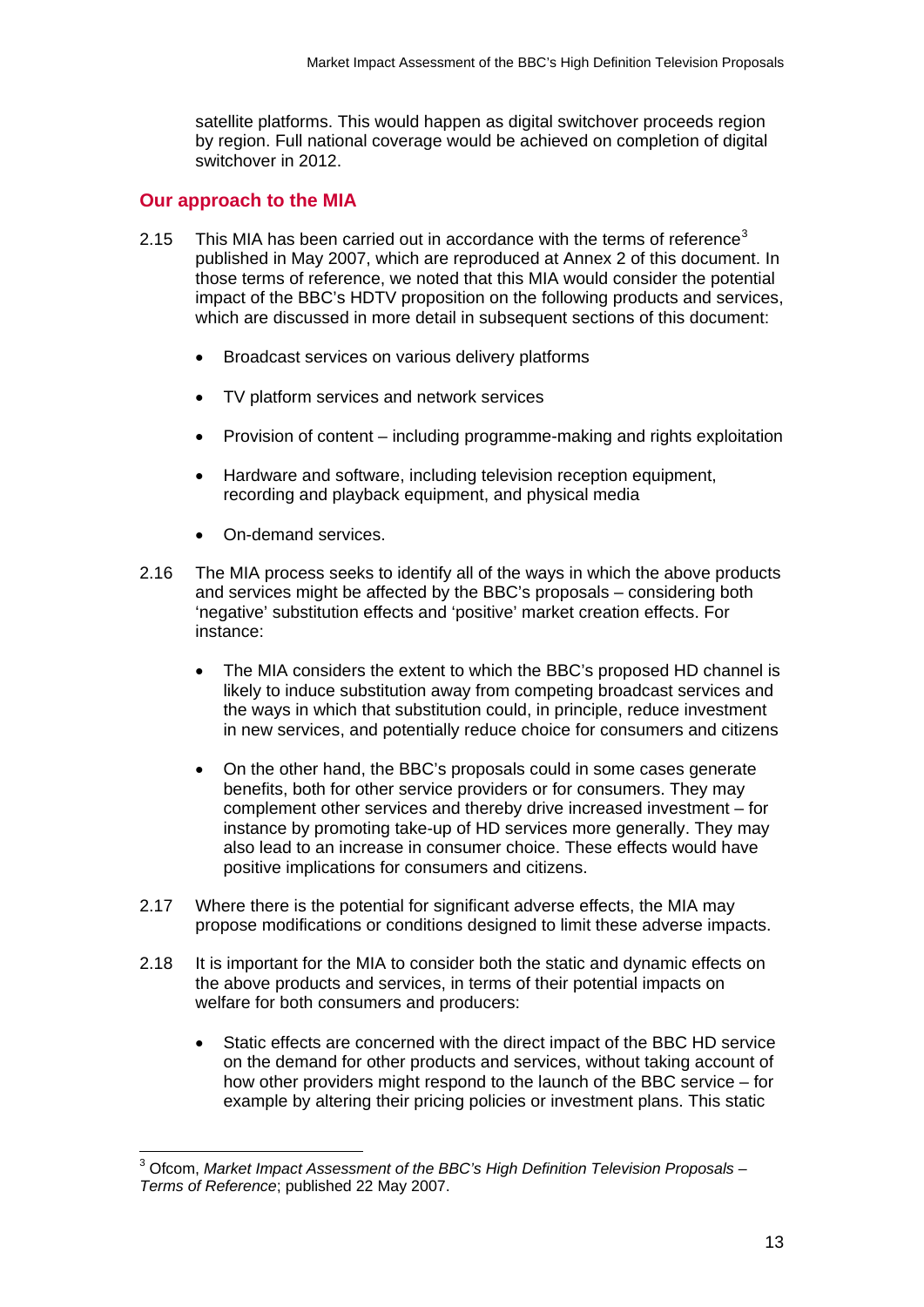satellite platforms. This would happen as digital switchover proceeds region by region. Full national coverage would be achieved on completion of digital switchover in 2012.

## Our approach to the MIA

2.15 This MIA has been carried out in accordance with the terms of reference[3] published in May 2007, which are reproduced at Annex 2 of this document. In those terms of reference, we noted that this MIA would consider the potential impact of the BBC's HDTV proposition on the following products and services, which are discussed in more detail in subsequent sections of this document:

- Broadcast services on various delivery platforms
- TV platform services and network services
- Provision of content – including programme-making and rights exploitation
- Hardware and software, including television reception equipment, recording and playback equipment, and physical media
- On-demand services.

2.16 The MIA process seeks to identify all of the ways in which the above products and services might be affected by the BBC's proposals – considering both 'negative' substitution effects and 'positive' market creation effects. For instance:

- The MIA considers the extent to which the BBC's proposed HD channel is likely to induce substitution away from competing broadcast services and the ways in which that substitution could, in principle, reduce investment in new services, and potentially reduce choice for consumers and citizens
- On the other hand, the BBC's proposals could in some cases generate benefits, both for other service providers or for consumers. They may complement other services and thereby drive increased investment – for instance by promoting take-up of HD services more generally. They may also lead to an increase in consumer choice. These effects would have positive implications for consumers and citizens.

2.17 Where there is the potential for significant adverse effects, the MIA may propose modifications or conditions designed to limit these adverse impacts.

2.18 It is important for the MIA to consider both the static and dynamic effects on the above products and services, in terms of their potential impacts on welfare for both consumers and producers:

- Static effects are concerned with the direct impact of the BBC HD service on the demand for other products and services, without taking account of how other providers might respond to the launch of the BBC service – for example by altering their pricing policies or investment plans. This static

---

[3] Ofcom, *Market Impact Assessment of the BBC's High Definition Television Proposals – Terms of Reference*; published 22 May 2007.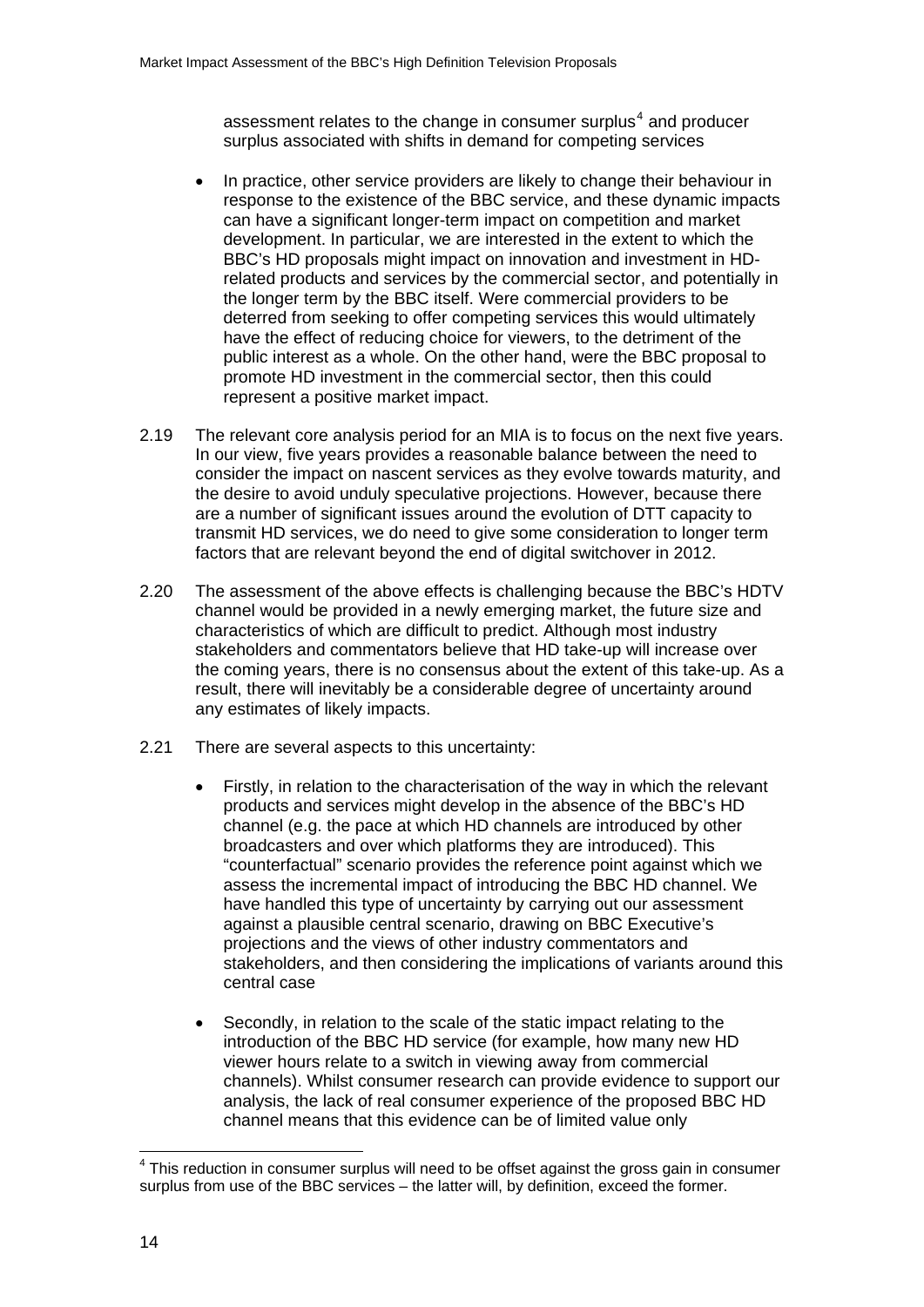assessment relates to the change in consumer surplus[4] and producer surplus associated with shifts in demand for competing services

- In practice, other service providers are likely to change their behaviour in response to the existence of the BBC service, and these dynamic impacts can have a significant longer-term impact on competition and market development. In particular, we are interested in the extent to which the BBC's HD proposals might impact on innovation and investment in HD-related products and services by the commercial sector, and potentially in the longer term by the BBC itself. Were commercial providers to be deterred from seeking to offer competing services this would ultimately have the effect of reducing choice for viewers, to the detriment of the public interest as a whole. On the other hand, were the BBC proposal to promote HD investment in the commercial sector, then this could represent a positive market impact.

2.19 The relevant core analysis period for an MIA is to focus on the next five years. In our view, five years provides a reasonable balance between the need to consider the impact on nascent services as they evolve towards maturity, and the desire to avoid unduly speculative projections. However, because there are a number of significant issues around the evolution of DTT capacity to transmit HD services, we do need to give some consideration to longer term factors that are relevant beyond the end of digital switchover in 2012.

2.20 The assessment of the above effects is challenging because the BBC's HDTV channel would be provided in a newly emerging market, the future size and characteristics of which are difficult to predict. Although most industry stakeholders and commentators believe that HD take-up will increase over the coming years, there is no consensus about the extent of this take-up. As a result, there will inevitably be a considerable degree of uncertainty around any estimates of likely impacts.

2.21 There are several aspects to this uncertainty:

- Firstly, in relation to the characterisation of the way in which the relevant products and services might develop in the absence of the BBC's HD channel (e.g. the pace at which HD channels are introduced by other broadcasters and over which platforms they are introduced). This "counterfactual" scenario provides the reference point against which we assess the incremental impact of introducing the BBC HD channel. We have handled this type of uncertainty by carrying out our assessment against a plausible central scenario, drawing on BBC Executive's projections and the views of other industry commentators and stakeholders, and then considering the implications of variants around this central case

- Secondly, in relation to the scale of the static impact relating to the introduction of the BBC HD service (for example, how many new HD viewer hours relate to a switch in viewing away from commercial channels). Whilst consumer research can provide evidence to support our analysis, the lack of real consumer experience of the proposed BBC HD channel means that this evidence can be of limited value only

[4] This reduction in consumer surplus will need to be offset against the gross gain in consumer surplus from use of the BBC services – the latter will, by definition, exceed the former.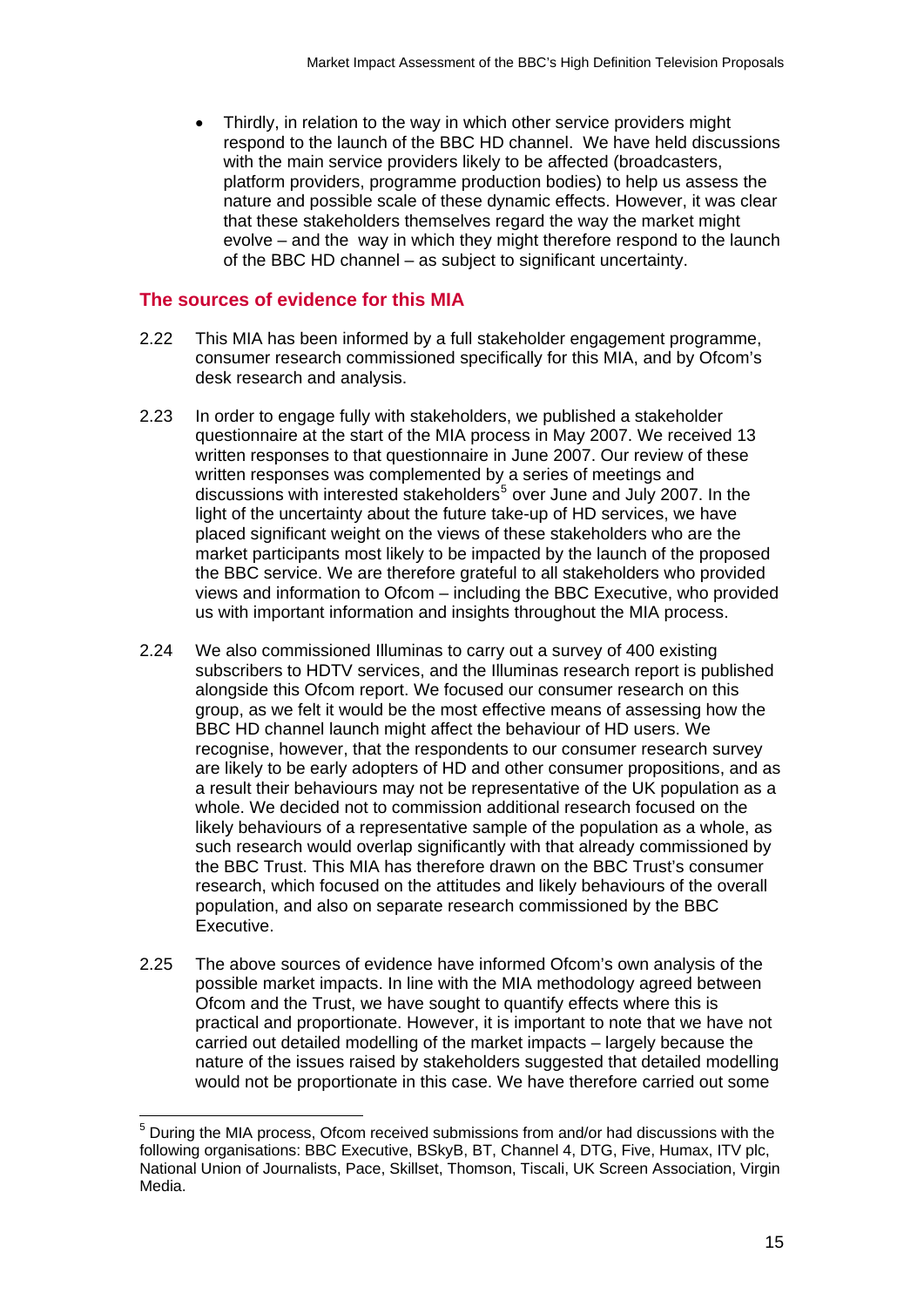- Thirdly, in relation to the way in which other service providers might respond to the launch of the BBC HD channel. We have held discussions with the main service providers likely to be affected (broadcasters, platform providers, programme production bodies) to help us assess the nature and possible scale of these dynamic effects. However, it was clear that these stakeholders themselves regard the way the market might evolve – and the way in which they might therefore respond to the launch of the BBC HD channel – as subject to significant uncertainty.

## The sources of evidence for this MIA

2.22 This MIA has been informed by a full stakeholder engagement programme, consumer research commissioned specifically for this MIA, and by Ofcom's desk research and analysis.

2.23 In order to engage fully with stakeholders, we published a stakeholder questionnaire at the start of the MIA process in May 2007. We received 13 written responses to that questionnaire in June 2007. Our review of these written responses was complemented by a series of meetings and discussions with interested stakeholders[5] over June and July 2007. In the light of the uncertainty about the future take-up of HD services, we have placed significant weight on the views of these stakeholders who are the market participants most likely to be impacted by the launch of the proposed the BBC service. We are therefore grateful to all stakeholders who provided views and information to Ofcom – including the BBC Executive, who provided us with important information and insights throughout the MIA process.

2.24 We also commissioned Illuminas to carry out a survey of 400 existing subscribers to HDTV services, and the Illuminas research report is published alongside this Ofcom report. We focused our consumer research on this group, as we felt it would be the most effective means of assessing how the BBC HD channel launch might affect the behaviour of HD users. We recognise, however, that the respondents to our consumer research survey are likely to be early adopters of HD and other consumer propositions, and as a result their behaviours may not be representative of the UK population as a whole. We decided not to commission additional research focused on the likely behaviours of a representative sample of the population as a whole, as such research would overlap significantly with that already commissioned by the BBC Trust. This MIA has therefore drawn on the BBC Trust's consumer research, which focused on the attitudes and likely behaviours of the overall population, and also on separate research commissioned by the BBC Executive.

2.25 The above sources of evidence have informed Ofcom's own analysis of the possible market impacts. In line with the MIA methodology agreed between Ofcom and the Trust, we have sought to quantify effects where this is practical and proportionate. However, it is important to note that we have not carried out detailed modelling of the market impacts – largely because the nature of the issues raised by stakeholders suggested that detailed modelling would not be proportionate in this case. We have therefore carried out some

---

[5] During the MIA process, Ofcom received submissions from and/or had discussions with the following organisations: BBC Executive, BSkyB, BT, Channel 4, DTG, Five, Humax, ITV plc, National Union of Journalists, Pace, Skillset, Thomson, Tiscali, UK Screen Association, Virgin Media.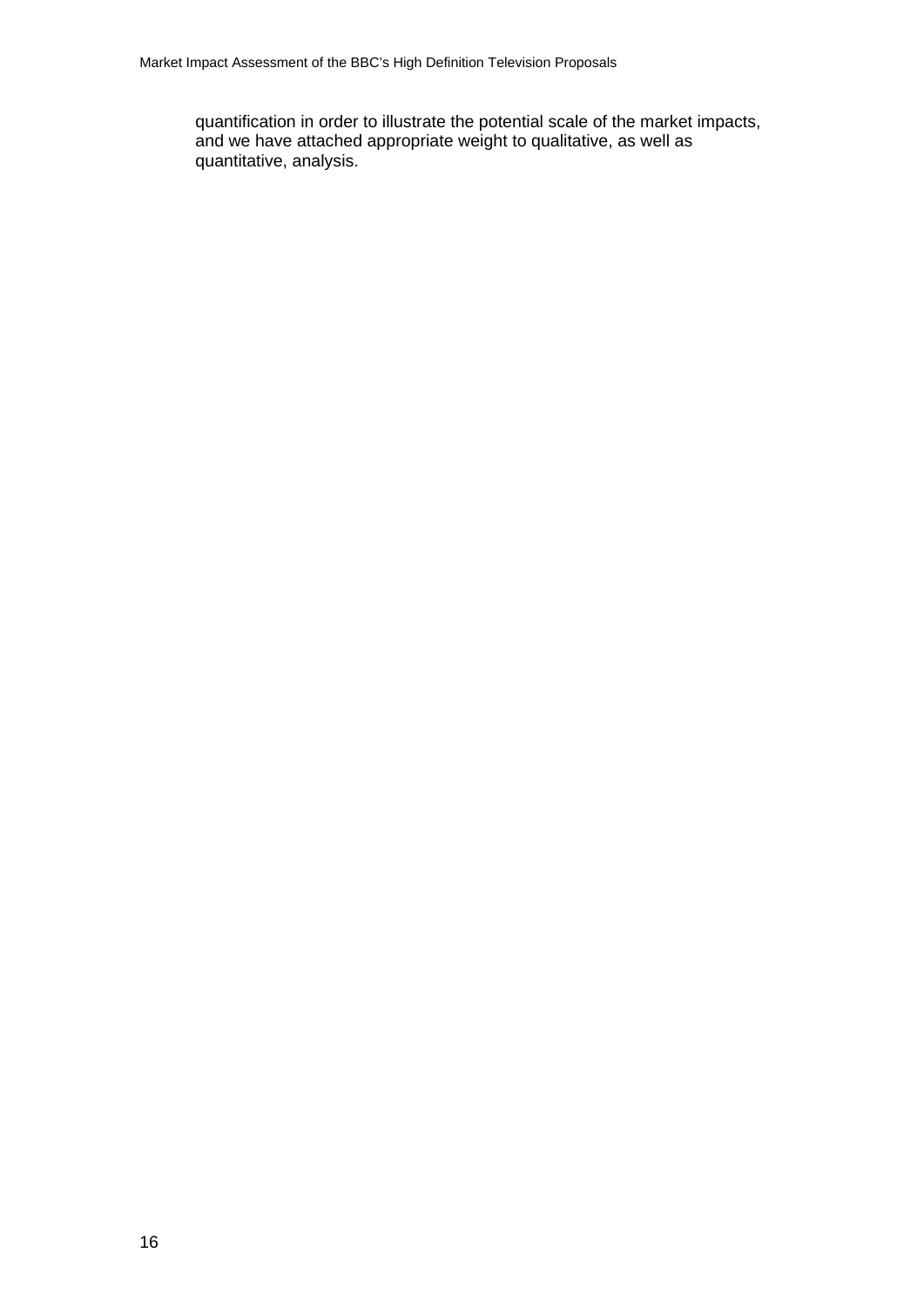quantification in order to illustrate the potential scale of the market impacts, and we have attached appropriate weight to qualitative, as well as quantitative, analysis.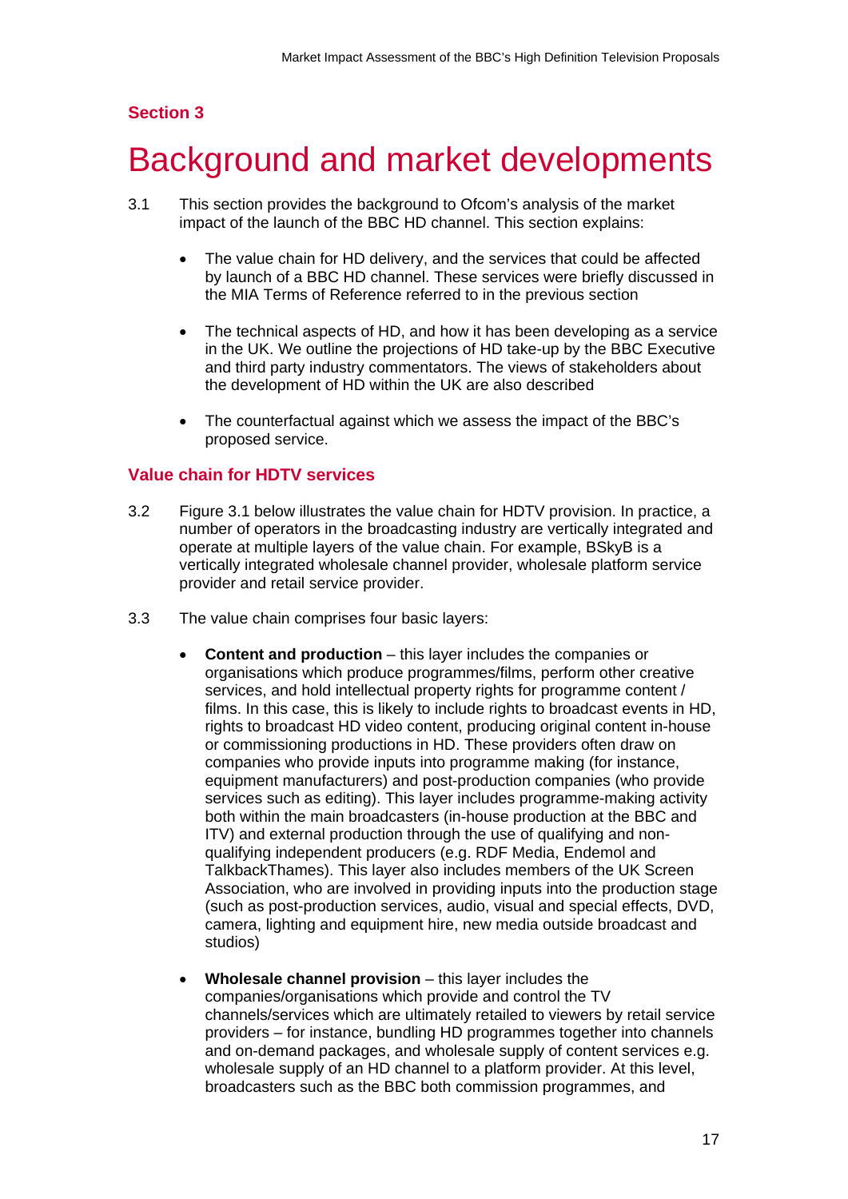## Section 3

# Background and market developments

3.1 This section provides the background to Ofcom's analysis of the market impact of the launch of the BBC HD channel. This section explains:

- The value chain for HD delivery, and the services that could be affected by launch of a BBC HD channel. These services were briefly discussed in the MIA Terms of Reference referred to in the previous section
- The technical aspects of HD, and how it has been developing as a service in the UK. We outline the projections of HD take-up by the BBC Executive and third party industry commentators. The views of stakeholders about the development of HD within the UK are also described
- The counterfactual against which we assess the impact of the BBC's proposed service.

### Value chain for HDTV services

3.2 Figure 3.1 below illustrates the value chain for HDTV provision. In practice, a number of operators in the broadcasting industry are vertically integrated and operate at multiple layers of the value chain. For example, BSkyB is a vertically integrated wholesale channel provider, wholesale platform service provider and retail service provider.

3.3 The value chain comprises four basic layers:

- **Content and production** – this layer includes the companies or organisations which produce programmes/films, perform other creative services, and hold intellectual property rights for programme content / films. In this case, this is likely to include rights to broadcast events in HD, rights to broadcast HD video content, producing original content in-house or commissioning productions in HD. These providers often draw on companies who provide inputs into programme making (for instance, equipment manufacturers) and post-production companies (who provide services such as editing). This layer includes programme-making activity both within the main broadcasters (in-house production at the BBC and ITV) and external production through the use of qualifying and non-qualifying independent producers (e.g. RDF Media, Endemol and TalkbackThames). This layer also includes members of the UK Screen Association, who are involved in providing inputs into the production stage (such as post-production services, audio, visual and special effects, DVD, camera, lighting and equipment hire, new media outside broadcast and studios)
- **Wholesale channel provision** – this layer includes the companies/organisations which provide and control the TV channels/services which are ultimately retailed to viewers by retail service providers – for instance, bundling HD programmes together into channels and on-demand packages, and wholesale supply of content services e.g. wholesale supply of an HD channel to a platform provider. At this level, broadcasters such as the BBC both commission programmes, and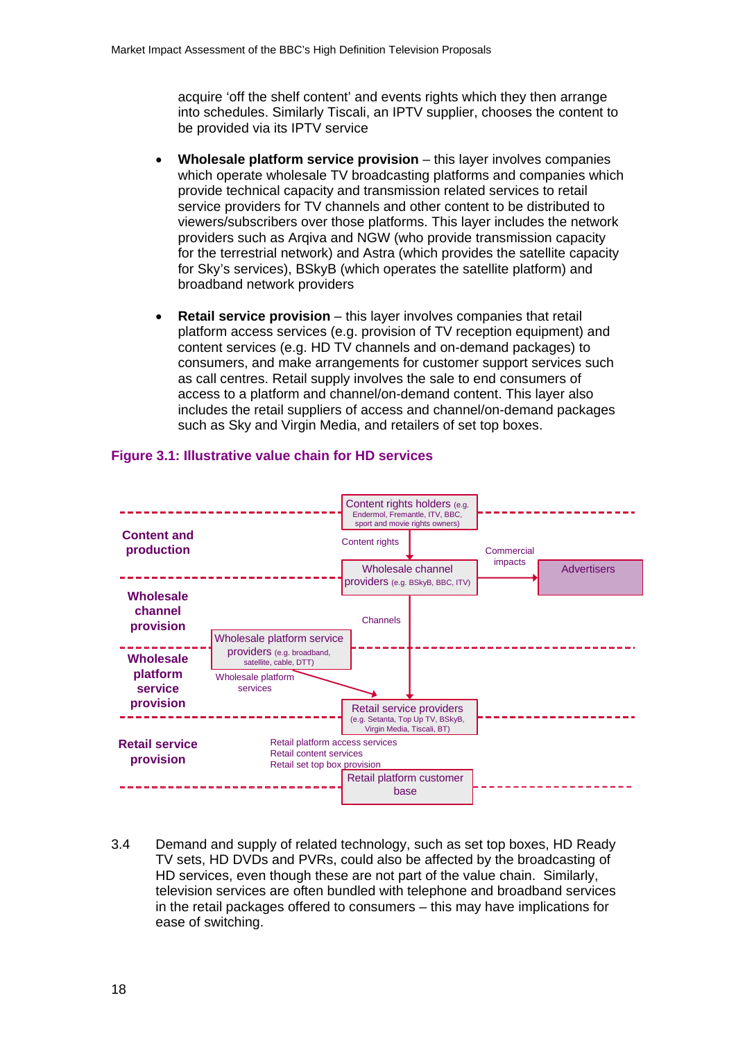acquire 'off the shelf content' and events rights which they then arrange into schedules. Similarly Tiscali, an IPTV supplier, chooses the content to be provided via its IPTV service

- **Wholesale platform service provision** – this layer involves companies which operate wholesale TV broadcasting platforms and companies which provide technical capacity and transmission related services to retail service providers for TV channels and other content to be distributed to viewers/subscribers over those platforms. This layer includes the network providers such as Arqiva and NGW (who provide transmission capacity for the terrestrial network) and Astra (which provides the satellite capacity for Sky's services), BSkyB (which operates the satellite platform) and broadband network providers

- **Retail service provision** – this layer involves companies that retail platform access services (e.g. provision of TV reception equipment) and content services (e.g. HD TV channels and on-demand packages) to consumers, and make arrangements for customer support services such as call centres. Retail supply involves the sale to end consumers of access to a platform and channel/on-demand content. This layer also includes the retail suppliers of access and channel/on-demand packages such as Sky and Virgin Media, and retailers of set top boxes.

**Figure 3.1: Illustrative value chain for HD services**

Content and production | Content rights holders (e.g. Endermol, Fremantle, ITV, BBC, sport and movie rights owners) → Content rights → Wholesale channel providers (e.g. BSkyB, BBC, ITV) → Commercial impacts → Advertisers

Wholesale channel provision | Wholesale channel providers → Channels → Retail service providers

Wholesale platform service provision | Wholesale platform service providers (e.g. broadband, satellite, cable, DTT) → Wholesale platform services → Retail service providers (e.g. Setanta, Top Up TV, BSkyB, Virgin Media, Tiscali, BT)

Retail service provision | Retail service providers → Retail platform access services, Retail content services, Retail set top box provision → Retail platform customer base

3.4 Demand and supply of related technology, such as set top boxes, HD Ready TV sets, HD DVDs and PVRs, could also be affected by the broadcasting of HD services, even though these are not part of the value chain. Similarly, television services are often bundled with telephone and broadband services in the retail packages offered to consumers – this may have implications for ease of switching.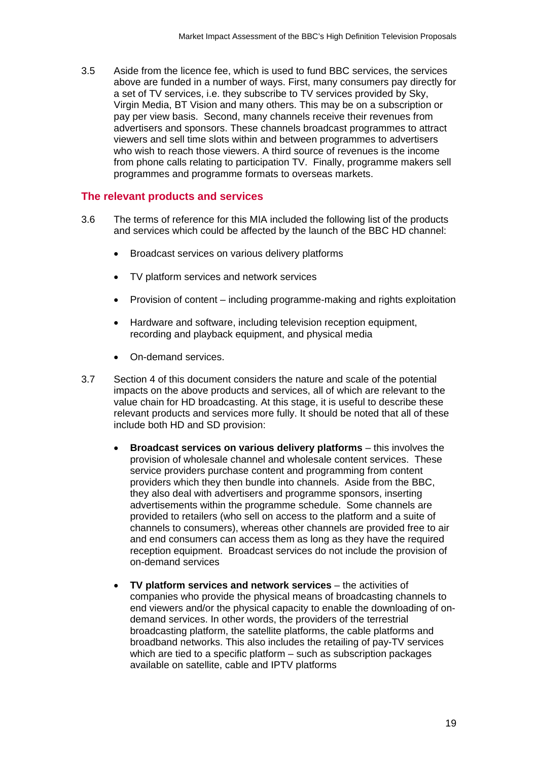3.5 Aside from the licence fee, which is used to fund BBC services, the services above are funded in a number of ways. First, many consumers pay directly for a set of TV services, i.e. they subscribe to TV services provided by Sky, Virgin Media, BT Vision and many others. This may be on a subscription or pay per view basis. Second, many channels receive their revenues from advertisers and sponsors. These channels broadcast programmes to attract viewers and sell time slots within and between programmes to advertisers who wish to reach those viewers. A third source of revenues is the income from phone calls relating to participation TV. Finally, programme makers sell programmes and programme formats to overseas markets.

## The relevant products and services

3.6 The terms of reference for this MIA included the following list of the products and services which could be affected by the launch of the BBC HD channel:

- Broadcast services on various delivery platforms
- TV platform services and network services
- Provision of content – including programme-making and rights exploitation
- Hardware and software, including television reception equipment, recording and playback equipment, and physical media
- On-demand services.

3.7 Section 4 of this document considers the nature and scale of the potential impacts on the above products and services, all of which are relevant to the value chain for HD broadcasting. At this stage, it is useful to describe these relevant products and services more fully. It should be noted that all of these include both HD and SD provision:

- **Broadcast services on various delivery platforms** – this involves the provision of wholesale channel and wholesale content services. These service providers purchase content and programming from content providers which they then bundle into channels. Aside from the BBC, they also deal with advertisers and programme sponsors, inserting advertisements within the programme schedule. Some channels are provided to retailers (who sell on access to the platform and a suite of channels to consumers), whereas other channels are provided free to air and end consumers can access them as long as they have the required reception equipment. Broadcast services do not include the provision of on-demand services
- **TV platform services and network services** – the activities of companies who provide the physical means of broadcasting channels to end viewers and/or the physical capacity to enable the downloading of on-demand services. In other words, the providers of the terrestrial broadcasting platform, the satellite platforms, the cable platforms and broadband networks. This also includes the retailing of pay-TV services which are tied to a specific platform – such as subscription packages available on satellite, cable and IPTV platforms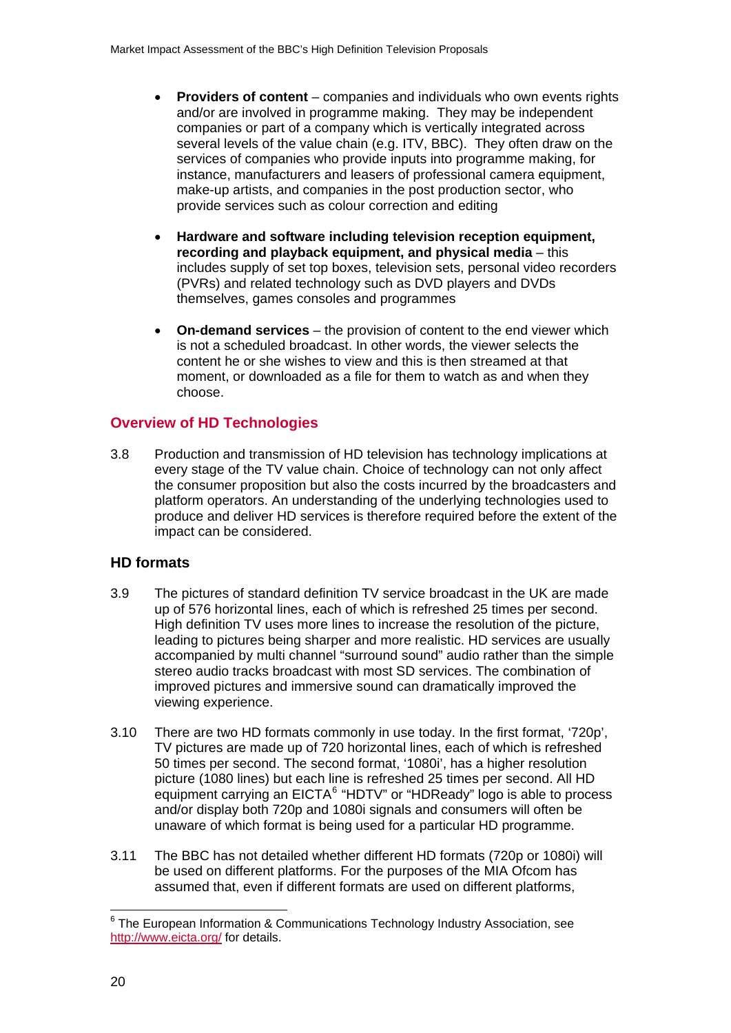- **Providers of content** – companies and individuals who own events rights and/or are involved in programme making. They may be independent companies or part of a company which is vertically integrated across several levels of the value chain (e.g. ITV, BBC). They often draw on the services of companies who provide inputs into programme making, for instance, manufacturers and leasers of professional camera equipment, make-up artists, and companies in the post production sector, who provide services such as colour correction and editing

- **Hardware and software including television reception equipment, recording and playback equipment, and physical media** – this includes supply of set top boxes, television sets, personal video recorders (PVRs) and related technology such as DVD players and DVDs themselves, games consoles and programmes

- **On-demand services** – the provision of content to the end viewer which is not a scheduled broadcast. In other words, the viewer selects the content he or she wishes to view and this is then streamed at that moment, or downloaded as a file for them to watch as and when they choose.

## Overview of HD Technologies

3.8 Production and transmission of HD television has technology implications at every stage of the TV value chain. Choice of technology can not only affect the consumer proposition but also the costs incurred by the broadcasters and platform operators. An understanding of the underlying technologies used to produce and deliver HD services is therefore required before the extent of the impact can be considered.

### HD formats

3.9 The pictures of standard definition TV service broadcast in the UK are made up of 576 horizontal lines, each of which is refreshed 25 times per second. High definition TV uses more lines to increase the resolution of the picture, leading to pictures being sharper and more realistic. HD services are usually accompanied by multi channel "surround sound" audio rather than the simple stereo audio tracks broadcast with most SD services. The combination of improved pictures and immersive sound can dramatically improved the viewing experience.

3.10 There are two HD formats commonly in use today. In the first format, '720p', TV pictures are made up of 720 horizontal lines, each of which is refreshed 50 times per second. The second format, '1080i', has a higher resolution picture (1080 lines) but each line is refreshed 25 times per second. All HD equipment carrying an EICTA[6] "HDTV" or "HDReady" logo is able to process and/or display both 720p and 1080i signals and consumers will often be unaware of which format is being used for a particular HD programme.

3.11 The BBC has not detailed whether different HD formats (720p or 1080i) will be used on different platforms. For the purposes of the MIA Ofcom has assumed that, even if different formats are used on different platforms,

[6] The European Information & Communications Technology Industry Association, see http://www.eicta.org/ for details.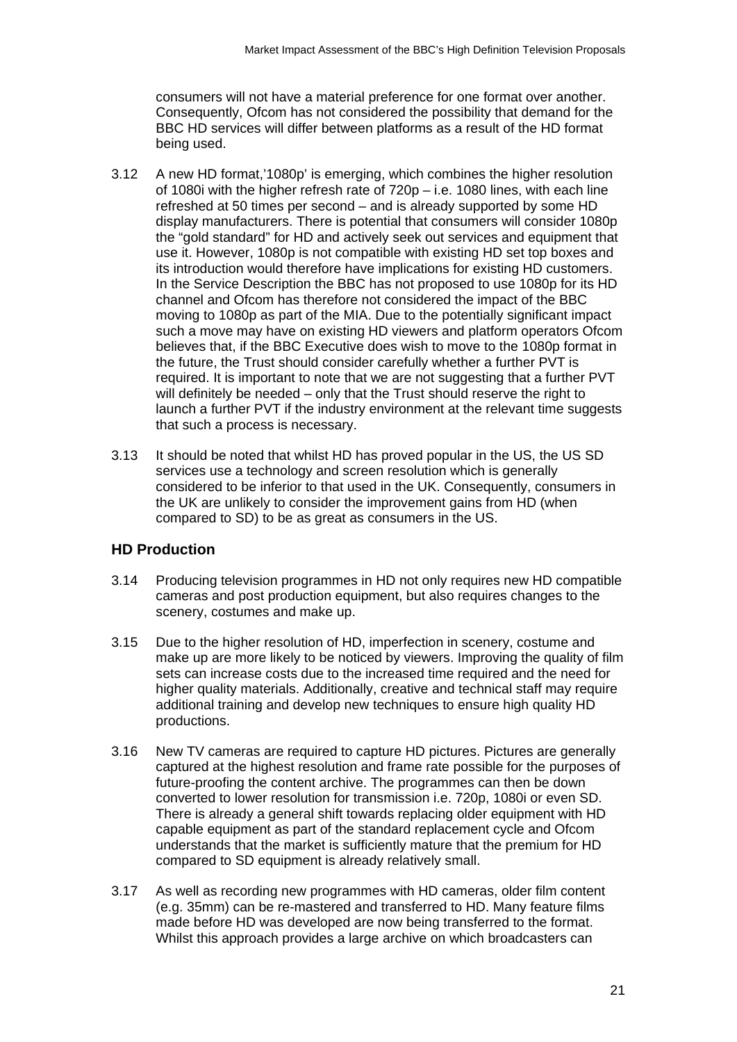consumers will not have a material preference for one format over another. Consequently, Ofcom has not considered the possibility that demand for the BBC HD services will differ between platforms as a result of the HD format being used.

3.12 A new HD format,'1080p' is emerging, which combines the higher resolution of 1080i with the higher refresh rate of 720p – i.e. 1080 lines, with each line refreshed at 50 times per second – and is already supported by some HD display manufacturers. There is potential that consumers will consider 1080p the "gold standard" for HD and actively seek out services and equipment that use it. However, 1080p is not compatible with existing HD set top boxes and its introduction would therefore have implications for existing HD customers. In the Service Description the BBC has not proposed to use 1080p for its HD channel and Ofcom has therefore not considered the impact of the BBC moving to 1080p as part of the MIA. Due to the potentially significant impact such a move may have on existing HD viewers and platform operators Ofcom believes that, if the BBC Executive does wish to move to the 1080p format in the future, the Trust should consider carefully whether a further PVT is required. It is important to note that we are not suggesting that a further PVT will definitely be needed – only that the Trust should reserve the right to launch a further PVT if the industry environment at the relevant time suggests that such a process is necessary.

3.13 It should be noted that whilst HD has proved popular in the US, the US SD services use a technology and screen resolution which is generally considered to be inferior to that used in the UK. Consequently, consumers in the UK are unlikely to consider the improvement gains from HD (when compared to SD) to be as great as consumers in the US.

### HD Production

3.14 Producing television programmes in HD not only requires new HD compatible cameras and post production equipment, but also requires changes to the scenery, costumes and make up.

3.15 Due to the higher resolution of HD, imperfection in scenery, costume and make up are more likely to be noticed by viewers. Improving the quality of film sets can increase costs due to the increased time required and the need for higher quality materials. Additionally, creative and technical staff may require additional training and develop new techniques to ensure high quality HD productions.

3.16 New TV cameras are required to capture HD pictures. Pictures are generally captured at the highest resolution and frame rate possible for the purposes of future-proofing the content archive. The programmes can then be down converted to lower resolution for transmission i.e. 720p, 1080i or even SD. There is already a general shift towards replacing older equipment with HD capable equipment as part of the standard replacement cycle and Ofcom understands that the market is sufficiently mature that the premium for HD compared to SD equipment is already relatively small.

3.17 As well as recording new programmes with HD cameras, older film content (e.g. 35mm) can be re-mastered and transferred to HD. Many feature films made before HD was developed are now being transferred to the format. Whilst this approach provides a large archive on which broadcasters can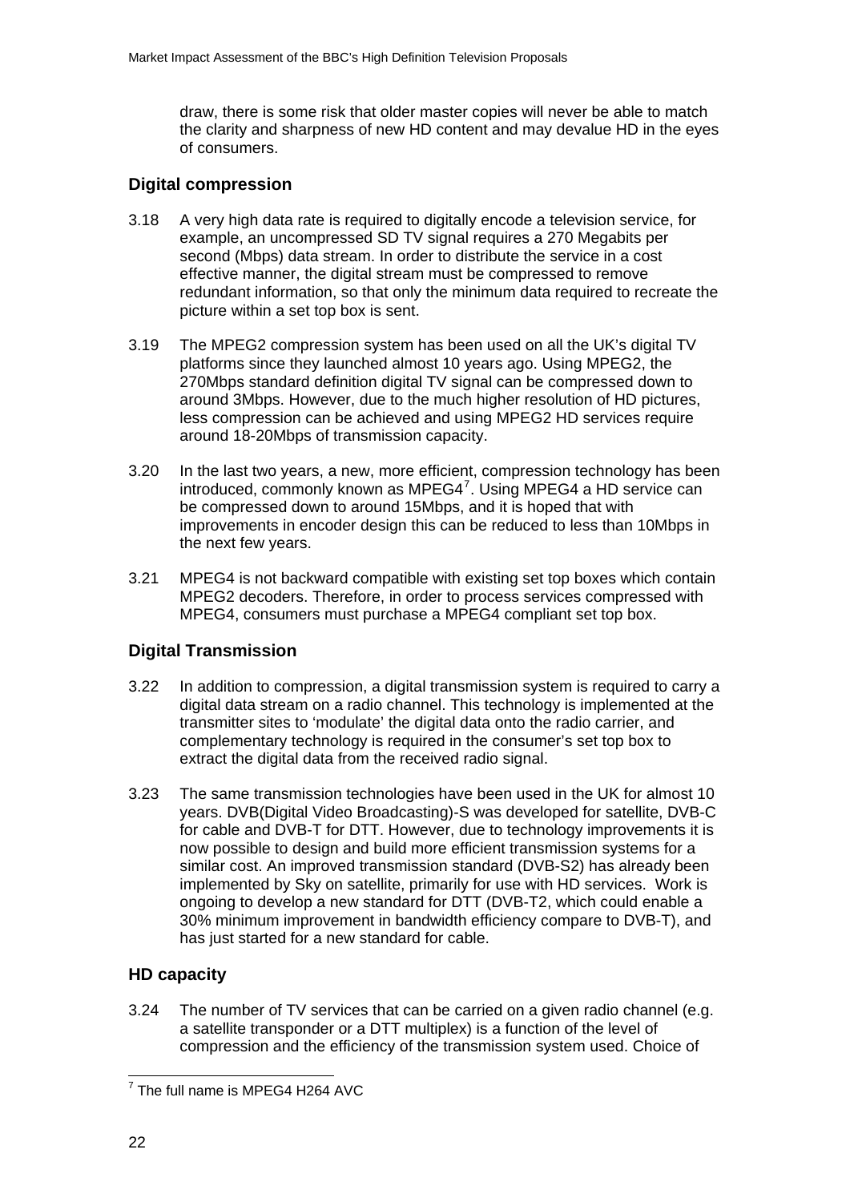draw, there is some risk that older master copies will never be able to match the clarity and sharpness of new HD content and may devalue HD in the eyes of consumers.

### Digital compression

3.18 A very high data rate is required to digitally encode a television service, for example, an uncompressed SD TV signal requires a 270 Megabits per second (Mbps) data stream. In order to distribute the service in a cost effective manner, the digital stream must be compressed to remove redundant information, so that only the minimum data required to recreate the picture within a set top box is sent.

3.19 The MPEG2 compression system has been used on all the UK's digital TV platforms since they launched almost 10 years ago. Using MPEG2, the 270Mbps standard definition digital TV signal can be compressed down to around 3Mbps. However, due to the much higher resolution of HD pictures, less compression can be achieved and using MPEG2 HD services require around 18-20Mbps of transmission capacity.

3.20 In the last two years, a new, more efficient, compression technology has been introduced, commonly known as MPEG4[7]. Using MPEG4 a HD service can be compressed down to around 15Mbps, and it is hoped that with improvements in encoder design this can be reduced to less than 10Mbps in the next few years.

3.21 MPEG4 is not backward compatible with existing set top boxes which contain MPEG2 decoders. Therefore, in order to process services compressed with MPEG4, consumers must purchase a MPEG4 compliant set top box.

### Digital Transmission

3.22 In addition to compression, a digital transmission system is required to carry a digital data stream on a radio channel. This technology is implemented at the transmitter sites to 'modulate' the digital data onto the radio carrier, and complementary technology is required in the consumer's set top box to extract the digital data from the received radio signal.

3.23 The same transmission technologies have been used in the UK for almost 10 years. DVB(Digital Video Broadcasting)-S was developed for satellite, DVB-C for cable and DVB-T for DTT. However, due to technology improvements it is now possible to design and build more efficient transmission systems for a similar cost. An improved transmission standard (DVB-S2) has already been implemented by Sky on satellite, primarily for use with HD services. Work is ongoing to develop a new standard for DTT (DVB-T2, which could enable a 30% minimum improvement in bandwidth efficiency compare to DVB-T), and has just started for a new standard for cable.

### HD capacity

3.24 The number of TV services that can be carried on a given radio channel (e.g. a satellite transponder or a DTT multiplex) is a function of the level of compression and the efficiency of the transmission system used. Choice of

---

[7] The full name is MPEG4 H264 AVC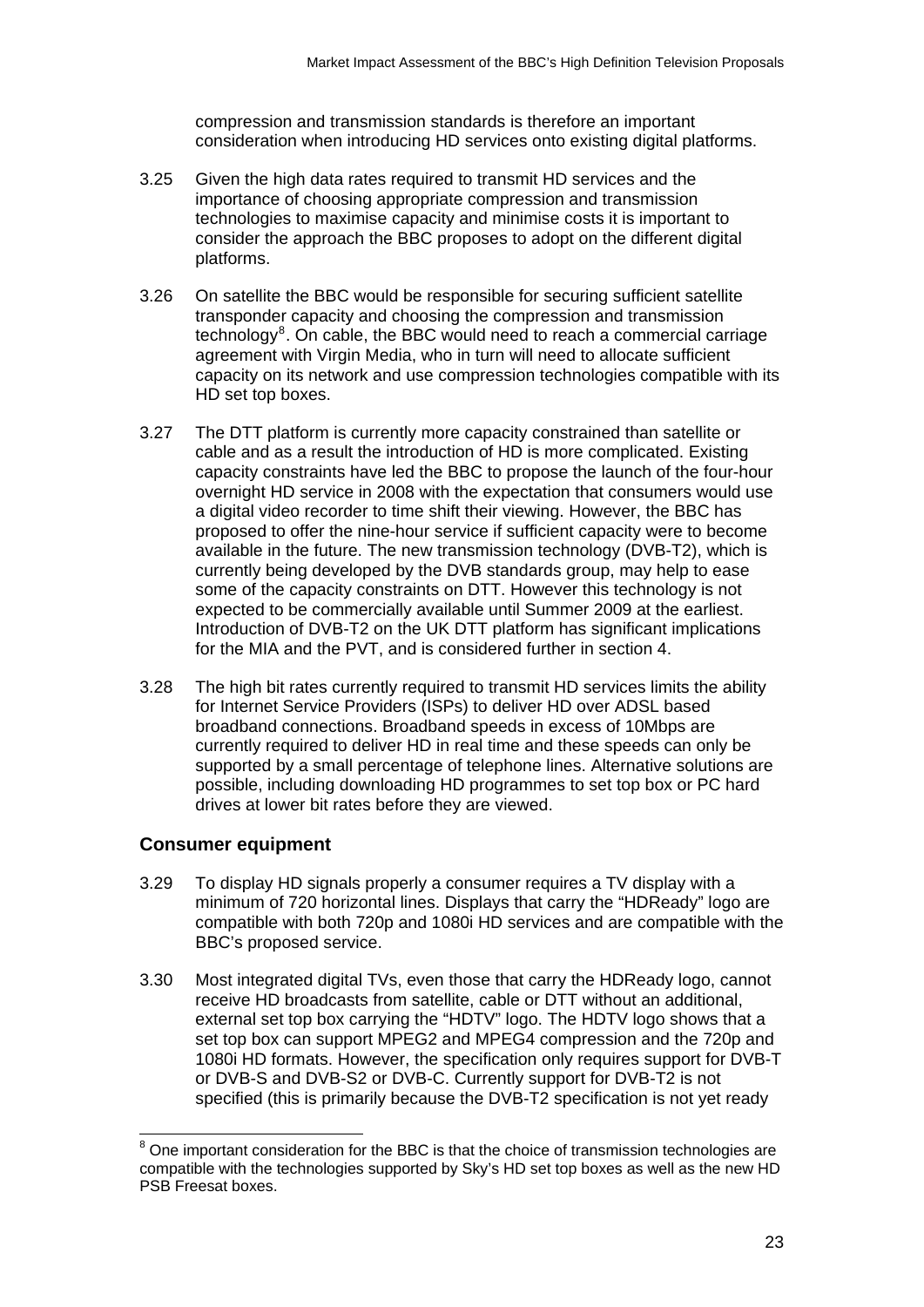compression and transmission standards is therefore an important consideration when introducing HD services onto existing digital platforms.

3.25 Given the high data rates required to transmit HD services and the importance of choosing appropriate compression and transmission technologies to maximise capacity and minimise costs it is important to consider the approach the BBC proposes to adopt on the different digital platforms.

3.26 On satellite the BBC would be responsible for securing sufficient satellite transponder capacity and choosing the compression and transmission technology[8]. On cable, the BBC would need to reach a commercial carriage agreement with Virgin Media, who in turn will need to allocate sufficient capacity on its network and use compression technologies compatible with its HD set top boxes.

3.27 The DTT platform is currently more capacity constrained than satellite or cable and as a result the introduction of HD is more complicated. Existing capacity constraints have led the BBC to propose the launch of the four-hour overnight HD service in 2008 with the expectation that consumers would use a digital video recorder to time shift their viewing. However, the BBC has proposed to offer the nine-hour service if sufficient capacity were to become available in the future. The new transmission technology (DVB-T2), which is currently being developed by the DVB standards group, may help to ease some of the capacity constraints on DTT. However this technology is not expected to be commercially available until Summer 2009 at the earliest. Introduction of DVB-T2 on the UK DTT platform has significant implications for the MIA and the PVT, and is considered further in section 4.

3.28 The high bit rates currently required to transmit HD services limits the ability for Internet Service Providers (ISPs) to deliver HD over ADSL based broadband connections. Broadband speeds in excess of 10Mbps are currently required to deliver HD in real time and these speeds can only be supported by a small percentage of telephone lines. Alternative solutions are possible, including downloading HD programmes to set top box or PC hard drives at lower bit rates before they are viewed.

## Consumer equipment

3.29 To display HD signals properly a consumer requires a TV display with a minimum of 720 horizontal lines. Displays that carry the "HDReady" logo are compatible with both 720p and 1080i HD services and are compatible with the BBC's proposed service.

3.30 Most integrated digital TVs, even those that carry the HDReady logo, cannot receive HD broadcasts from satellite, cable or DTT without an additional, external set top box carrying the "HDTV" logo. The HDTV logo shows that a set top box can support MPEG2 and MPEG4 compression and the 720p and 1080i HD formats. However, the specification only requires support for DVB-T or DVB-S and DVB-S2 or DVB-C. Currently support for DVB-T2 is not specified (this is primarily because the DVB-T2 specification is not yet ready

[8] One important consideration for the BBC is that the choice of transmission technologies are compatible with the technologies supported by Sky's HD set top boxes as well as the new HD PSB Freesat boxes.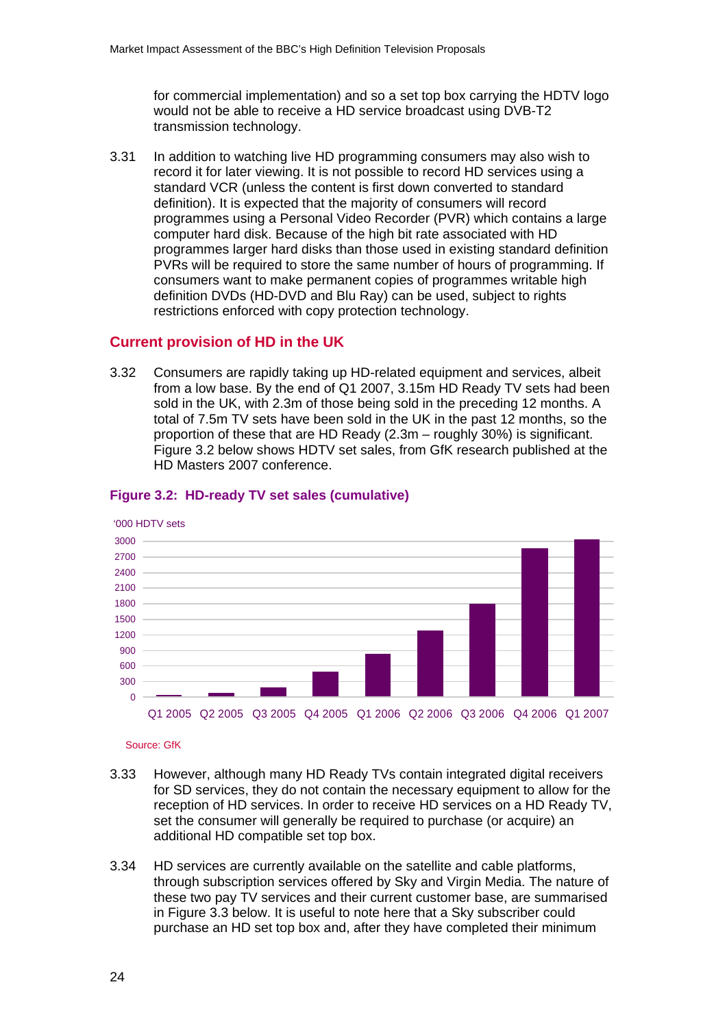for commercial implementation) and so a set top box carrying the HDTV logo would not be able to receive a HD service broadcast using DVB-T2 transmission technology.

3.31 In addition to watching live HD programming consumers may also wish to record it for later viewing. It is not possible to record HD services using a standard VCR (unless the content is first down converted to standard definition). It is expected that the majority of consumers will record programmes using a Personal Video Recorder (PVR) which contains a large computer hard disk. Because of the high bit rate associated with HD programmes larger hard disks than those used in existing standard definition PVRs will be required to store the same number of hours of programming. If consumers want to make permanent copies of programmes writable high definition DVDs (HD-DVD and Blu Ray) can be used, subject to rights restrictions enforced with copy protection technology.

## Current provision of HD in the UK

3.32 Consumers are rapidly taking up HD-related equipment and services, albeit from a low base. By the end of Q1 2007, 3.15m HD Ready TV sets had been sold in the UK, with 2.3m of those being sold in the preceding 12 months. A total of 7.5m TV sets have been sold in the UK in the past 12 months, so the proportion of these that are HD Ready (2.3m – roughly 30%) is significant. Figure 3.2 below shows HDTV set sales, from GfK research published at the HD Masters 2007 conference.

### Figure 3.2: HD-ready TV set sales (cumulative)

'000 HDTV sets

Q1 2005, Q2 2005, Q3 2005, Q4 2005, Q1 2006, Q2 2006, Q3 2006, Q4 2006, Q1 2007

Source: GfK

3.33 However, although many HD Ready TVs contain integrated digital receivers for SD services, they do not contain the necessary equipment to allow for the reception of HD services. In order to receive HD services on a HD Ready TV, set the consumer will generally be required to purchase (or acquire) an additional HD compatible set top box.

3.34 HD services are currently available on the satellite and cable platforms, through subscription services offered by Sky and Virgin Media. The nature of these two pay TV services and their current customer base, are summarised in Figure 3.3 below. It is useful to note here that a Sky subscriber could purchase an HD set top box and, after they have completed their minimum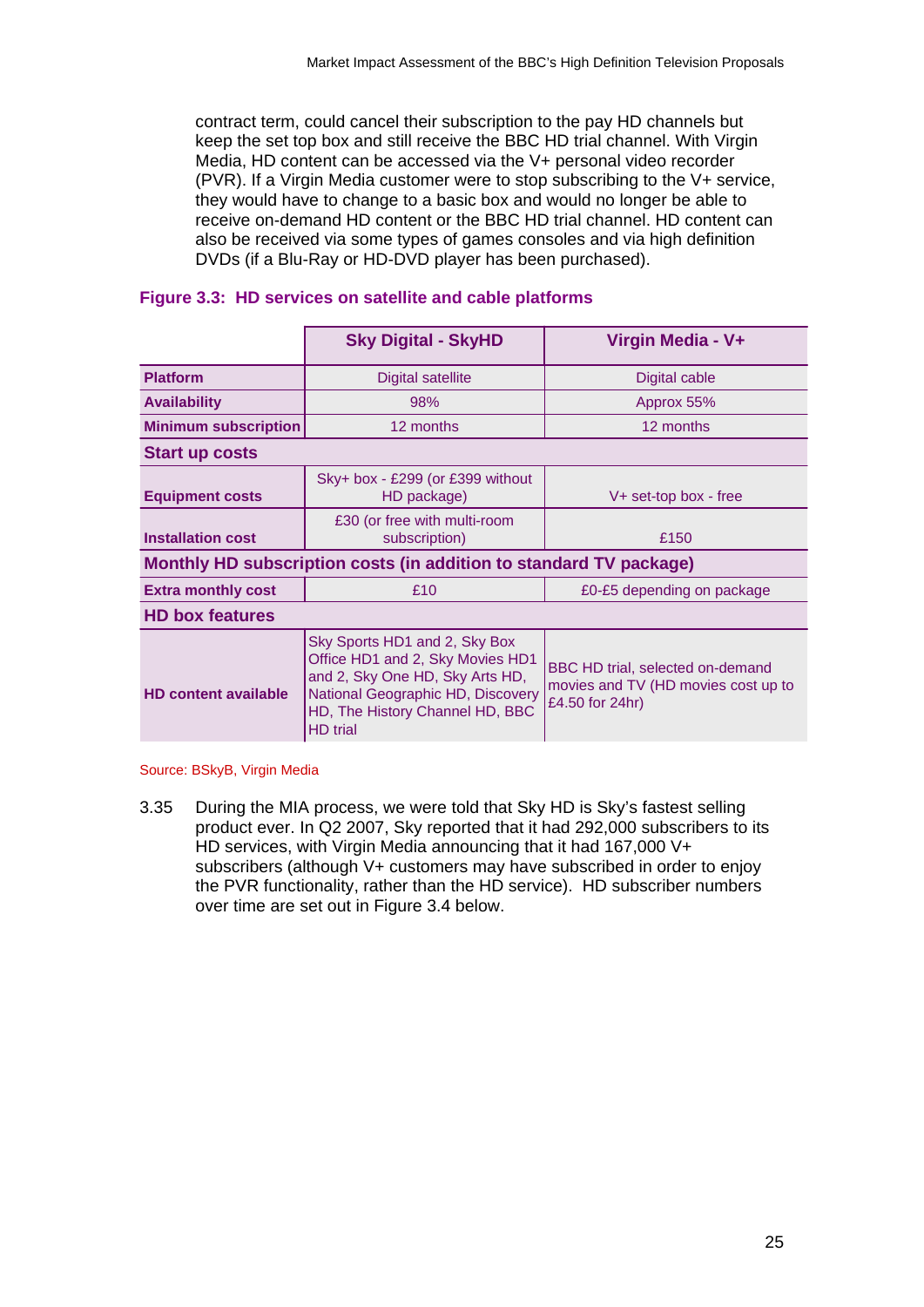contract term, could cancel their subscription to the pay HD channels but keep the set top box and still receive the BBC HD trial channel. With Virgin Media, HD content can be accessed via the V+ personal video recorder (PVR). If a Virgin Media customer were to stop subscribing to the V+ service, they would have to change to a basic box and would no longer be able to receive on-demand HD content or the BBC HD trial channel. HD content can also be received via some types of games consoles and via high definition DVDs (if a Blu-Ray or HD-DVD player has been purchased).

**Figure 3.3: HD services on satellite and cable platforms**

| | Sky Digital - SkyHD | Virgin Media - V+ |
|---|---|---|
| **Platform** | Digital satellite | Digital cable |
| **Availability** | 98% | Approx 55% |
| **Minimum subscription** | 12 months | 12 months |
| **Start up costs** | | |
| **Equipment costs** | Sky+ box - £299 (or £399 without HD package) | V+ set-top box - free |
| **Installation cost** | £30 (or free with multi-room subscription) | £150 |
| **Monthly HD subscription costs (in addition to standard TV package)** | | |
| **Extra monthly cost** | £10 | £0-£5 depending on package |
| **HD box features** | | |
| **HD content available** | Sky Sports HD1 and 2, Sky Box Office HD1 and 2, Sky Movies HD1 and 2, Sky One HD, Sky Arts HD, National Geographic HD, Discovery HD, The History Channel HD, BBC HD trial | BBC HD trial, selected on-demand movies and TV (HD movies cost up to £4.50 for 24hr) |

Source: BSkyB, Virgin Media

3.35 During the MIA process, we were told that Sky HD is Sky's fastest selling product ever. In Q2 2007, Sky reported that it had 292,000 subscribers to its HD services, with Virgin Media announcing that it had 167,000 V+ subscribers (although V+ customers may have subscribed in order to enjoy the PVR functionality, rather than the HD service). HD subscriber numbers over time are set out in Figure 3.4 below.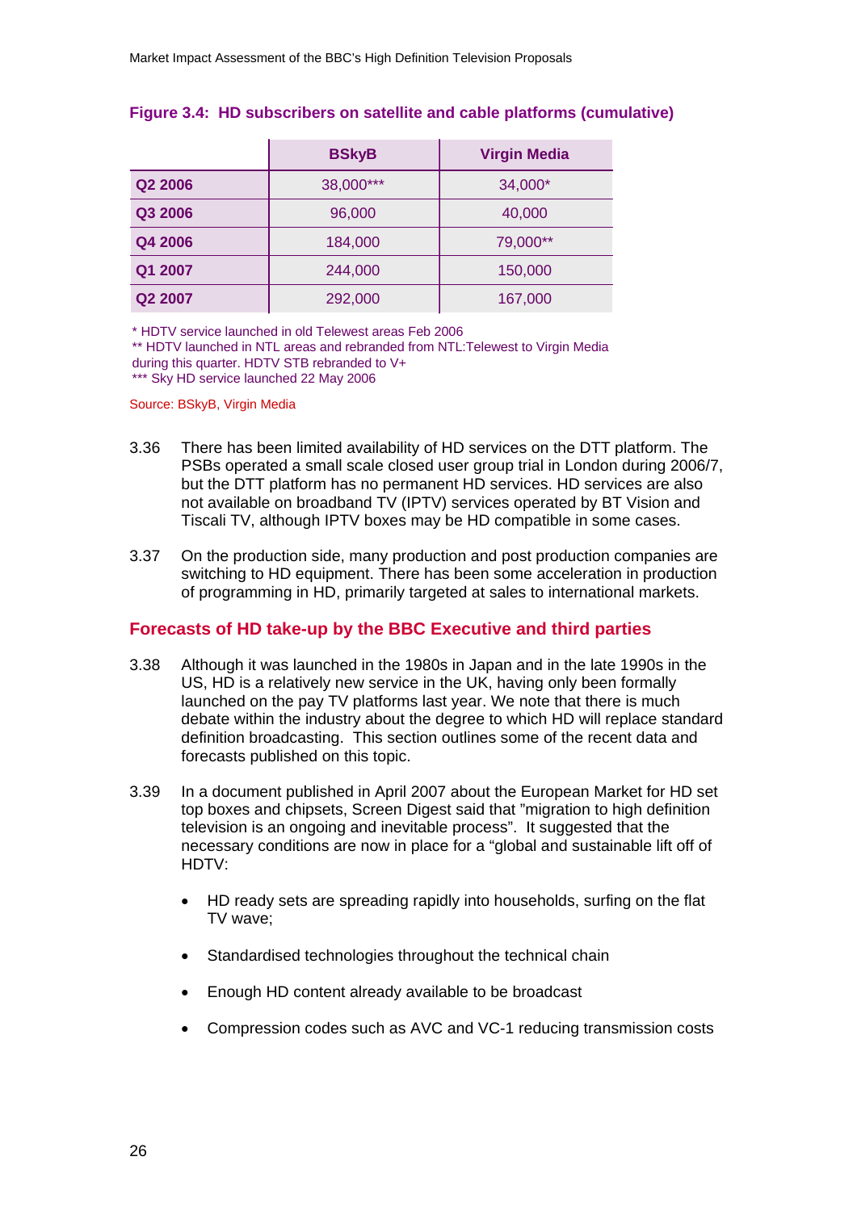**Figure 3.4: HD subscribers on satellite and cable platforms (cumulative)**

| | BSkyB | Virgin Media |
|---|---|---|
| Q2 2006 | 38,000*** | 34,000* |
| Q3 2006 | 96,000 | 40,000 |
| Q4 2006 | 184,000 | 79,000** |
| Q1 2007 | 244,000 | 150,000 |
| Q2 2007 | 292,000 | 167,000 |

\* HDTV service launched in old Telewest areas Feb 2006
** HDTV launched in NTL areas and rebranded from NTL:Telewest to Virgin Media during this quarter. HDTV STB rebranded to V+
*** Sky HD service launched 22 May 2006

Source: BSkyB, Virgin Media

3.36 There has been limited availability of HD services on the DTT platform. The PSBs operated a small scale closed user group trial in London during 2006/7, but the DTT platform has no permanent HD services. HD services are also not available on broadband TV (IPTV) services operated by BT Vision and Tiscali TV, although IPTV boxes may be HD compatible in some cases.

3.37 On the production side, many production and post production companies are switching to HD equipment. There has been some acceleration in production of programming in HD, primarily targeted at sales to international markets.

## Forecasts of HD take-up by the BBC Executive and third parties

3.38 Although it was launched in the 1980s in Japan and in the late 1990s in the US, HD is a relatively new service in the UK, having only been formally launched on the pay TV platforms last year. We note that there is much debate within the industry about the degree to which HD will replace standard definition broadcasting. This section outlines some of the recent data and forecasts published on this topic.

3.39 In a document published in April 2007 about the European Market for HD set top boxes and chipsets, Screen Digest said that "migration to high definition television is an ongoing and inevitable process". It suggested that the necessary conditions are now in place for a "global and sustainable lift off of HDTV:

- HD ready sets are spreading rapidly into households, surfing on the flat TV wave;
- Standardised technologies throughout the technical chain
- Enough HD content already available to be broadcast
- Compression codes such as AVC and VC-1 reducing transmission costs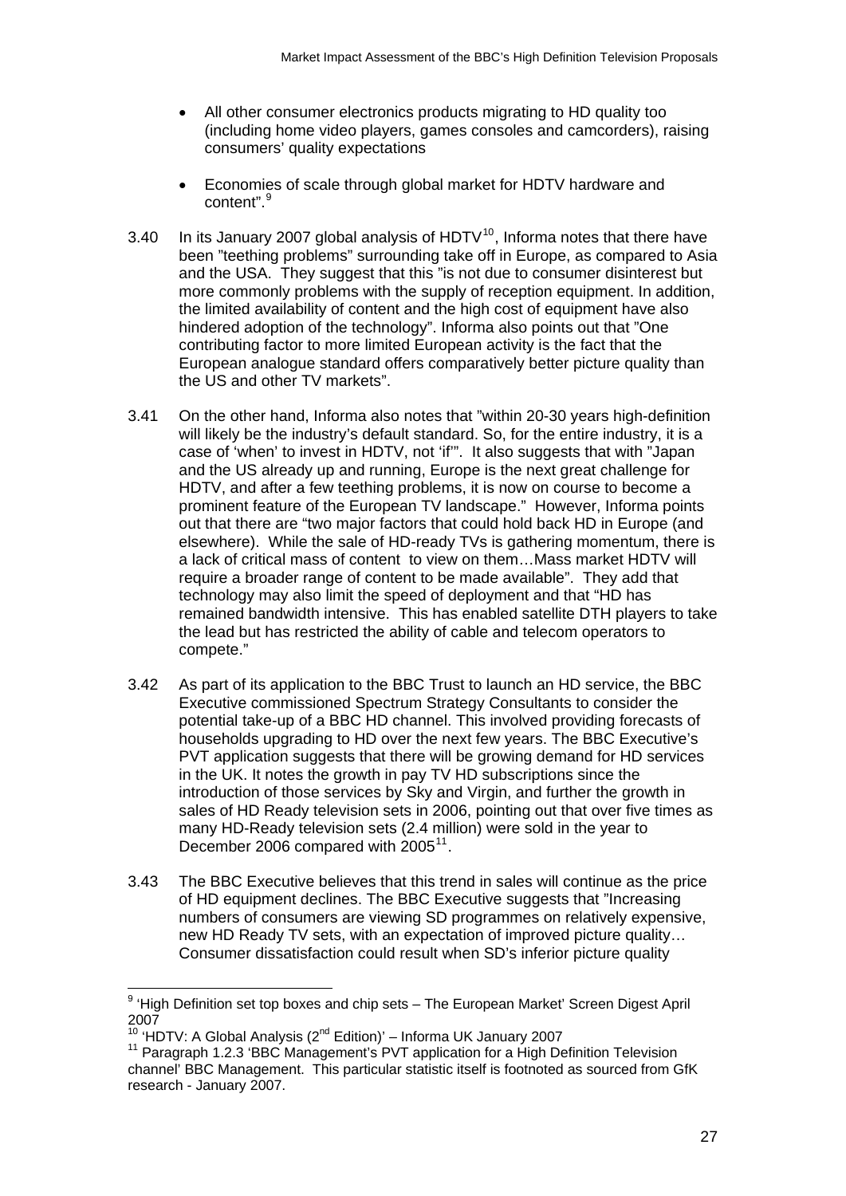- All other consumer electronics products migrating to HD quality too (including home video players, games consoles and camcorders), raising consumers' quality expectations

- Economies of scale through global market for HDTV hardware and content".[9]

3.40 In its January 2007 global analysis of HDTV[10], Informa notes that there have been "teething problems" surrounding take off in Europe, as compared to Asia and the USA. They suggest that this "is not due to consumer disinterest but more commonly problems with the supply of reception equipment. In addition, the limited availability of content and the high cost of equipment have also hindered adoption of the technology". Informa also points out that "One contributing factor to more limited European activity is the fact that the European analogue standard offers comparatively better picture quality than the US and other TV markets".

3.41 On the other hand, Informa also notes that "within 20-30 years high-definition will likely be the industry's default standard. So, for the entire industry, it is a case of 'when' to invest in HDTV, not 'if'". It also suggests that with "Japan and the US already up and running, Europe is the next great challenge for HDTV, and after a few teething problems, it is now on course to become a prominent feature of the European TV landscape." However, Informa points out that there are "two major factors that could hold back HD in Europe (and elsewhere). While the sale of HD-ready TVs is gathering momentum, there is a lack of critical mass of content to view on them…Mass market HDTV will require a broader range of content to be made available". They add that technology may also limit the speed of deployment and that "HD has remained bandwidth intensive. This has enabled satellite DTH players to take the lead but has restricted the ability of cable and telecom operators to compete."

3.42 As part of its application to the BBC Trust to launch an HD service, the BBC Executive commissioned Spectrum Strategy Consultants to consider the potential take-up of a BBC HD channel. This involved providing forecasts of households upgrading to HD over the next few years. The BBC Executive's PVT application suggests that there will be growing demand for HD services in the UK. It notes the growth in pay TV HD subscriptions since the introduction of those services by Sky and Virgin, and further the growth in sales of HD Ready television sets in 2006, pointing out that over five times as many HD-Ready television sets (2.4 million) were sold in the year to December 2006 compared with 2005[11].

3.43 The BBC Executive believes that this trend in sales will continue as the price of HD equipment declines. The BBC Executive suggests that "Increasing numbers of consumers are viewing SD programmes on relatively expensive, new HD Ready TV sets, with an expectation of improved picture quality… Consumer dissatisfaction could result when SD's inferior picture quality

---

[9] 'High Definition set top boxes and chip sets – The European Market' Screen Digest April 2007

[10] 'HDTV: A Global Analysis (2nd Edition)' – Informa UK January 2007

[11] Paragraph 1.2.3 'BBC Management's PVT application for a High Definition Television channel' BBC Management. This particular statistic itself is footnoted as sourced from GfK research - January 2007.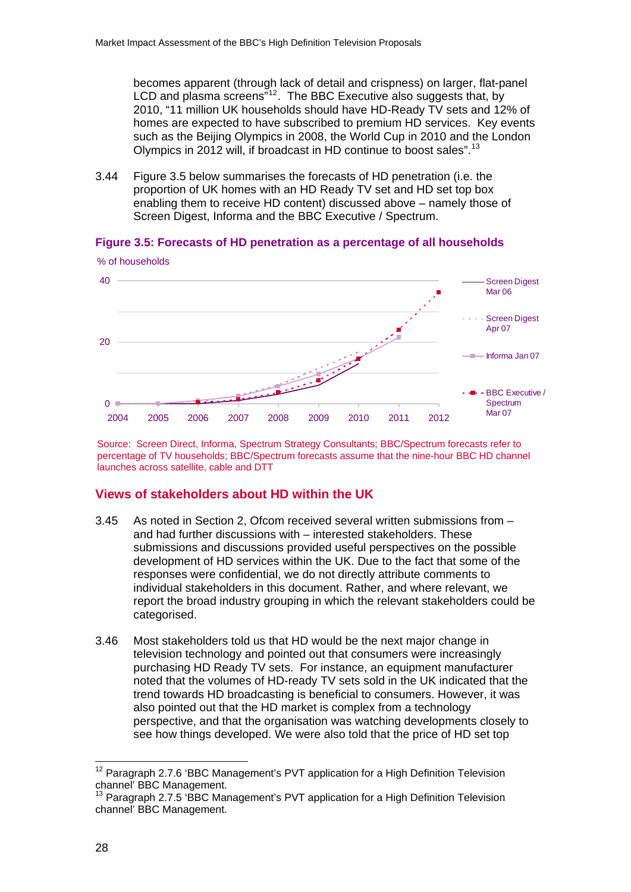becomes apparent (through lack of detail and crispness) on larger, flat-panel LCD and plasma screens"[12]. The BBC Executive also suggests that, by 2010, "11 million UK households should have HD-Ready TV sets and 12% of homes are expected to have subscribed to premium HD services. Key events such as the Beijing Olympics in 2008, the World Cup in 2010 and the London Olympics in 2012 will, if broadcast in HD continue to boost sales".[13]

3.44 Figure 3.5 below summarises the forecasts of HD penetration (i.e. the proportion of UK homes with an HD Ready TV set and HD set top box enabling them to receive HD content) discussed above – namely those of Screen Digest, Informa and the BBC Executive / Spectrum.

**Figure 3.5: Forecasts of HD penetration as a percentage of all households**

% of households

Legend: Screen Digest Mar 06; Screen Digest Apr 07; Informa Jan 07; BBC Executive / Spectrum Mar 07

Source: Screen Direct, Informa, Spectrum Strategy Consultants; BBC/Spectrum forecasts refer to percentage of TV households; BBC/Spectrum forecasts assume that the nine-hour BBC HD channel launches across satellite, cable and DTT

## Views of stakeholders about HD within the UK

3.45 As noted in Section 2, Ofcom received several written submissions from – and had further discussions with – interested stakeholders. These submissions and discussions provided useful perspectives on the possible development of HD services within the UK. Due to the fact that some of the responses were confidential, we do not directly attribute comments to individual stakeholders in this document. Rather, and where relevant, we report the broad industry grouping in which the relevant stakeholders could be categorised.

3.46 Most stakeholders told us that HD would be the next major change in television technology and pointed out that consumers were increasingly purchasing HD Ready TV sets. For instance, an equipment manufacturer noted that the volumes of HD-ready TV sets sold in the UK indicated that the trend towards HD broadcasting is beneficial to consumers. However, it was also pointed out that the HD market is complex from a technology perspective, and that the organisation was watching developments closely to see how things developed. We were also told that the price of HD set top

---

[12] Paragraph 2.7.6 'BBC Management's PVT application for a High Definition Television channel' BBC Management.

[13] Paragraph 2.7.5 'BBC Management's PVT application for a High Definition Television channel' BBC Management.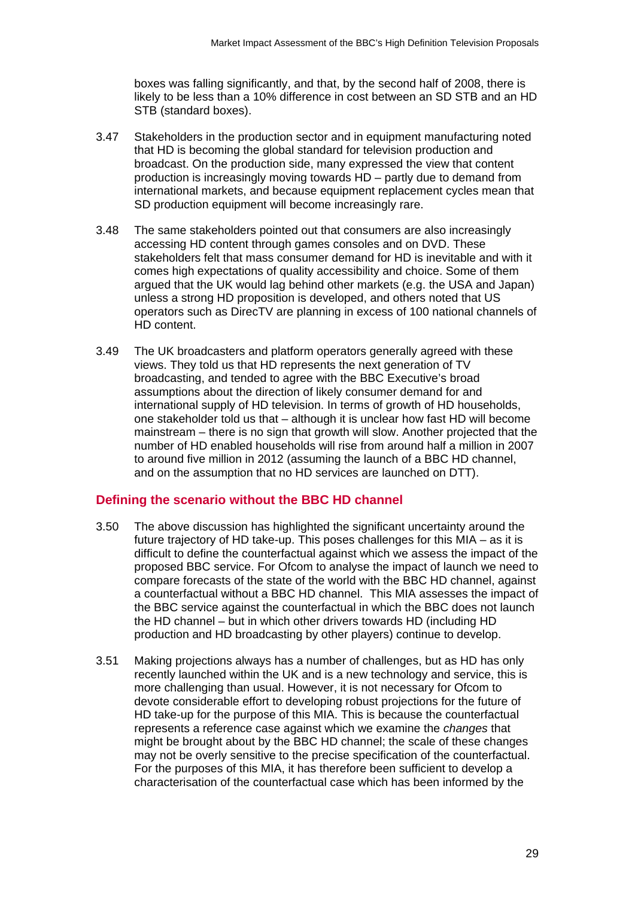boxes was falling significantly, and that, by the second half of 2008, there is likely to be less than a 10% difference in cost between an SD STB and an HD STB (standard boxes).

3.47 Stakeholders in the production sector and in equipment manufacturing noted that HD is becoming the global standard for television production and broadcast. On the production side, many expressed the view that content production is increasingly moving towards HD – partly due to demand from international markets, and because equipment replacement cycles mean that SD production equipment will become increasingly rare.

3.48 The same stakeholders pointed out that consumers are also increasingly accessing HD content through games consoles and on DVD. These stakeholders felt that mass consumer demand for HD is inevitable and with it comes high expectations of quality accessibility and choice. Some of them argued that the UK would lag behind other markets (e.g. the USA and Japan) unless a strong HD proposition is developed, and others noted that US operators such as DirecTV are planning in excess of 100 national channels of HD content.

3.49 The UK broadcasters and platform operators generally agreed with these views. They told us that HD represents the next generation of TV broadcasting, and tended to agree with the BBC Executive's broad assumptions about the direction of likely consumer demand for and international supply of HD television. In terms of growth of HD households, one stakeholder told us that – although it is unclear how fast HD will become mainstream – there is no sign that growth will slow. Another projected that the number of HD enabled households will rise from around half a million in 2007 to around five million in 2012 (assuming the launch of a BBC HD channel, and on the assumption that no HD services are launched on DTT).

## Defining the scenario without the BBC HD channel

3.50 The above discussion has highlighted the significant uncertainty around the future trajectory of HD take-up. This poses challenges for this MIA – as it is difficult to define the counterfactual against which we assess the impact of the proposed BBC service. For Ofcom to analyse the impact of launch we need to compare forecasts of the state of the world with the BBC HD channel, against a counterfactual without a BBC HD channel. This MIA assesses the impact of the BBC service against the counterfactual in which the BBC does not launch the HD channel – but in which other drivers towards HD (including HD production and HD broadcasting by other players) continue to develop.

3.51 Making projections always has a number of challenges, but as HD has only recently launched within the UK and is a new technology and service, this is more challenging than usual. However, it is not necessary for Ofcom to devote considerable effort to developing robust projections for the future of HD take-up for the purpose of this MIA. This is because the counterfactual represents a reference case against which we examine the *changes* that might be brought about by the BBC HD channel; the scale of these changes may not be overly sensitive to the precise specification of the counterfactual. For the purposes of this MIA, it has therefore been sufficient to develop a characterisation of the counterfactual case which has been informed by the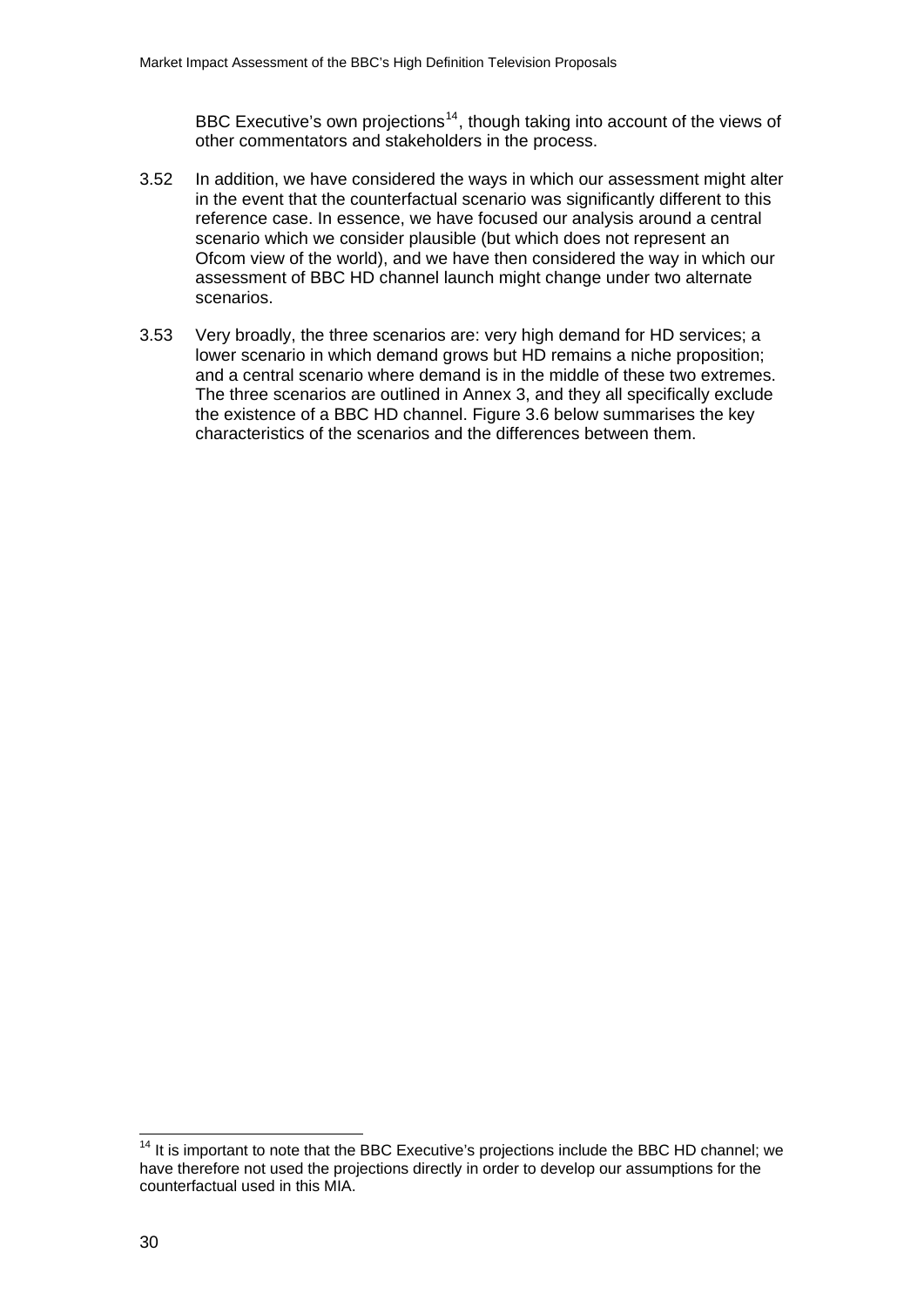BBC Executive's own projections[14], though taking into account of the views of other commentators and stakeholders in the process.

3.52 In addition, we have considered the ways in which our assessment might alter in the event that the counterfactual scenario was significantly different to this reference case. In essence, we have focused our analysis around a central scenario which we consider plausible (but which does not represent an Ofcom view of the world), and we have then considered the way in which our assessment of BBC HD channel launch might change under two alternate scenarios.

3.53 Very broadly, the three scenarios are: very high demand for HD services; a lower scenario in which demand grows but HD remains a niche proposition; and a central scenario where demand is in the middle of these two extremes. The three scenarios are outlined in Annex 3, and they all specifically exclude the existence of a BBC HD channel. Figure 3.6 below summarises the key characteristics of the scenarios and the differences between them.

[14] It is important to note that the BBC Executive's projections include the BBC HD channel; we have therefore not used the projections directly in order to develop our assumptions for the counterfactual used in this MIA.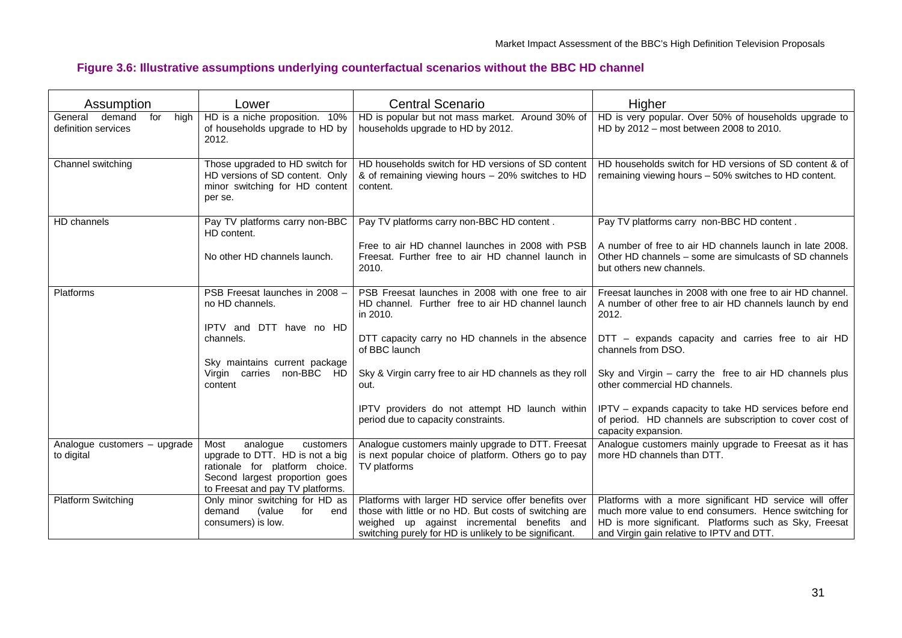## Figure 3.6: Illustrative assumptions underlying counterfactual scenarios without the BBC HD channel

| Assumption | Lower | Central Scenario | Higher |
|---|---|---|---|
| General demand for high definition services | HD is a niche proposition. 10% of households upgrade to HD by 2012. | HD is popular but not mass market. Around 30% of households upgrade to HD by 2012. | HD is very popular. Over 50% of households upgrade to HD by 2012 – most between 2008 to 2010. |
| Channel switching | Those upgraded to HD switch for HD versions of SD content. Only minor switching for HD content per se. | HD households switch for HD versions of SD content & of remaining viewing hours – 20% switches to HD content. | HD households switch for HD versions of SD content & of remaining viewing hours – 50% switches to HD content. |
| HD channels | Pay TV platforms carry non-BBC HD content.<br><br>No other HD channels launch. | Pay TV platforms carry non-BBC HD content .<br><br>Free to air HD channel launches in 2008 with PSB Freesat. Further free to air HD channel launch in 2010. | Pay TV platforms carry non-BBC HD content .<br><br>A number of free to air HD channels launch in late 2008. Other HD channels – some are simulcasts of SD channels but others new channels. |
| Platforms | PSB Freesat launches in 2008 – no HD channels.<br><br>IPTV and DTT have no HD channels.<br><br>Sky maintains current package Virgin carries non-BBC HD content | PSB Freesat launches in 2008 with one free to air HD channel. Further free to air HD channel launch in 2010.<br><br>DTT capacity carry no HD channels in the absence of BBC launch<br><br>Sky & Virgin carry free to air HD channels as they roll out.<br><br>IPTV providers do not attempt HD launch within period due to capacity constraints. | Freesat launches in 2008 with one free to air HD channel. A number of other free to air HD channels launch by end 2012.<br><br>DTT – expands capacity and carries free to air HD channels from DSO.<br><br>Sky and Virgin – carry the free to air HD channels plus other commercial HD channels.<br><br>IPTV – expands capacity to take HD services before end of period. HD channels are subscription to cover cost of capacity expansion. |
| Analogue customers – upgrade to digital | Most analogue customers upgrade to DTT. HD is not a big rationale for platform choice. Second largest proportion goes to Freesat and pay TV platforms. | Analogue customers mainly upgrade to DTT. Freesat is next popular choice of platform. Others go to pay TV platforms | Analogue customers mainly upgrade to Freesat as it has more HD channels than DTT. |
| Platform Switching | Only minor switching for HD as demand (value for end consumers) is low. | Platforms with larger HD service offer benefits over those with little or no HD. But costs of switching are weighed up against incremental benefits and switching purely for HD is unlikely to be significant. | Platforms with a more significant HD service will offer much more value to end consumers. Hence switching for HD is more significant. Platforms such as Sky, Freesat and Virgin gain relative to IPTV and DTT. |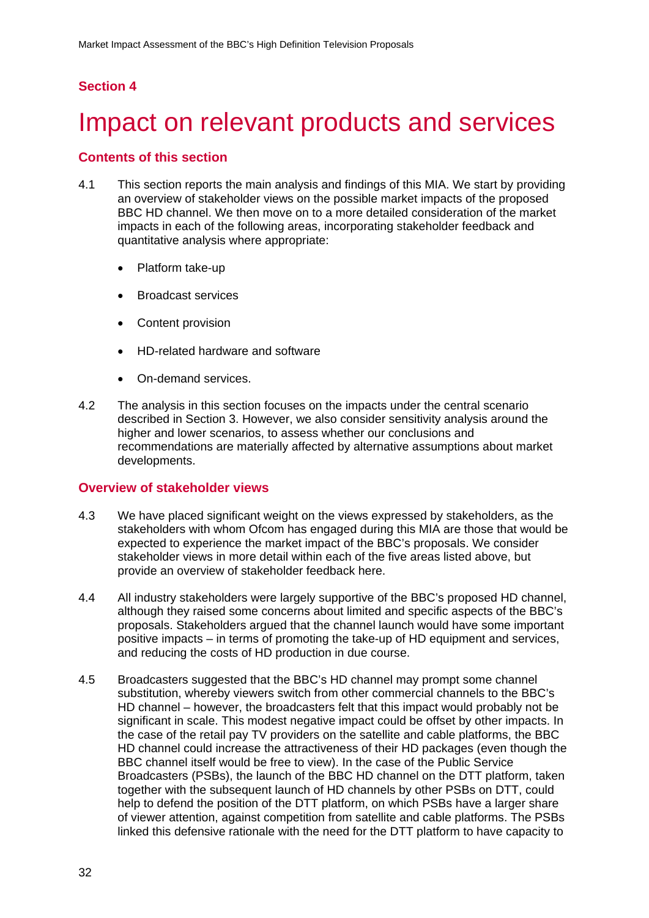## Section 4

# Impact on relevant products and services

### Contents of this section

4.1 This section reports the main analysis and findings of this MIA. We start by providing an overview of stakeholder views on the possible market impacts of the proposed BBC HD channel. We then move on to a more detailed consideration of the market impacts in each of the following areas, incorporating stakeholder feedback and quantitative analysis where appropriate:

- Platform take-up
- Broadcast services
- Content provision
- HD-related hardware and software
- On-demand services.

4.2 The analysis in this section focuses on the impacts under the central scenario described in Section 3. However, we also consider sensitivity analysis around the higher and lower scenarios, to assess whether our conclusions and recommendations are materially affected by alternative assumptions about market developments.

### Overview of stakeholder views

4.3 We have placed significant weight on the views expressed by stakeholders, as the stakeholders with whom Ofcom has engaged during this MIA are those that would be expected to experience the market impact of the BBC's proposals. We consider stakeholder views in more detail within each of the five areas listed above, but provide an overview of stakeholder feedback here.

4.4 All industry stakeholders were largely supportive of the BBC's proposed HD channel, although they raised some concerns about limited and specific aspects of the BBC's proposals. Stakeholders argued that the channel launch would have some important positive impacts – in terms of promoting the take-up of HD equipment and services, and reducing the costs of HD production in due course.

4.5 Broadcasters suggested that the BBC's HD channel may prompt some channel substitution, whereby viewers switch from other commercial channels to the BBC's HD channel – however, the broadcasters felt that this impact would probably not be significant in scale. This modest negative impact could be offset by other impacts. In the case of the retail pay TV providers on the satellite and cable platforms, the BBC HD channel could increase the attractiveness of their HD packages (even though the BBC channel itself would be free to view). In the case of the Public Service Broadcasters (PSBs), the launch of the BBC HD channel on the DTT platform, taken together with the subsequent launch of HD channels by other PSBs on DTT, could help to defend the position of the DTT platform, on which PSBs have a larger share of viewer attention, against competition from satellite and cable platforms. The PSBs linked this defensive rationale with the need for the DTT platform to have capacity to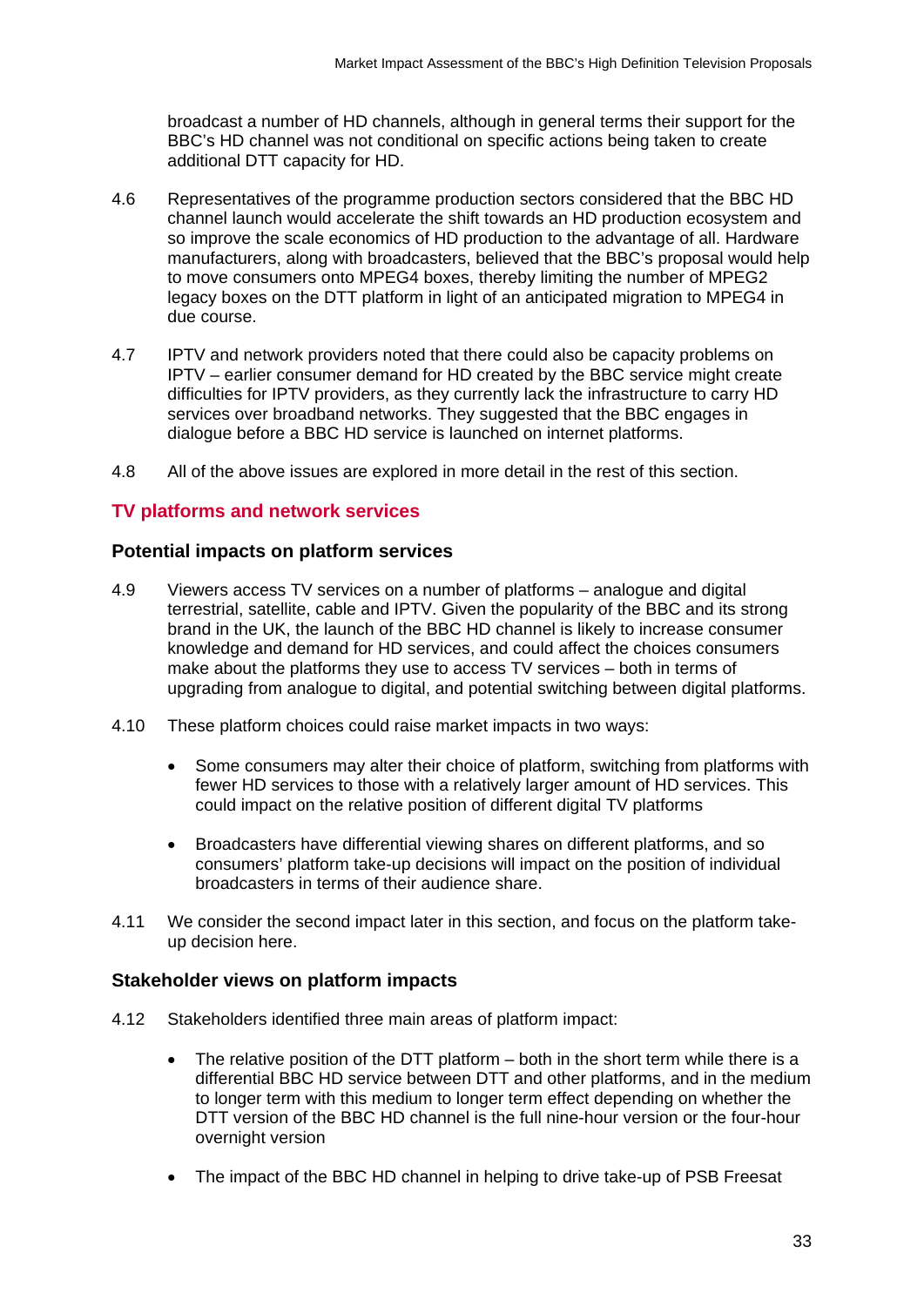broadcast a number of HD channels, although in general terms their support for the BBC's HD channel was not conditional on specific actions being taken to create additional DTT capacity for HD.

4.6 Representatives of the programme production sectors considered that the BBC HD channel launch would accelerate the shift towards an HD production ecosystem and so improve the scale economics of HD production to the advantage of all. Hardware manufacturers, along with broadcasters, believed that the BBC's proposal would help to move consumers onto MPEG4 boxes, thereby limiting the number of MPEG2 legacy boxes on the DTT platform in light of an anticipated migration to MPEG4 in due course.

4.7 IPTV and network providers noted that there could also be capacity problems on IPTV – earlier consumer demand for HD created by the BBC service might create difficulties for IPTV providers, as they currently lack the infrastructure to carry HD services over broadband networks. They suggested that the BBC engages in dialogue before a BBC HD service is launched on internet platforms.

4.8 All of the above issues are explored in more detail in the rest of this section.

## TV platforms and network services

### Potential impacts on platform services

4.9 Viewers access TV services on a number of platforms – analogue and digital terrestrial, satellite, cable and IPTV. Given the popularity of the BBC and its strong brand in the UK, the launch of the BBC HD channel is likely to increase consumer knowledge and demand for HD services, and could affect the choices consumers make about the platforms they use to access TV services – both in terms of upgrading from analogue to digital, and potential switching between digital platforms.

4.10 These platform choices could raise market impacts in two ways:

- Some consumers may alter their choice of platform, switching from platforms with fewer HD services to those with a relatively larger amount of HD services. This could impact on the relative position of different digital TV platforms
- Broadcasters have differential viewing shares on different platforms, and so consumers' platform take-up decisions will impact on the position of individual broadcasters in terms of their audience share.

4.11 We consider the second impact later in this section, and focus on the platform take-up decision here.

### Stakeholder views on platform impacts

4.12 Stakeholders identified three main areas of platform impact:

- The relative position of the DTT platform – both in the short term while there is a differential BBC HD service between DTT and other platforms, and in the medium to longer term with this medium to longer term effect depending on whether the DTT version of the BBC HD channel is the full nine-hour version or the four-hour overnight version
- The impact of the BBC HD channel in helping to drive take-up of PSB Freesat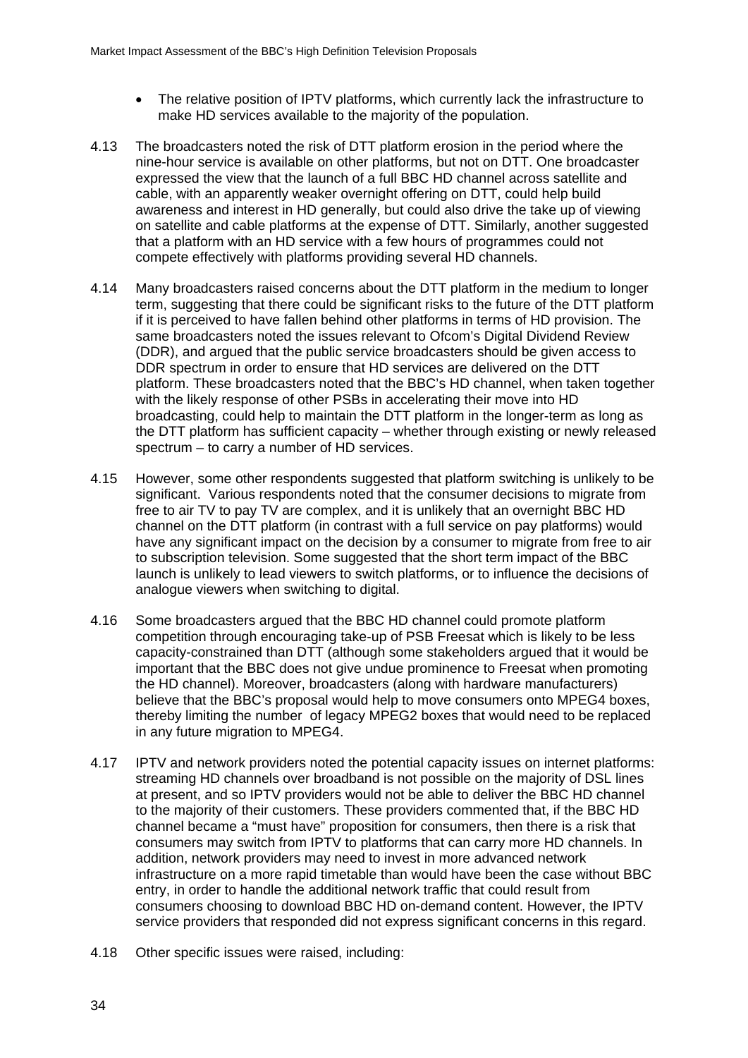- The relative position of IPTV platforms, which currently lack the infrastructure to make HD services available to the majority of the population.

4.13 The broadcasters noted the risk of DTT platform erosion in the period where the nine-hour service is available on other platforms, but not on DTT. One broadcaster expressed the view that the launch of a full BBC HD channel across satellite and cable, with an apparently weaker overnight offering on DTT, could help build awareness and interest in HD generally, but could also drive the take up of viewing on satellite and cable platforms at the expense of DTT. Similarly, another suggested that a platform with an HD service with a few hours of programmes could not compete effectively with platforms providing several HD channels.

4.14 Many broadcasters raised concerns about the DTT platform in the medium to longer term, suggesting that there could be significant risks to the future of the DTT platform if it is perceived to have fallen behind other platforms in terms of HD provision. The same broadcasters noted the issues relevant to Ofcom's Digital Dividend Review (DDR), and argued that the public service broadcasters should be given access to DDR spectrum in order to ensure that HD services are delivered on the DTT platform. These broadcasters noted that the BBC's HD channel, when taken together with the likely response of other PSBs in accelerating their move into HD broadcasting, could help to maintain the DTT platform in the longer-term as long as the DTT platform has sufficient capacity – whether through existing or newly released spectrum – to carry a number of HD services.

4.15 However, some other respondents suggested that platform switching is unlikely to be significant. Various respondents noted that the consumer decisions to migrate from free to air TV to pay TV are complex, and it is unlikely that an overnight BBC HD channel on the DTT platform (in contrast with a full service on pay platforms) would have any significant impact on the decision by a consumer to migrate from free to air to subscription television. Some suggested that the short term impact of the BBC launch is unlikely to lead viewers to switch platforms, or to influence the decisions of analogue viewers when switching to digital.

4.16 Some broadcasters argued that the BBC HD channel could promote platform competition through encouraging take-up of PSB Freesat which is likely to be less capacity-constrained than DTT (although some stakeholders argued that it would be important that the BBC does not give undue prominence to Freesat when promoting the HD channel). Moreover, broadcasters (along with hardware manufacturers) believe that the BBC's proposal would help to move consumers onto MPEG4 boxes, thereby limiting the number of legacy MPEG2 boxes that would need to be replaced in any future migration to MPEG4.

4.17 IPTV and network providers noted the potential capacity issues on internet platforms: streaming HD channels over broadband is not possible on the majority of DSL lines at present, and so IPTV providers would not be able to deliver the BBC HD channel to the majority of their customers. These providers commented that, if the BBC HD channel became a "must have" proposition for consumers, then there is a risk that consumers may switch from IPTV to platforms that can carry more HD channels. In addition, network providers may need to invest in more advanced network infrastructure on a more rapid timetable than would have been the case without BBC entry, in order to handle the additional network traffic that could result from consumers choosing to download BBC HD on-demand content. However, the IPTV service providers that responded did not express significant concerns in this regard.

4.18 Other specific issues were raised, including: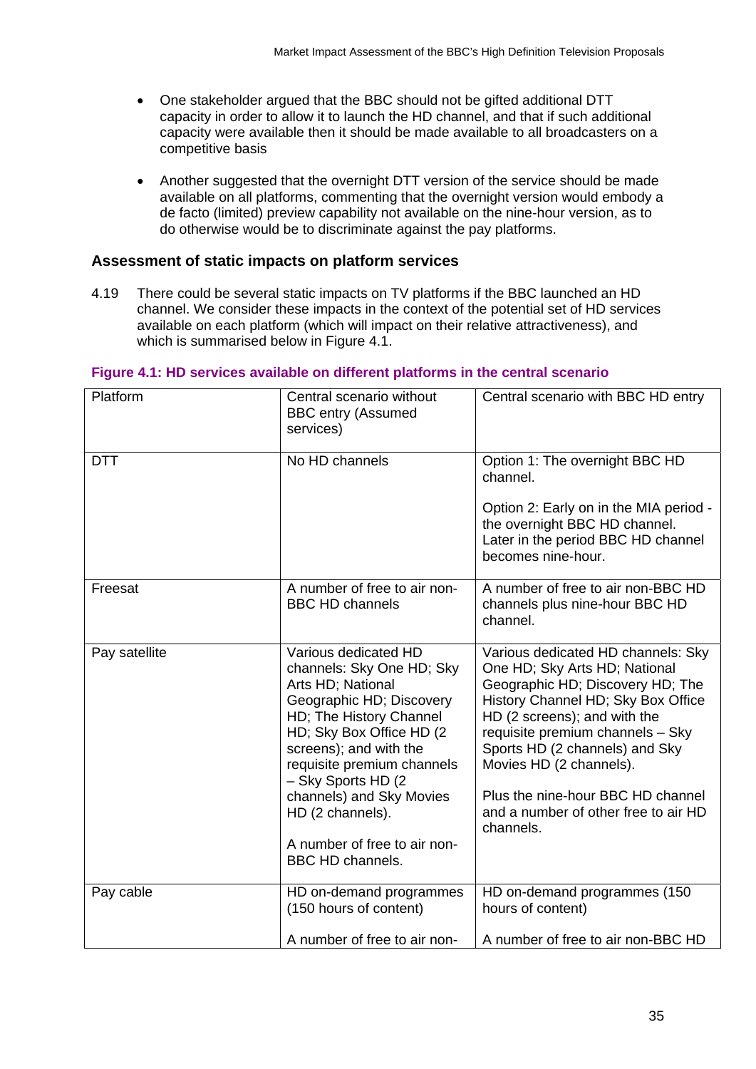- One stakeholder argued that the BBC should not be gifted additional DTT capacity in order to allow it to launch the HD channel, and that if such additional capacity were available then it should be made available to all broadcasters on a competitive basis
- Another suggested that the overnight DTT version of the service should be made available on all platforms, commenting that the overnight version would embody a de facto (limited) preview capability not available on the nine-hour version, as to do otherwise would be to discriminate against the pay platforms.

### Assessment of static impacts on platform services

4.19 There could be several static impacts on TV platforms if the BBC launched an HD channel. We consider these impacts in the context of the potential set of HD services available on each platform (which will impact on their relative attractiveness), and which is summarised below in Figure 4.1.

**Figure 4.1: HD services available on different platforms in the central scenario**

| Platform | Central scenario without BBC entry (Assumed services) | Central scenario with BBC HD entry |
|---|---|---|
| DTT | No HD channels | Option 1: The overnight BBC HD channel.<br><br>Option 2: Early on in the MIA period - the overnight BBC HD channel. Later in the period BBC HD channel becomes nine-hour. |
| Freesat | A number of free to air non-BBC HD channels | A number of free to air non-BBC HD channels plus nine-hour BBC HD channel. |
| Pay satellite | Various dedicated HD channels: Sky One HD; Sky Arts HD; National Geographic HD; Discovery HD; The History Channel HD; Sky Box Office HD (2 screens); and with the requisite premium channels – Sky Sports HD (2 channels) and Sky Movies HD (2 channels).<br><br>A number of free to air non-BBC HD channels. | Various dedicated HD channels: Sky One HD; Sky Arts HD; National Geographic HD; Discovery HD; The History Channel HD; Sky Box Office HD (2 screens); and with the requisite premium channels – Sky Sports HD (2 channels) and Sky Movies HD (2 channels).<br><br>Plus the nine-hour BBC HD channel and a number of other free to air HD channels. |
| Pay cable | HD on-demand programmes (150 hours of content)<br><br>A number of free to air non- | HD on-demand programmes (150 hours of content)<br><br>A number of free to air non-BBC HD |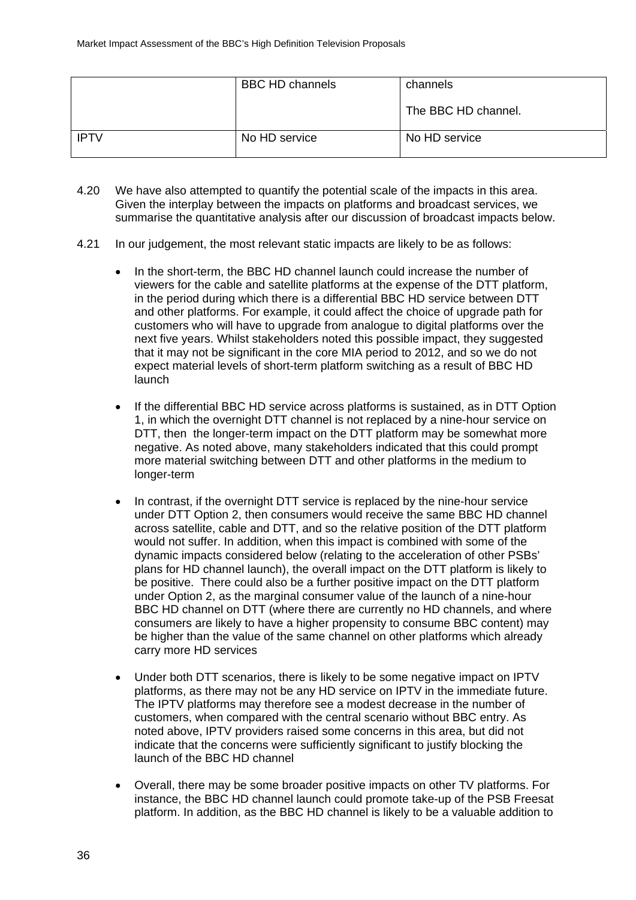| | BBC HD channels | channels<br><br>The BBC HD channel. |
|---|---|---|
| IPTV | No HD service | No HD service |

4.20 We have also attempted to quantify the potential scale of the impacts in this area. Given the interplay between the impacts on platforms and broadcast services, we summarise the quantitative analysis after our discussion of broadcast impacts below.

4.21 In our judgement, the most relevant static impacts are likely to be as follows:

- In the short-term, the BBC HD channel launch could increase the number of viewers for the cable and satellite platforms at the expense of the DTT platform, in the period during which there is a differential BBC HD service between DTT and other platforms. For example, it could affect the choice of upgrade path for customers who will have to upgrade from analogue to digital platforms over the next five years. Whilst stakeholders noted this possible impact, they suggested that it may not be significant in the core MIA period to 2012, and so we do not expect material levels of short-term platform switching as a result of BBC HD launch

- If the differential BBC HD service across platforms is sustained, as in DTT Option 1, in which the overnight DTT channel is not replaced by a nine-hour service on DTT, then the longer-term impact on the DTT platform may be somewhat more negative. As noted above, many stakeholders indicated that this could prompt more material switching between DTT and other platforms in the medium to longer-term

- In contrast, if the overnight DTT service is replaced by the nine-hour service under DTT Option 2, then consumers would receive the same BBC HD channel across satellite, cable and DTT, and so the relative position of the DTT platform would not suffer. In addition, when this impact is combined with some of the dynamic impacts considered below (relating to the acceleration of other PSBs' plans for HD channel launch), the overall impact on the DTT platform is likely to be positive. There could also be a further positive impact on the DTT platform under Option 2, as the marginal consumer value of the launch of a nine-hour BBC HD channel on DTT (where there are currently no HD channels, and where consumers are likely to have a higher propensity to consume BBC content) may be higher than the value of the same channel on other platforms which already carry more HD services

- Under both DTT scenarios, there is likely to be some negative impact on IPTV platforms, as there may not be any HD service on IPTV in the immediate future. The IPTV platforms may therefore see a modest decrease in the number of customers, when compared with the central scenario without BBC entry. As noted above, IPTV providers raised some concerns in this area, but did not indicate that the concerns were sufficiently significant to justify blocking the launch of the BBC HD channel

- Overall, there may be some broader positive impacts on other TV platforms. For instance, the BBC HD channel launch could promote take-up of the PSB Freesat platform. In addition, as the BBC HD channel is likely to be a valuable addition to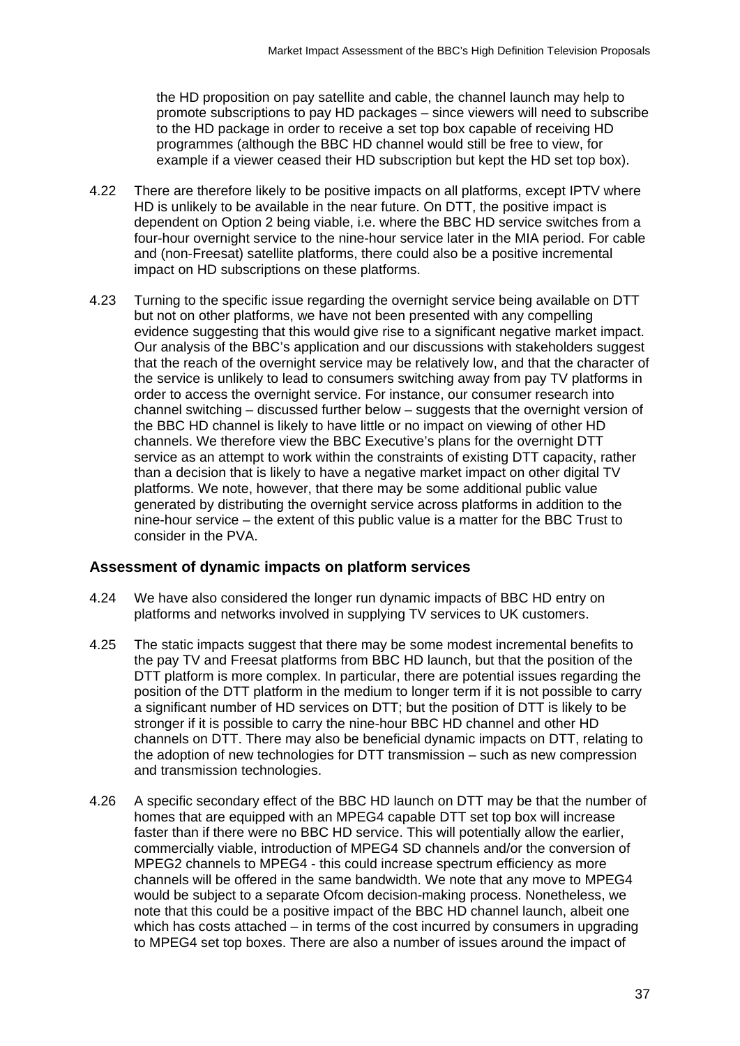the HD proposition on pay satellite and cable, the channel launch may help to promote subscriptions to pay HD packages – since viewers will need to subscribe to the HD package in order to receive a set top box capable of receiving HD programmes (although the BBC HD channel would still be free to view, for example if a viewer ceased their HD subscription but kept the HD set top box).

4.22 There are therefore likely to be positive impacts on all platforms, except IPTV where HD is unlikely to be available in the near future. On DTT, the positive impact is dependent on Option 2 being viable, i.e. where the BBC HD service switches from a four-hour overnight service to the nine-hour service later in the MIA period. For cable and (non-Freesat) satellite platforms, there could also be a positive incremental impact on HD subscriptions on these platforms.

4.23 Turning to the specific issue regarding the overnight service being available on DTT but not on other platforms, we have not been presented with any compelling evidence suggesting that this would give rise to a significant negative market impact. Our analysis of the BBC's application and our discussions with stakeholders suggest that the reach of the overnight service may be relatively low, and that the character of the service is unlikely to lead to consumers switching away from pay TV platforms in order to access the overnight service. For instance, our consumer research into channel switching – discussed further below – suggests that the overnight version of the BBC HD channel is likely to have little or no impact on viewing of other HD channels. We therefore view the BBC Executive's plans for the overnight DTT service as an attempt to work within the constraints of existing DTT capacity, rather than a decision that is likely to have a negative market impact on other digital TV platforms. We note, however, that there may be some additional public value generated by distributing the overnight service across platforms in addition to the nine-hour service – the extent of this public value is a matter for the BBC Trust to consider in the PVA.

### Assessment of dynamic impacts on platform services

4.24 We have also considered the longer run dynamic impacts of BBC HD entry on platforms and networks involved in supplying TV services to UK customers.

4.25 The static impacts suggest that there may be some modest incremental benefits to the pay TV and Freesat platforms from BBC HD launch, but that the position of the DTT platform is more complex. In particular, there are potential issues regarding the position of the DTT platform in the medium to longer term if it is not possible to carry a significant number of HD services on DTT; but the position of DTT is likely to be stronger if it is possible to carry the nine-hour BBC HD channel and other HD channels on DTT. There may also be beneficial dynamic impacts on DTT, relating to the adoption of new technologies for DTT transmission – such as new compression and transmission technologies.

4.26 A specific secondary effect of the BBC HD launch on DTT may be that the number of homes that are equipped with an MPEG4 capable DTT set top box will increase faster than if there were no BBC HD service. This will potentially allow the earlier, commercially viable, introduction of MPEG4 SD channels and/or the conversion of MPEG2 channels to MPEG4 - this could increase spectrum efficiency as more channels will be offered in the same bandwidth. We note that any move to MPEG4 would be subject to a separate Ofcom decision-making process. Nonetheless, we note that this could be a positive impact of the BBC HD channel launch, albeit one which has costs attached – in terms of the cost incurred by consumers in upgrading to MPEG4 set top boxes. There are also a number of issues around the impact of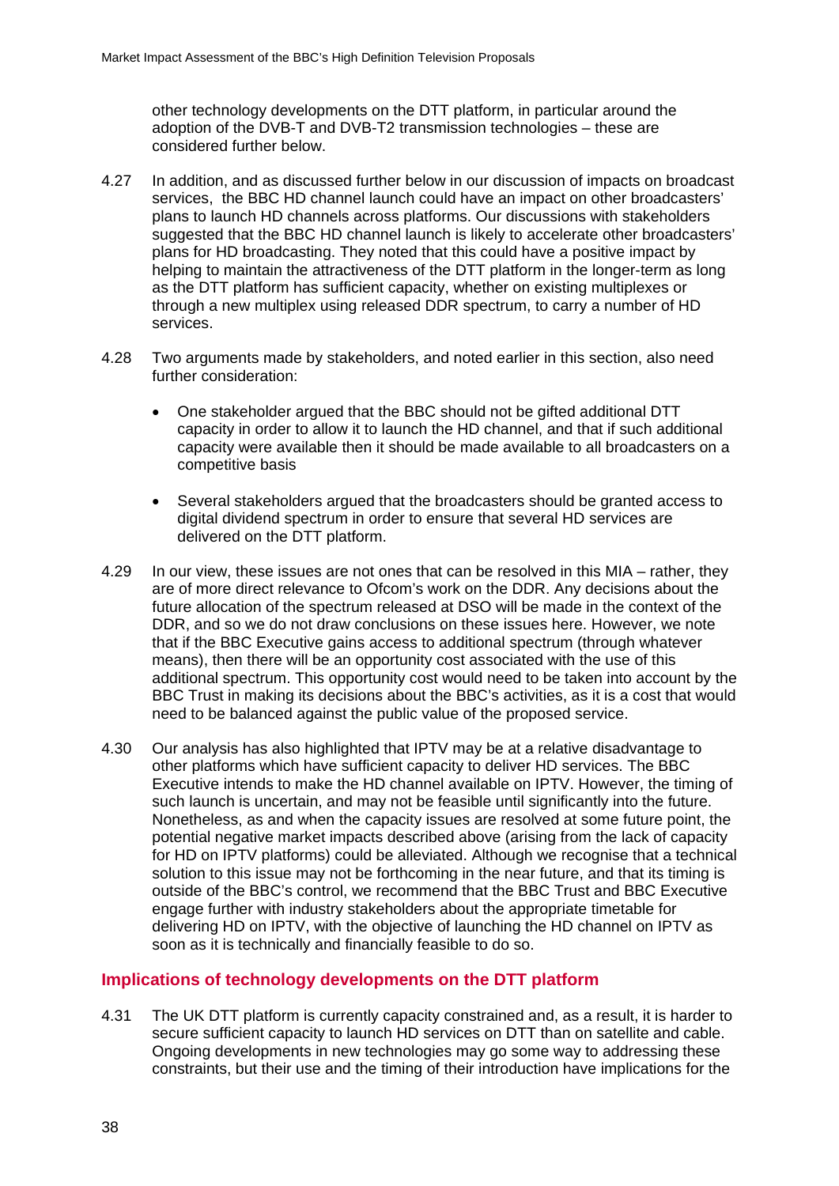other technology developments on the DTT platform, in particular around the adoption of the DVB-T and DVB-T2 transmission technologies – these are considered further below.

4.27 In addition, and as discussed further below in our discussion of impacts on broadcast services, the BBC HD channel launch could have an impact on other broadcasters' plans to launch HD channels across platforms. Our discussions with stakeholders suggested that the BBC HD channel launch is likely to accelerate other broadcasters' plans for HD broadcasting. They noted that this could have a positive impact by helping to maintain the attractiveness of the DTT platform in the longer-term as long as the DTT platform has sufficient capacity, whether on existing multiplexes or through a new multiplex using released DDR spectrum, to carry a number of HD services.

4.28 Two arguments made by stakeholders, and noted earlier in this section, also need further consideration:

- One stakeholder argued that the BBC should not be gifted additional DTT capacity in order to allow it to launch the HD channel, and that if such additional capacity were available then it should be made available to all broadcasters on a competitive basis
- Several stakeholders argued that the broadcasters should be granted access to digital dividend spectrum in order to ensure that several HD services are delivered on the DTT platform.

4.29 In our view, these issues are not ones that can be resolved in this MIA – rather, they are of more direct relevance to Ofcom's work on the DDR. Any decisions about the future allocation of the spectrum released at DSO will be made in the context of the DDR, and so we do not draw conclusions on these issues here. However, we note that if the BBC Executive gains access to additional spectrum (through whatever means), then there will be an opportunity cost associated with the use of this additional spectrum. This opportunity cost would need to be taken into account by the BBC Trust in making its decisions about the BBC's activities, as it is a cost that would need to be balanced against the public value of the proposed service.

4.30 Our analysis has also highlighted that IPTV may be at a relative disadvantage to other platforms which have sufficient capacity to deliver HD services. The BBC Executive intends to make the HD channel available on IPTV. However, the timing of such launch is uncertain, and may not be feasible until significantly into the future. Nonetheless, as and when the capacity issues are resolved at some future point, the potential negative market impacts described above (arising from the lack of capacity for HD on IPTV platforms) could be alleviated. Although we recognise that a technical solution to this issue may not be forthcoming in the near future, and that its timing is outside of the BBC's control, we recommend that the BBC Trust and BBC Executive engage further with industry stakeholders about the appropriate timetable for delivering HD on IPTV, with the objective of launching the HD channel on IPTV as soon as it is technically and financially feasible to do so.

## Implications of technology developments on the DTT platform

4.31 The UK DTT platform is currently capacity constrained and, as a result, it is harder to secure sufficient capacity to launch HD services on DTT than on satellite and cable. Ongoing developments in new technologies may go some way to addressing these constraints, but their use and the timing of their introduction have implications for the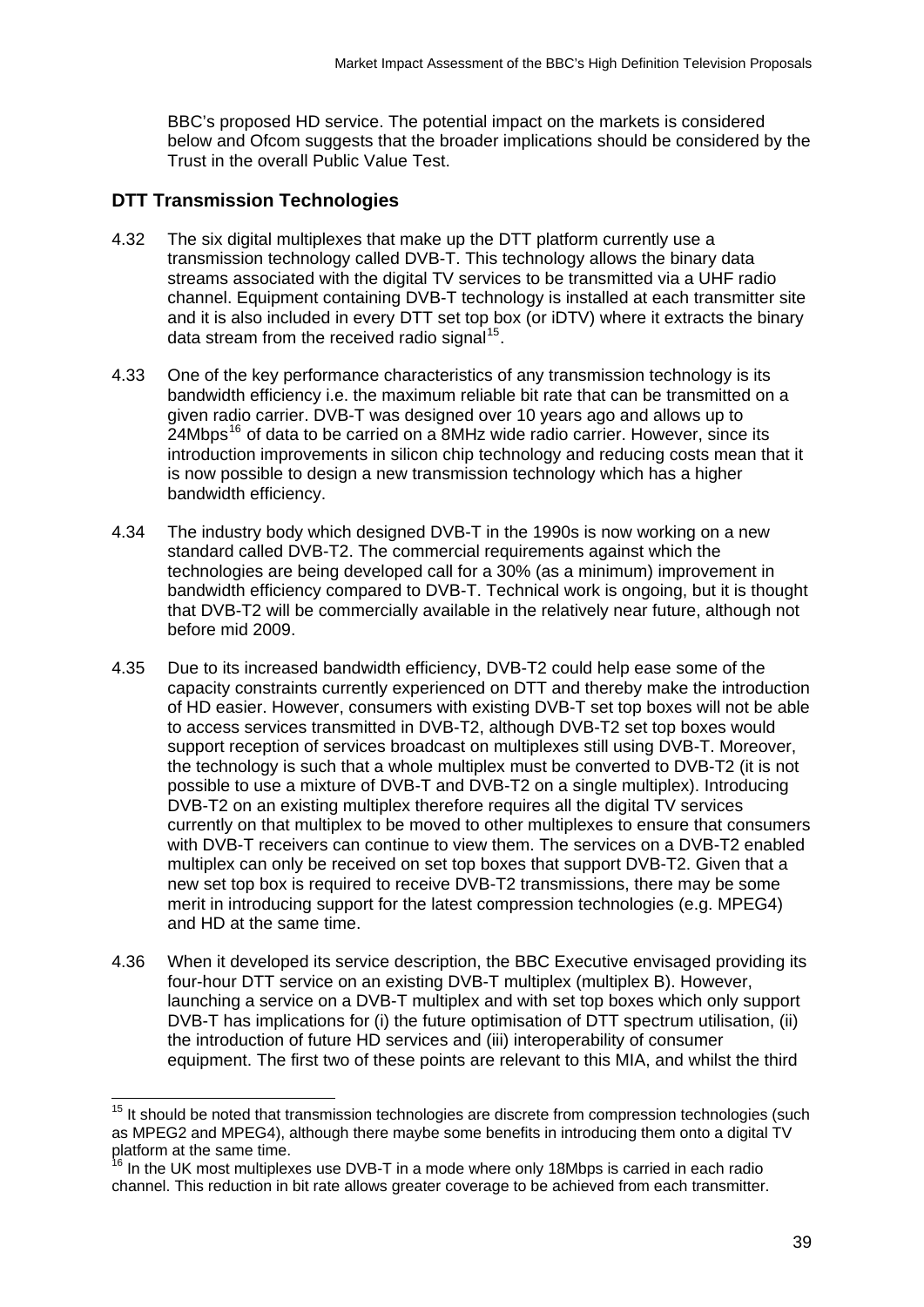BBC's proposed HD service. The potential impact on the markets is considered below and Ofcom suggests that the broader implications should be considered by the Trust in the overall Public Value Test.

## DTT Transmission Technologies

4.32 The six digital multiplexes that make up the DTT platform currently use a transmission technology called DVB-T. This technology allows the binary data streams associated with the digital TV services to be transmitted via a UHF radio channel. Equipment containing DVB-T technology is installed at each transmitter site and it is also included in every DTT set top box (or iDTV) where it extracts the binary data stream from the received radio signal[15].

4.33 One of the key performance characteristics of any transmission technology is its bandwidth efficiency i.e. the maximum reliable bit rate that can be transmitted on a given radio carrier. DVB-T was designed over 10 years ago and allows up to 24Mbps[16] of data to be carried on a 8MHz wide radio carrier. However, since its introduction improvements in silicon chip technology and reducing costs mean that it is now possible to design a new transmission technology which has a higher bandwidth efficiency.

4.34 The industry body which designed DVB-T in the 1990s is now working on a new standard called DVB-T2. The commercial requirements against which the technologies are being developed call for a 30% (as a minimum) improvement in bandwidth efficiency compared to DVB-T. Technical work is ongoing, but it is thought that DVB-T2 will be commercially available in the relatively near future, although not before mid 2009.

4.35 Due to its increased bandwidth efficiency, DVB-T2 could help ease some of the capacity constraints currently experienced on DTT and thereby make the introduction of HD easier. However, consumers with existing DVB-T set top boxes will not be able to access services transmitted in DVB-T2, although DVB-T2 set top boxes would support reception of services broadcast on multiplexes still using DVB-T. Moreover, the technology is such that a whole multiplex must be converted to DVB-T2 (it is not possible to use a mixture of DVB-T and DVB-T2 on a single multiplex). Introducing DVB-T2 on an existing multiplex therefore requires all the digital TV services currently on that multiplex to be moved to other multiplexes to ensure that consumers with DVB-T receivers can continue to view them. The services on a DVB-T2 enabled multiplex can only be received on set top boxes that support DVB-T2. Given that a new set top box is required to receive DVB-T2 transmissions, there may be some merit in introducing support for the latest compression technologies (e.g. MPEG4) and HD at the same time.

4.36 When it developed its service description, the BBC Executive envisaged providing its four-hour DTT service on an existing DVB-T multiplex (multiplex B). However, launching a service on a DVB-T multiplex and with set top boxes which only support DVB-T has implications for (i) the future optimisation of DTT spectrum utilisation, (ii) the introduction of future HD services and (iii) interoperability of consumer equipment. The first two of these points are relevant to this MIA, and whilst the third

---

[15] It should be noted that transmission technologies are discrete from compression technologies (such as MPEG2 and MPEG4), although there maybe some benefits in introducing them onto a digital TV platform at the same time.

[16] In the UK most multiplexes use DVB-T in a mode where only 18Mbps is carried in each radio channel. This reduction in bit rate allows greater coverage to be achieved from each transmitter.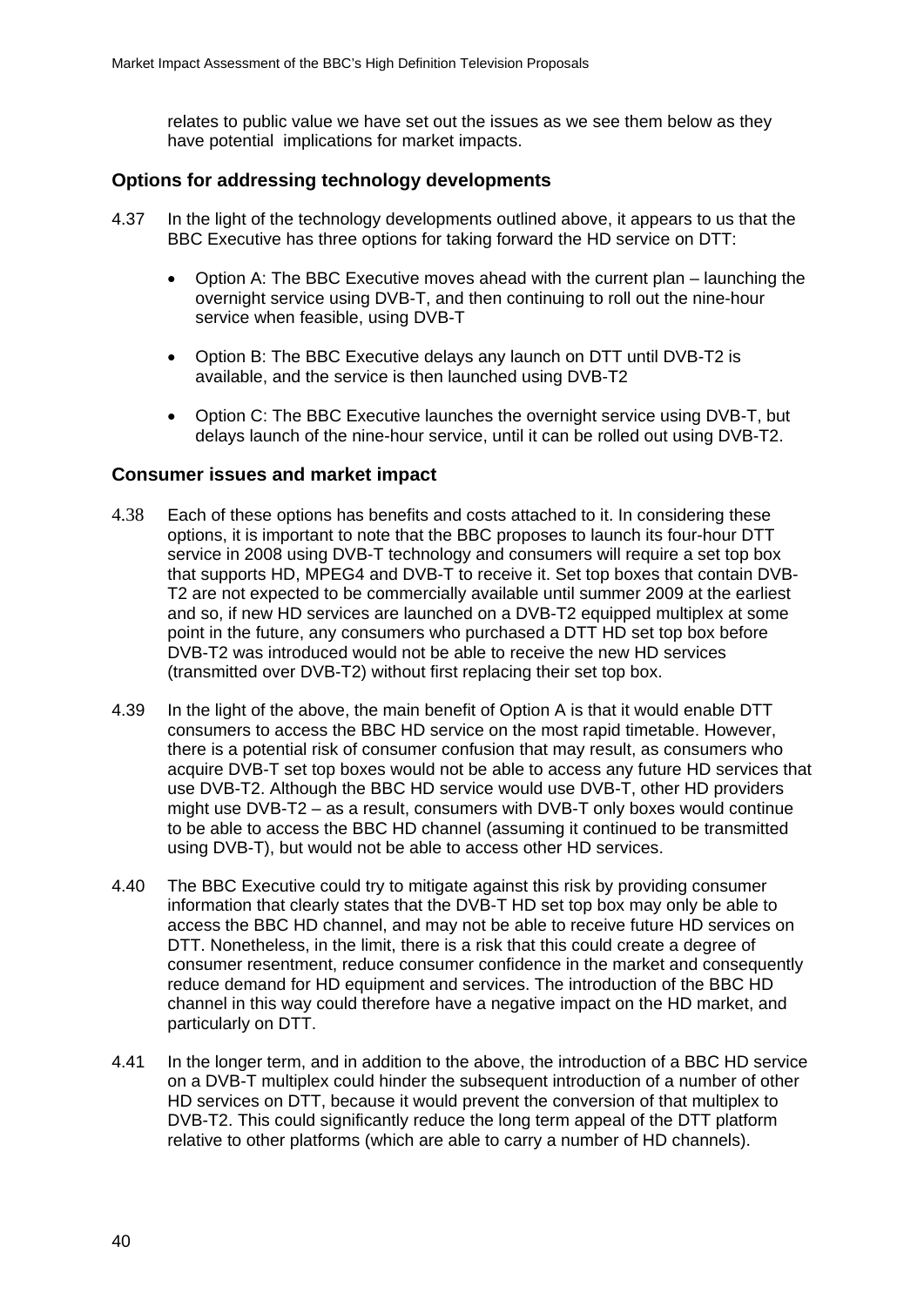relates to public value we have set out the issues as we see them below as they have potential implications for market impacts.

### Options for addressing technology developments

4.37 In the light of the technology developments outlined above, it appears to us that the BBC Executive has three options for taking forward the HD service on DTT:

- Option A: The BBC Executive moves ahead with the current plan – launching the overnight service using DVB-T, and then continuing to roll out the nine-hour service when feasible, using DVB-T
- Option B: The BBC Executive delays any launch on DTT until DVB-T2 is available, and the service is then launched using DVB-T2
- Option C: The BBC Executive launches the overnight service using DVB-T, but delays launch of the nine-hour service, until it can be rolled out using DVB-T2.

### Consumer issues and market impact

4.38 Each of these options has benefits and costs attached to it. In considering these options, it is important to note that the BBC proposes to launch its four-hour DTT service in 2008 using DVB-T technology and consumers will require a set top box that supports HD, MPEG4 and DVB-T to receive it. Set top boxes that contain DVB-T2 are not expected to be commercially available until summer 2009 at the earliest and so, if new HD services are launched on a DVB-T2 equipped multiplex at some point in the future, any consumers who purchased a DTT HD set top box before DVB-T2 was introduced would not be able to receive the new HD services (transmitted over DVB-T2) without first replacing their set top box.

4.39 In the light of the above, the main benefit of Option A is that it would enable DTT consumers to access the BBC HD service on the most rapid timetable. However, there is a potential risk of consumer confusion that may result, as consumers who acquire DVB-T set top boxes would not be able to access any future HD services that use DVB-T2. Although the BBC HD service would use DVB-T, other HD providers might use DVB-T2 – as a result, consumers with DVB-T only boxes would continue to be able to access the BBC HD channel (assuming it continued to be transmitted using DVB-T), but would not be able to access other HD services.

4.40 The BBC Executive could try to mitigate against this risk by providing consumer information that clearly states that the DVB-T HD set top box may only be able to access the BBC HD channel, and may not be able to receive future HD services on DTT. Nonetheless, in the limit, there is a risk that this could create a degree of consumer resentment, reduce consumer confidence in the market and consequently reduce demand for HD equipment and services. The introduction of the BBC HD channel in this way could therefore have a negative impact on the HD market, and particularly on DTT.

4.41 In the longer term, and in addition to the above, the introduction of a BBC HD service on a DVB-T multiplex could hinder the subsequent introduction of a number of other HD services on DTT, because it would prevent the conversion of that multiplex to DVB-T2. This could significantly reduce the long term appeal of the DTT platform relative to other platforms (which are able to carry a number of HD channels).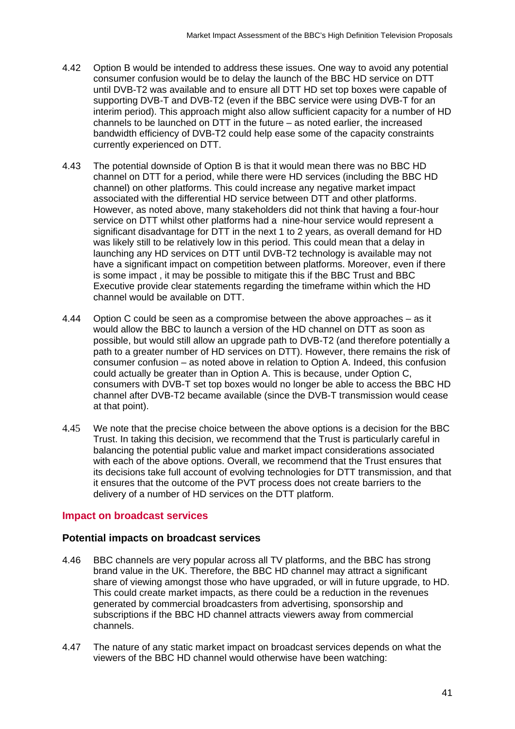4.42 Option B would be intended to address these issues. One way to avoid any potential consumer confusion would be to delay the launch of the BBC HD service on DTT until DVB-T2 was available and to ensure all DTT HD set top boxes were capable of supporting DVB-T and DVB-T2 (even if the BBC service were using DVB-T for an interim period). This approach might also allow sufficient capacity for a number of HD channels to be launched on DTT in the future – as noted earlier, the increased bandwidth efficiency of DVB-T2 could help ease some of the capacity constraints currently experienced on DTT.

4.43 The potential downside of Option B is that it would mean there was no BBC HD channel on DTT for a period, while there were HD services (including the BBC HD channel) on other platforms. This could increase any negative market impact associated with the differential HD service between DTT and other platforms. However, as noted above, many stakeholders did not think that having a four-hour service on DTT whilst other platforms had a nine-hour service would represent a significant disadvantage for DTT in the next 1 to 2 years, as overall demand for HD was likely still to be relatively low in this period. This could mean that a delay in launching any HD services on DTT until DVB-T2 technology is available may not have a significant impact on competition between platforms. Moreover, even if there is some impact , it may be possible to mitigate this if the BBC Trust and BBC Executive provide clear statements regarding the timeframe within which the HD channel would be available on DTT.

4.44 Option C could be seen as a compromise between the above approaches – as it would allow the BBC to launch a version of the HD channel on DTT as soon as possible, but would still allow an upgrade path to DVB-T2 (and therefore potentially a path to a greater number of HD services on DTT). However, there remains the risk of consumer confusion – as noted above in relation to Option A. Indeed, this confusion could actually be greater than in Option A. This is because, under Option C, consumers with DVB-T set top boxes would no longer be able to access the BBC HD channel after DVB-T2 became available (since the DVB-T transmission would cease at that point).

4.45 We note that the precise choice between the above options is a decision for the BBC Trust. In taking this decision, we recommend that the Trust is particularly careful in balancing the potential public value and market impact considerations associated with each of the above options. Overall, we recommend that the Trust ensures that its decisions take full account of evolving technologies for DTT transmission, and that it ensures that the outcome of the PVT process does not create barriers to the delivery of a number of HD services on the DTT platform.

## Impact on broadcast services

### Potential impacts on broadcast services

4.46 BBC channels are very popular across all TV platforms, and the BBC has strong brand value in the UK. Therefore, the BBC HD channel may attract a significant share of viewing amongst those who have upgraded, or will in future upgrade, to HD. This could create market impacts, as there could be a reduction in the revenues generated by commercial broadcasters from advertising, sponsorship and subscriptions if the BBC HD channel attracts viewers away from commercial channels.

4.47 The nature of any static market impact on broadcast services depends on what the viewers of the BBC HD channel would otherwise have been watching: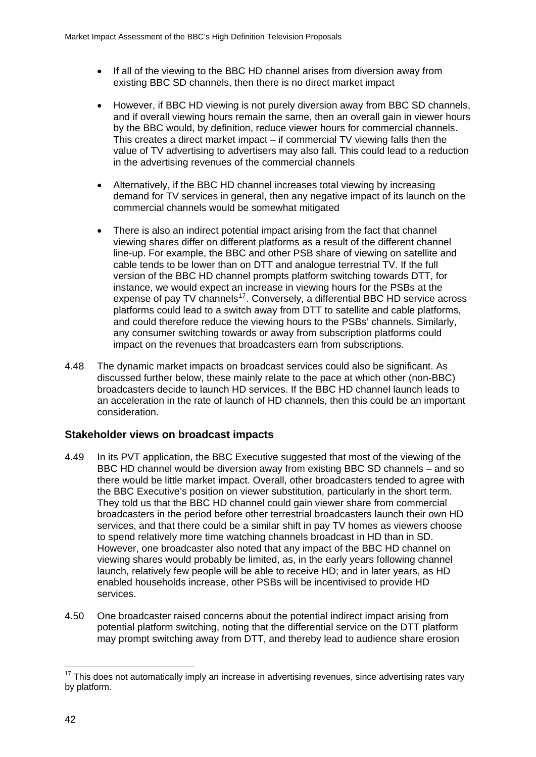- If all of the viewing to the BBC HD channel arises from diversion away from existing BBC SD channels, then there is no direct market impact

- However, if BBC HD viewing is not purely diversion away from BBC SD channels, and if overall viewing hours remain the same, then an overall gain in viewer hours by the BBC would, by definition, reduce viewer hours for commercial channels. This creates a direct market impact – if commercial TV viewing falls then the value of TV advertising to advertisers may also fall. This could lead to a reduction in the advertising revenues of the commercial channels

- Alternatively, if the BBC HD channel increases total viewing by increasing demand for TV services in general, then any negative impact of its launch on the commercial channels would be somewhat mitigated

- There is also an indirect potential impact arising from the fact that channel viewing shares differ on different platforms as a result of the different channel line-up. For example, the BBC and other PSB share of viewing on satellite and cable tends to be lower than on DTT and analogue terrestrial TV. If the full version of the BBC HD channel prompts platform switching towards DTT, for instance, we would expect an increase in viewing hours for the PSBs at the expense of pay TV channels[17]. Conversely, a differential BBC HD service across platforms could lead to a switch away from DTT to satellite and cable platforms, and could therefore reduce the viewing hours to the PSBs' channels. Similarly, any consumer switching towards or away from subscription platforms could impact on the revenues that broadcasters earn from subscriptions.

4.48 The dynamic market impacts on broadcast services could also be significant. As discussed further below, these mainly relate to the pace at which other (non-BBC) broadcasters decide to launch HD services. If the BBC HD channel launch leads to an acceleration in the rate of launch of HD channels, then this could be an important consideration.

### Stakeholder views on broadcast impacts

4.49 In its PVT application, the BBC Executive suggested that most of the viewing of the BBC HD channel would be diversion away from existing BBC SD channels – and so there would be little market impact. Overall, other broadcasters tended to agree with the BBC Executive's position on viewer substitution, particularly in the short term. They told us that the BBC HD channel could gain viewer share from commercial broadcasters in the period before other terrestrial broadcasters launch their own HD services, and that there could be a similar shift in pay TV homes as viewers choose to spend relatively more time watching channels broadcast in HD than in SD. However, one broadcaster also noted that any impact of the BBC HD channel on viewing shares would probably be limited, as, in the early years following channel launch, relatively few people will be able to receive HD; and in later years, as HD enabled households increase, other PSBs will be incentivised to provide HD services.

4.50 One broadcaster raised concerns about the potential indirect impact arising from potential platform switching, noting that the differential service on the DTT platform may prompt switching away from DTT, and thereby lead to audience share erosion

---

[17] This does not automatically imply an increase in advertising revenues, since advertising rates vary by platform.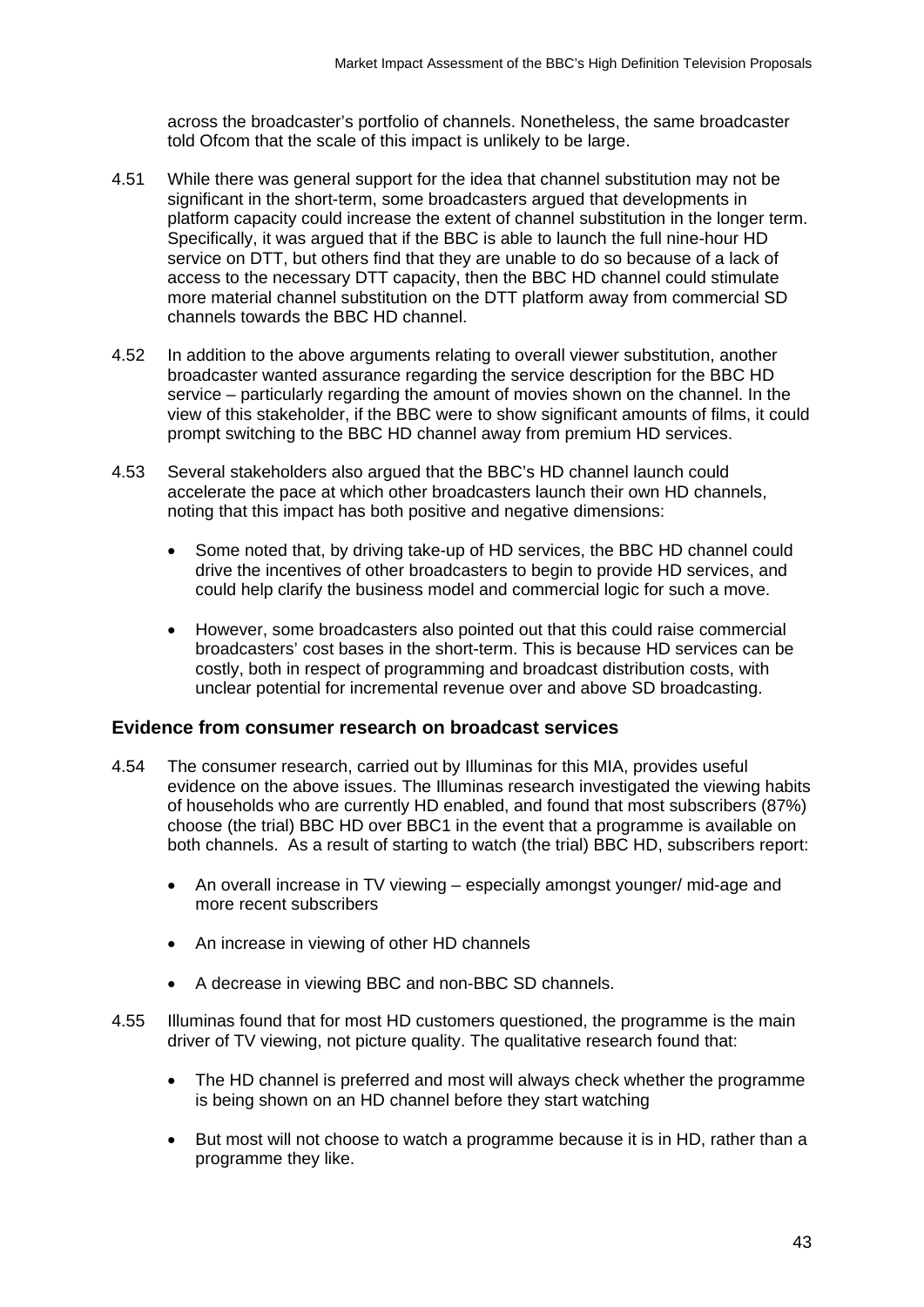across the broadcaster's portfolio of channels. Nonetheless, the same broadcaster told Ofcom that the scale of this impact is unlikely to be large.

4.51 While there was general support for the idea that channel substitution may not be significant in the short-term, some broadcasters argued that developments in platform capacity could increase the extent of channel substitution in the longer term. Specifically, it was argued that if the BBC is able to launch the full nine-hour HD service on DTT, but others find that they are unable to do so because of a lack of access to the necessary DTT capacity, then the BBC HD channel could stimulate more material channel substitution on the DTT platform away from commercial SD channels towards the BBC HD channel.

4.52 In addition to the above arguments relating to overall viewer substitution, another broadcaster wanted assurance regarding the service description for the BBC HD service – particularly regarding the amount of movies shown on the channel. In the view of this stakeholder, if the BBC were to show significant amounts of films, it could prompt switching to the BBC HD channel away from premium HD services.

4.53 Several stakeholders also argued that the BBC's HD channel launch could accelerate the pace at which other broadcasters launch their own HD channels, noting that this impact has both positive and negative dimensions:

- Some noted that, by driving take-up of HD services, the BBC HD channel could drive the incentives of other broadcasters to begin to provide HD services, and could help clarify the business model and commercial logic for such a move.

- However, some broadcasters also pointed out that this could raise commercial broadcasters' cost bases in the short-term. This is because HD services can be costly, both in respect of programming and broadcast distribution costs, with unclear potential for incremental revenue over and above SD broadcasting.

### Evidence from consumer research on broadcast services

4.54 The consumer research, carried out by Illuminas for this MIA, provides useful evidence on the above issues. The Illuminas research investigated the viewing habits of households who are currently HD enabled, and found that most subscribers (87%) choose (the trial) BBC HD over BBC1 in the event that a programme is available on both channels. As a result of starting to watch (the trial) BBC HD, subscribers report:

- An overall increase in TV viewing – especially amongst younger/ mid-age and more recent subscribers

- An increase in viewing of other HD channels

- A decrease in viewing BBC and non-BBC SD channels.

4.55 Illuminas found that for most HD customers questioned, the programme is the main driver of TV viewing, not picture quality. The qualitative research found that:

- The HD channel is preferred and most will always check whether the programme is being shown on an HD channel before they start watching

- But most will not choose to watch a programme because it is in HD, rather than a programme they like.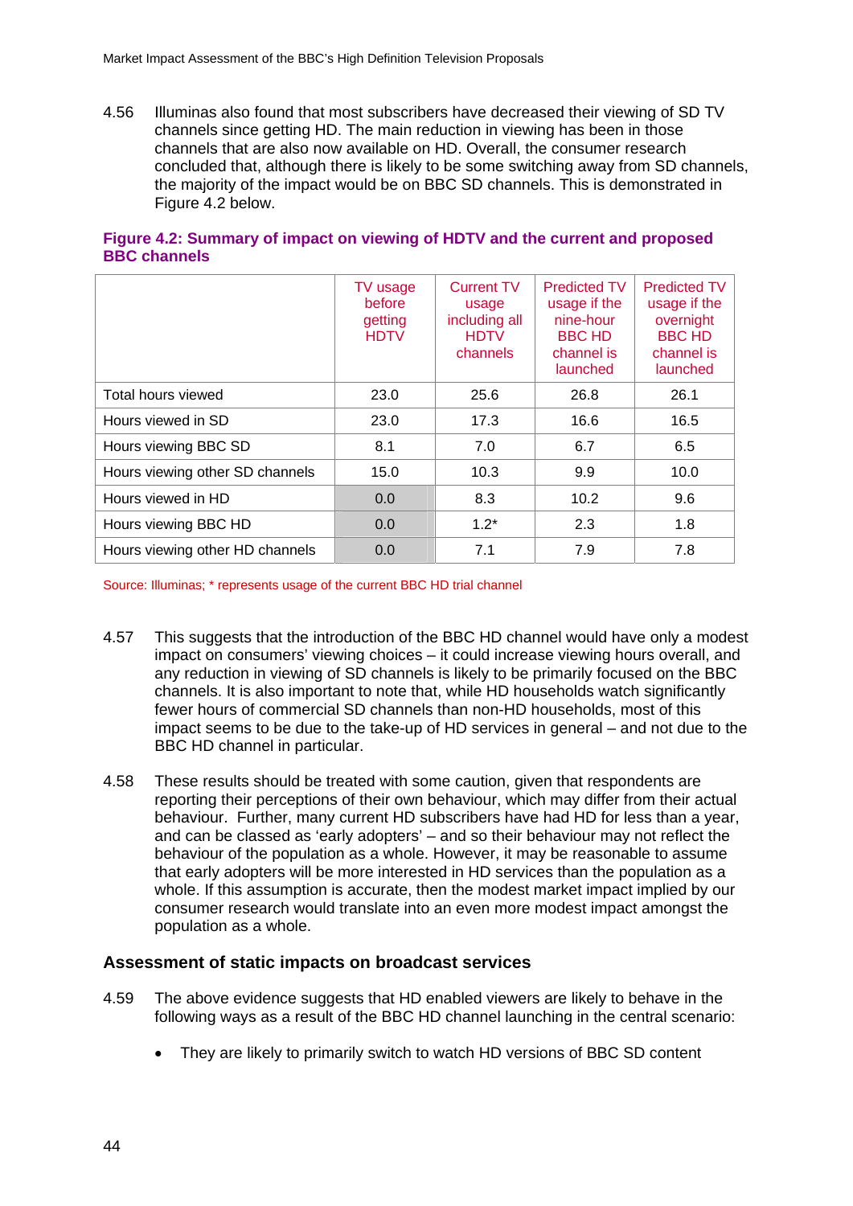4.56 Illuminas also found that most subscribers have decreased their viewing of SD TV channels since getting HD. The main reduction in viewing has been in those channels that are also now available on HD. Overall, the consumer research concluded that, although there is likely to be some switching away from SD channels, the majority of the impact would be on BBC SD channels. This is demonstrated in Figure 4.2 below.

**Figure 4.2: Summary of impact on viewing of HDTV and the current and proposed BBC channels**

| | TV usage before getting HDTV | Current TV usage including all HDTV channels | Predicted TV usage if the nine-hour BBC HD channel is launched | Predicted TV usage if the overnight BBC HD channel is launched |
|---|---|---|---|---|
| Total hours viewed | 23.0 | 25.6 | 26.8 | 26.1 |
| Hours viewed in SD | 23.0 | 17.3 | 16.6 | 16.5 |
| Hours viewing BBC SD | 8.1 | 7.0 | 6.7 | 6.5 |
| Hours viewing other SD channels | 15.0 | 10.3 | 9.9 | 10.0 |
| Hours viewed in HD | 0.0 | 8.3 | 10.2 | 9.6 |
| Hours viewing BBC HD | 0.0 | 1.2* | 2.3 | 1.8 |
| Hours viewing other HD channels | 0.0 | 7.1 | 7.9 | 7.8 |

Source: Illuminas; * represents usage of the current BBC HD trial channel

4.57 This suggests that the introduction of the BBC HD channel would have only a modest impact on consumers' viewing choices – it could increase viewing hours overall, and any reduction in viewing of SD channels is likely to be primarily focused on the BBC channels. It is also important to note that, while HD households watch significantly fewer hours of commercial SD channels than non-HD households, most of this impact seems to be due to the take-up of HD services in general – and not due to the BBC HD channel in particular.

4.58 These results should be treated with some caution, given that respondents are reporting their perceptions of their own behaviour, which may differ from their actual behaviour. Further, many current HD subscribers have had HD for less than a year, and can be classed as 'early adopters' – and so their behaviour may not reflect the behaviour of the population as a whole. However, it may be reasonable to assume that early adopters will be more interested in HD services than the population as a whole. If this assumption is accurate, then the modest market impact implied by our consumer research would translate into an even more modest impact amongst the population as a whole.

## Assessment of static impacts on broadcast services

4.59 The above evidence suggests that HD enabled viewers are likely to behave in the following ways as a result of the BBC HD channel launching in the central scenario:

- They are likely to primarily switch to watch HD versions of BBC SD content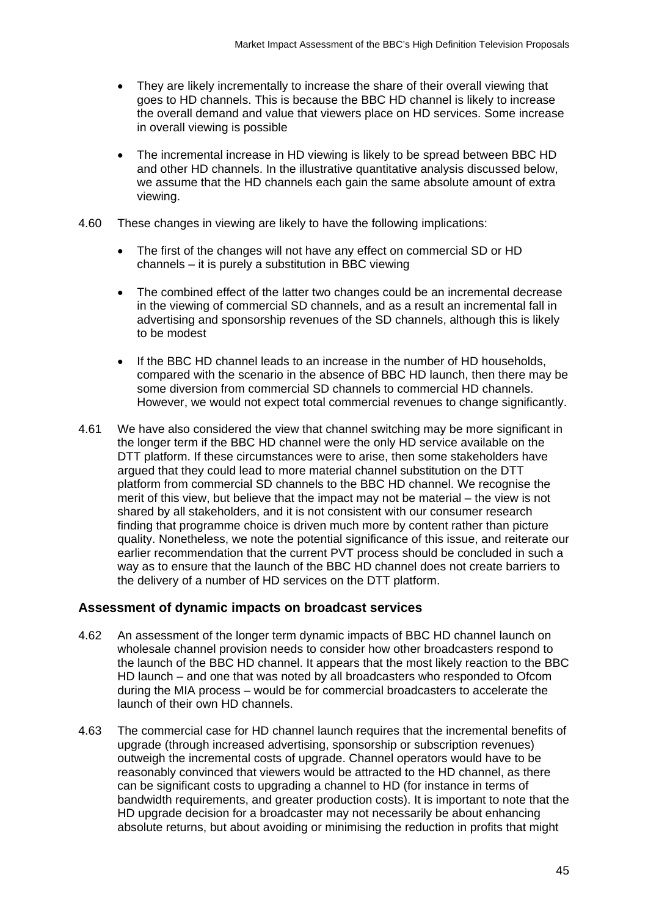- They are likely incrementally to increase the share of their overall viewing that goes to HD channels. This is because the BBC HD channel is likely to increase the overall demand and value that viewers place on HD services. Some increase in overall viewing is possible

- The incremental increase in HD viewing is likely to be spread between BBC HD and other HD channels. In the illustrative quantitative analysis discussed below, we assume that the HD channels each gain the same absolute amount of extra viewing.

4.60 These changes in viewing are likely to have the following implications:

- The first of the changes will not have any effect on commercial SD or HD channels – it is purely a substitution in BBC viewing

- The combined effect of the latter two changes could be an incremental decrease in the viewing of commercial SD channels, and as a result an incremental fall in advertising and sponsorship revenues of the SD channels, although this is likely to be modest

- If the BBC HD channel leads to an increase in the number of HD households, compared with the scenario in the absence of BBC HD launch, then there may be some diversion from commercial SD channels to commercial HD channels. However, we would not expect total commercial revenues to change significantly.

4.61 We have also considered the view that channel switching may be more significant in the longer term if the BBC HD channel were the only HD service available on the DTT platform. If these circumstances were to arise, then some stakeholders have argued that they could lead to more material channel substitution on the DTT platform from commercial SD channels to the BBC HD channel. We recognise the merit of this view, but believe that the impact may not be material – the view is not shared by all stakeholders, and it is not consistent with our consumer research finding that programme choice is driven much more by content rather than picture quality. Nonetheless, we note the potential significance of this issue, and reiterate our earlier recommendation that the current PVT process should be concluded in such a way as to ensure that the launch of the BBC HD channel does not create barriers to the delivery of a number of HD services on the DTT platform.

### Assessment of dynamic impacts on broadcast services

4.62 An assessment of the longer term dynamic impacts of BBC HD channel launch on wholesale channel provision needs to consider how other broadcasters respond to the launch of the BBC HD channel. It appears that the most likely reaction to the BBC HD launch – and one that was noted by all broadcasters who responded to Ofcom during the MIA process – would be for commercial broadcasters to accelerate the launch of their own HD channels.

4.63 The commercial case for HD channel launch requires that the incremental benefits of upgrade (through increased advertising, sponsorship or subscription revenues) outweigh the incremental costs of upgrade. Channel operators would have to be reasonably convinced that viewers would be attracted to the HD channel, as there can be significant costs to upgrading a channel to HD (for instance in terms of bandwidth requirements, and greater production costs). It is important to note that the HD upgrade decision for a broadcaster may not necessarily be about enhancing absolute returns, but about avoiding or minimising the reduction in profits that might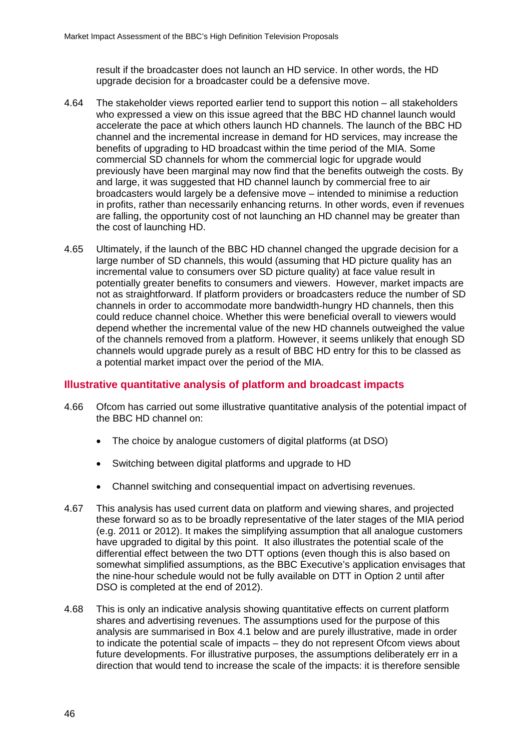result if the broadcaster does not launch an HD service. In other words, the HD upgrade decision for a broadcaster could be a defensive move.

4.64 The stakeholder views reported earlier tend to support this notion – all stakeholders who expressed a view on this issue agreed that the BBC HD channel launch would accelerate the pace at which others launch HD channels. The launch of the BBC HD channel and the incremental increase in demand for HD services, may increase the benefits of upgrading to HD broadcast within the time period of the MIA. Some commercial SD channels for whom the commercial logic for upgrade would previously have been marginal may now find that the benefits outweigh the costs. By and large, it was suggested that HD channel launch by commercial free to air broadcasters would largely be a defensive move – intended to minimise a reduction in profits, rather than necessarily enhancing returns. In other words, even if revenues are falling, the opportunity cost of not launching an HD channel may be greater than the cost of launching HD.

4.65 Ultimately, if the launch of the BBC HD channel changed the upgrade decision for a large number of SD channels, this would (assuming that HD picture quality has an incremental value to consumers over SD picture quality) at face value result in potentially greater benefits to consumers and viewers. However, market impacts are not as straightforward. If platform providers or broadcasters reduce the number of SD channels in order to accommodate more bandwidth-hungry HD channels, then this could reduce channel choice. Whether this were beneficial overall to viewers would depend whether the incremental value of the new HD channels outweighed the value of the channels removed from a platform. However, it seems unlikely that enough SD channels would upgrade purely as a result of BBC HD entry for this to be classed as a potential market impact over the period of the MIA.

## Illustrative quantitative analysis of platform and broadcast impacts

4.66 Ofcom has carried out some illustrative quantitative analysis of the potential impact of the BBC HD channel on:

- The choice by analogue customers of digital platforms (at DSO)
- Switching between digital platforms and upgrade to HD
- Channel switching and consequential impact on advertising revenues.

4.67 This analysis has used current data on platform and viewing shares, and projected these forward so as to be broadly representative of the later stages of the MIA period (e.g. 2011 or 2012). It makes the simplifying assumption that all analogue customers have upgraded to digital by this point. It also illustrates the potential scale of the differential effect between the two DTT options (even though this is also based on somewhat simplified assumptions, as the BBC Executive's application envisages that the nine-hour schedule would not be fully available on DTT in Option 2 until after DSO is completed at the end of 2012).

4.68 This is only an indicative analysis showing quantitative effects on current platform shares and advertising revenues. The assumptions used for the purpose of this analysis are summarised in Box 4.1 below and are purely illustrative, made in order to indicate the potential scale of impacts – they do not represent Ofcom views about future developments. For illustrative purposes, the assumptions deliberately err in a direction that would tend to increase the scale of the impacts: it is therefore sensible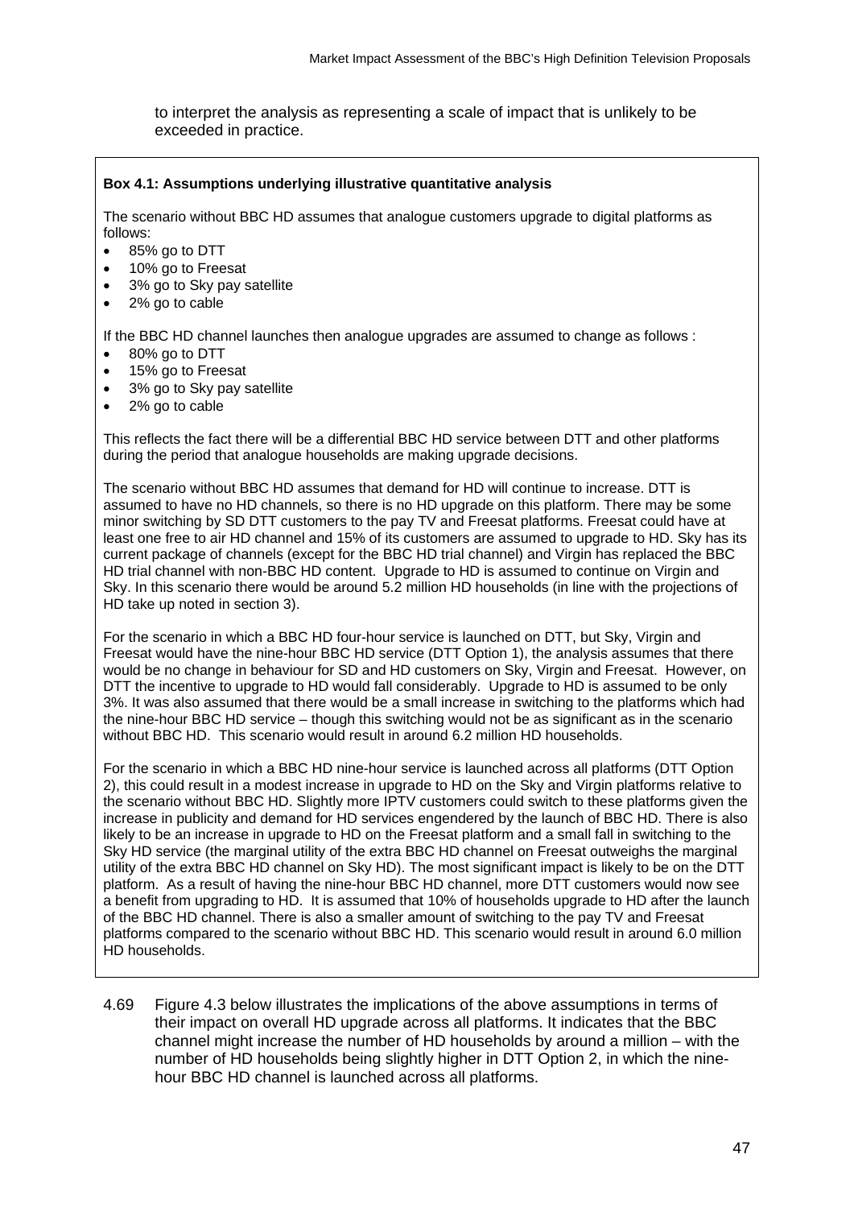to interpret the analysis as representing a scale of impact that is unlikely to be exceeded in practice.

**Box 4.1: Assumptions underlying illustrative quantitative analysis**

The scenario without BBC HD assumes that analogue customers upgrade to digital platforms as follows:

- 85% go to DTT
- 10% go to Freesat
- 3% go to Sky pay satellite
- 2% go to cable

If the BBC HD channel launches then analogue upgrades are assumed to change as follows :

- 80% go to DTT
- 15% go to Freesat
- 3% go to Sky pay satellite
- 2% go to cable

This reflects the fact there will be a differential BBC HD service between DTT and other platforms during the period that analogue households are making upgrade decisions.

The scenario without BBC HD assumes that demand for HD will continue to increase. DTT is assumed to have no HD channels, so there is no HD upgrade on this platform. There may be some minor switching by SD DTT customers to the pay TV and Freesat platforms. Freesat could have at least one free to air HD channel and 15% of its customers are assumed to upgrade to HD. Sky has its current package of channels (except for the BBC HD trial channel) and Virgin has replaced the BBC HD trial channel with non-BBC HD content. Upgrade to HD is assumed to continue on Virgin and Sky. In this scenario there would be around 5.2 million HD households (in line with the projections of HD take up noted in section 3).

For the scenario in which a BBC HD four-hour service is launched on DTT, but Sky, Virgin and Freesat would have the nine-hour BBC HD service (DTT Option 1), the analysis assumes that there would be no change in behaviour for SD and HD customers on Sky, Virgin and Freesat. However, on DTT the incentive to upgrade to HD would fall considerably. Upgrade to HD is assumed to be only 3%. It was also assumed that there would be a small increase in switching to the platforms which had the nine-hour BBC HD service – though this switching would not be as significant as in the scenario without BBC HD. This scenario would result in around 6.2 million HD households.

For the scenario in which a BBC HD nine-hour service is launched across all platforms (DTT Option 2), this could result in a modest increase in upgrade to HD on the Sky and Virgin platforms relative to the scenario without BBC HD. Slightly more IPTV customers could switch to these platforms given the increase in publicity and demand for HD services engendered by the launch of BBC HD. There is also likely to be an increase in upgrade to HD on the Freesat platform and a small fall in switching to the Sky HD service (the marginal utility of the extra BBC HD channel on Freesat outweighs the marginal utility of the extra BBC HD channel on Sky HD). The most significant impact is likely to be on the DTT platform. As a result of having the nine-hour BBC HD channel, more DTT customers would now see a benefit from upgrading to HD. It is assumed that 10% of households upgrade to HD after the launch of the BBC HD channel. There is also a smaller amount of switching to the pay TV and Freesat platforms compared to the scenario without BBC HD. This scenario would result in around 6.0 million HD households.

4.69 Figure 4.3 below illustrates the implications of the above assumptions in terms of their impact on overall HD upgrade across all platforms. It indicates that the BBC channel might increase the number of HD households by around a million – with the number of HD households being slightly higher in DTT Option 2, in which the nine-hour BBC HD channel is launched across all platforms.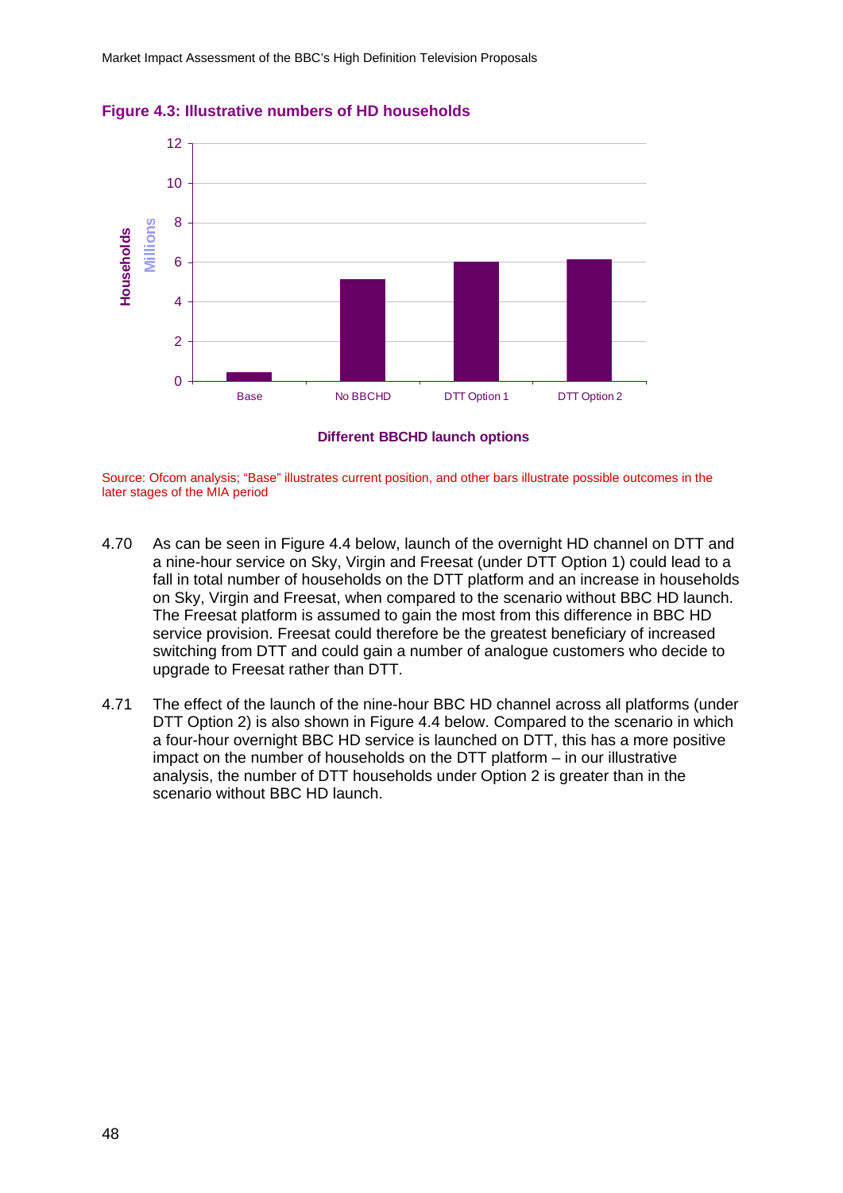**Figure 4.3: Illustrative numbers of HD households**

Source: Ofcom analysis; "Base" illustrates current position, and other bars illustrate possible outcomes in the later stages of the MIA period

4.70 As can be seen in Figure 4.4 below, launch of the overnight HD channel on DTT and a nine-hour service on Sky, Virgin and Freesat (under DTT Option 1) could lead to a fall in total number of households on the DTT platform and an increase in households on Sky, Virgin and Freesat, when compared to the scenario without BBC HD launch. The Freesat platform is assumed to gain the most from this difference in BBC HD service provision. Freesat could therefore be the greatest beneficiary of increased switching from DTT and could gain a number of analogue customers who decide to upgrade to Freesat rather than DTT.

4.71 The effect of the launch of the nine-hour BBC HD channel across all platforms (under DTT Option 2) is also shown in Figure 4.4 below. Compared to the scenario in which a four-hour overnight BBC HD service is launched on DTT, this has a more positive impact on the number of households on the DTT platform – in our illustrative analysis, the number of DTT households under Option 2 is greater than in the scenario without BBC HD launch.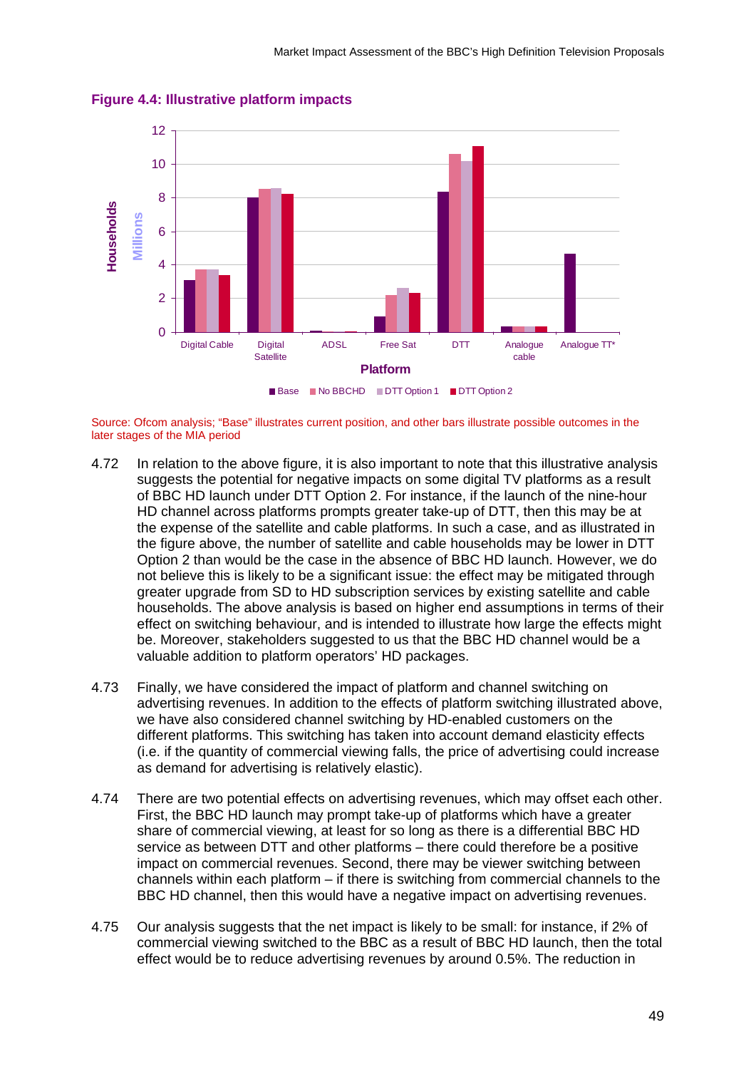**Figure 4.4: Illustrative platform impacts**

Source: Ofcom analysis; "Base" illustrates current position, and other bars illustrate possible outcomes in the later stages of the MIA period

4.72 In relation to the above figure, it is also important to note that this illustrative analysis suggests the potential for negative impacts on some digital TV platforms as a result of BBC HD launch under DTT Option 2. For instance, if the launch of the nine-hour HD channel across platforms prompts greater take-up of DTT, then this may be at the expense of the satellite and cable platforms. In such a case, and as illustrated in the figure above, the number of satellite and cable households may be lower in DTT Option 2 than would be the case in the absence of BBC HD launch. However, we do not believe this is likely to be a significant issue: the effect may be mitigated through greater upgrade from SD to HD subscription services by existing satellite and cable households. The above analysis is based on higher end assumptions in terms of their effect on switching behaviour, and is intended to illustrate how large the effects might be. Moreover, stakeholders suggested to us that the BBC HD channel would be a valuable addition to platform operators' HD packages.

4.73 Finally, we have considered the impact of platform and channel switching on advertising revenues. In addition to the effects of platform switching illustrated above, we have also considered channel switching by HD-enabled customers on the different platforms. This switching has taken into account demand elasticity effects (i.e. if the quantity of commercial viewing falls, the price of advertising could increase as demand for advertising is relatively elastic).

4.74 There are two potential effects on advertising revenues, which may offset each other. First, the BBC HD launch may prompt take-up of platforms which have a greater share of commercial viewing, at least for so long as there is a differential BBC HD service as between DTT and other platforms – there could therefore be a positive impact on commercial revenues. Second, there may be viewer switching between channels within each platform – if there is switching from commercial channels to the BBC HD channel, then this would have a negative impact on advertising revenues.

4.75 Our analysis suggests that the net impact is likely to be small: for instance, if 2% of commercial viewing switched to the BBC as a result of BBC HD launch, then the total effect would be to reduce advertising revenues by around 0.5%. The reduction in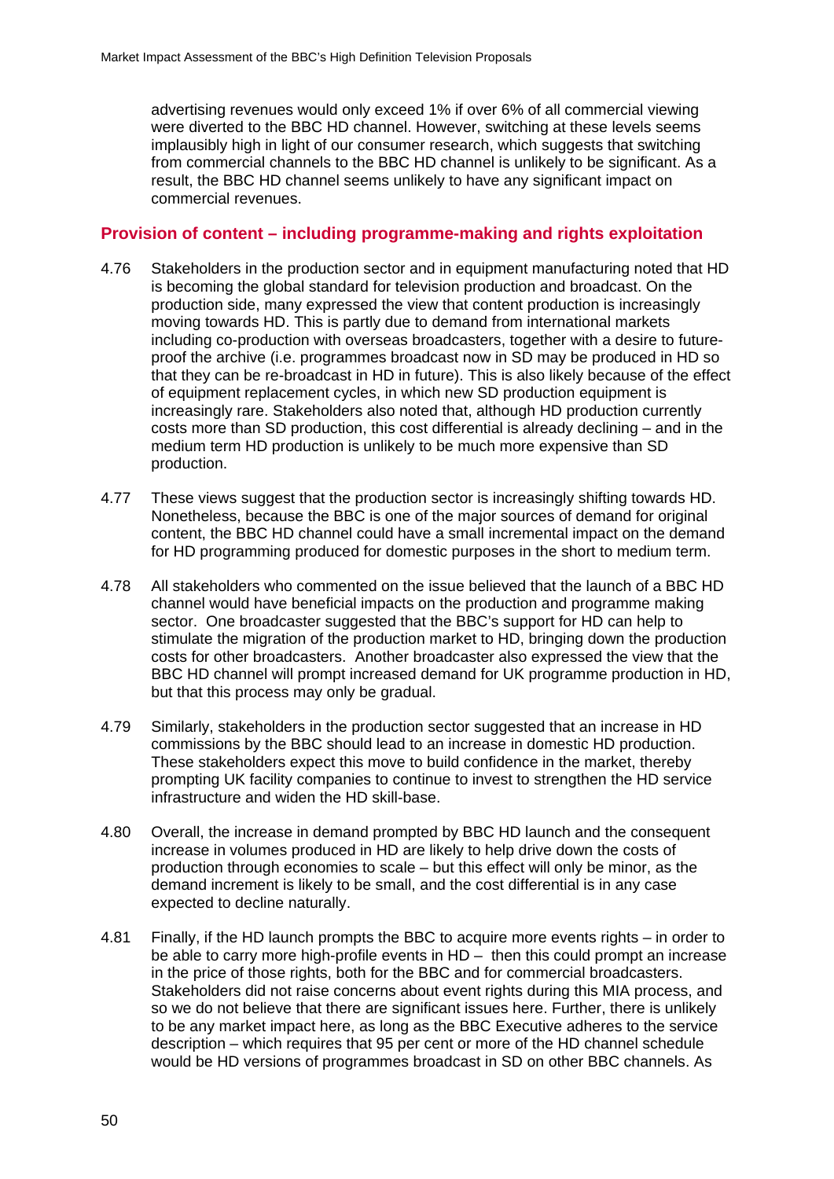advertising revenues would only exceed 1% if over 6% of all commercial viewing were diverted to the BBC HD channel. However, switching at these levels seems implausibly high in light of our consumer research, which suggests that switching from commercial channels to the BBC HD channel is unlikely to be significant. As a result, the BBC HD channel seems unlikely to have any significant impact on commercial revenues.

### Provision of content – including programme-making and rights exploitation

4.76 Stakeholders in the production sector and in equipment manufacturing noted that HD is becoming the global standard for television production and broadcast. On the production side, many expressed the view that content production is increasingly moving towards HD. This is partly due to demand from international markets including co-production with overseas broadcasters, together with a desire to future-proof the archive (i.e. programmes broadcast now in SD may be produced in HD so that they can be re-broadcast in HD in future). This is also likely because of the effect of equipment replacement cycles, in which new SD production equipment is increasingly rare. Stakeholders also noted that, although HD production currently costs more than SD production, this cost differential is already declining – and in the medium term HD production is unlikely to be much more expensive than SD production.

4.77 These views suggest that the production sector is increasingly shifting towards HD. Nonetheless, because the BBC is one of the major sources of demand for original content, the BBC HD channel could have a small incremental impact on the demand for HD programming produced for domestic purposes in the short to medium term.

4.78 All stakeholders who commented on the issue believed that the launch of a BBC HD channel would have beneficial impacts on the production and programme making sector. One broadcaster suggested that the BBC's support for HD can help to stimulate the migration of the production market to HD, bringing down the production costs for other broadcasters. Another broadcaster also expressed the view that the BBC HD channel will prompt increased demand for UK programme production in HD, but that this process may only be gradual.

4.79 Similarly, stakeholders in the production sector suggested that an increase in HD commissions by the BBC should lead to an increase in domestic HD production. These stakeholders expect this move to build confidence in the market, thereby prompting UK facility companies to continue to invest to strengthen the HD service infrastructure and widen the HD skill-base.

4.80 Overall, the increase in demand prompted by BBC HD launch and the consequent increase in volumes produced in HD are likely to help drive down the costs of production through economies to scale – but this effect will only be minor, as the demand increment is likely to be small, and the cost differential is in any case expected to decline naturally.

4.81 Finally, if the HD launch prompts the BBC to acquire more events rights – in order to be able to carry more high-profile events in HD – then this could prompt an increase in the price of those rights, both for the BBC and for commercial broadcasters. Stakeholders did not raise concerns about event rights during this MIA process, and so we do not believe that there are significant issues here. Further, there is unlikely to be any market impact here, as long as the BBC Executive adheres to the service description – which requires that 95 per cent or more of the HD channel schedule would be HD versions of programmes broadcast in SD on other BBC channels. As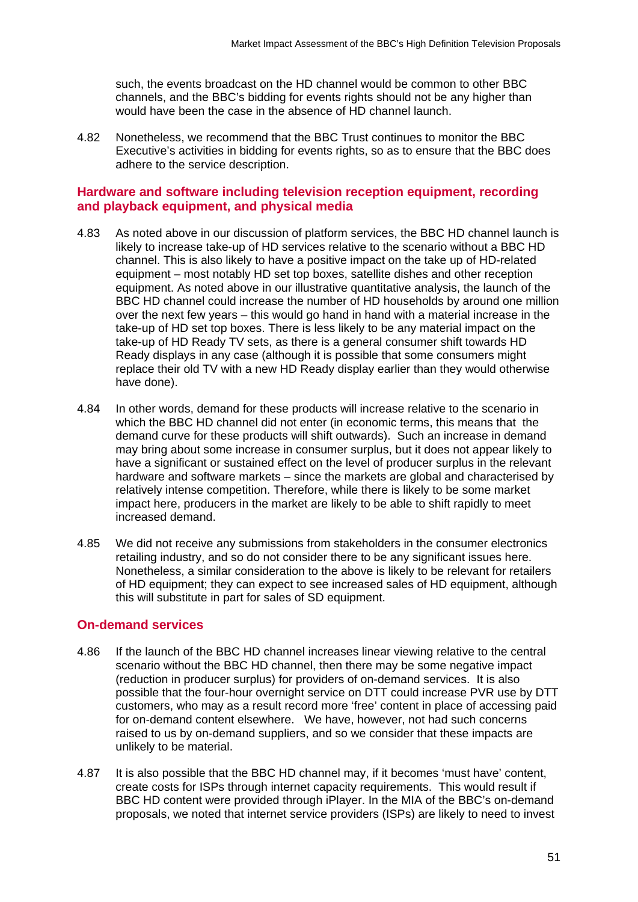such, the events broadcast on the HD channel would be common to other BBC channels, and the BBC's bidding for events rights should not be any higher than would have been the case in the absence of HD channel launch.

4.82 Nonetheless, we recommend that the BBC Trust continues to monitor the BBC Executive's activities in bidding for events rights, so as to ensure that the BBC does adhere to the service description.

## Hardware and software including television reception equipment, recording and playback equipment, and physical media

4.83 As noted above in our discussion of platform services, the BBC HD channel launch is likely to increase take-up of HD services relative to the scenario without a BBC HD channel. This is also likely to have a positive impact on the take up of HD-related equipment – most notably HD set top boxes, satellite dishes and other reception equipment. As noted above in our illustrative quantitative analysis, the launch of the BBC HD channel could increase the number of HD households by around one million over the next few years – this would go hand in hand with a material increase in the take-up of HD set top boxes. There is less likely to be any material impact on the take-up of HD Ready TV sets, as there is a general consumer shift towards HD Ready displays in any case (although it is possible that some consumers might replace their old TV with a new HD Ready display earlier than they would otherwise have done).

4.84 In other words, demand for these products will increase relative to the scenario in which the BBC HD channel did not enter (in economic terms, this means that the demand curve for these products will shift outwards). Such an increase in demand may bring about some increase in consumer surplus, but it does not appear likely to have a significant or sustained effect on the level of producer surplus in the relevant hardware and software markets – since the markets are global and characterised by relatively intense competition. Therefore, while there is likely to be some market impact here, producers in the market are likely to be able to shift rapidly to meet increased demand.

4.85 We did not receive any submissions from stakeholders in the consumer electronics retailing industry, and so do not consider there to be any significant issues here. Nonetheless, a similar consideration to the above is likely to be relevant for retailers of HD equipment; they can expect to see increased sales of HD equipment, although this will substitute in part for sales of SD equipment.

## On-demand services

4.86 If the launch of the BBC HD channel increases linear viewing relative to the central scenario without the BBC HD channel, then there may be some negative impact (reduction in producer surplus) for providers of on-demand services. It is also possible that the four-hour overnight service on DTT could increase PVR use by DTT customers, who may as a result record more 'free' content in place of accessing paid for on-demand content elsewhere. We have, however, not had such concerns raised to us by on-demand suppliers, and so we consider that these impacts are unlikely to be material.

4.87 It is also possible that the BBC HD channel may, if it becomes 'must have' content, create costs for ISPs through internet capacity requirements. This would result if BBC HD content were provided through iPlayer. In the MIA of the BBC's on-demand proposals, we noted that internet service providers (ISPs) are likely to need to invest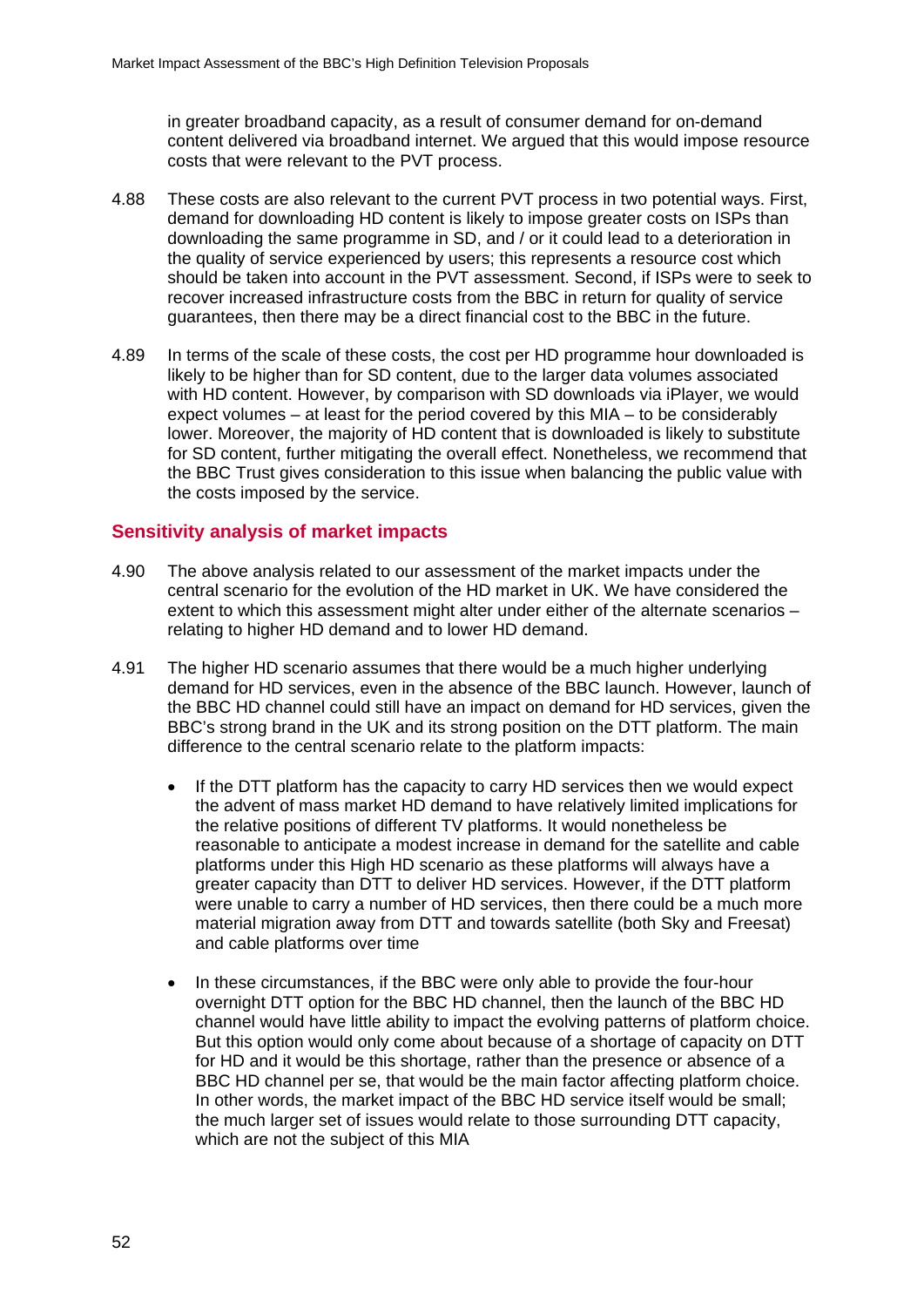in greater broadband capacity, as a result of consumer demand for on-demand content delivered via broadband internet. We argued that this would impose resource costs that were relevant to the PVT process.

4.88 These costs are also relevant to the current PVT process in two potential ways. First, demand for downloading HD content is likely to impose greater costs on ISPs than downloading the same programme in SD, and / or it could lead to a deterioration in the quality of service experienced by users; this represents a resource cost which should be taken into account in the PVT assessment. Second, if ISPs were to seek to recover increased infrastructure costs from the BBC in return for quality of service guarantees, then there may be a direct financial cost to the BBC in the future.

4.89 In terms of the scale of these costs, the cost per HD programme hour downloaded is likely to be higher than for SD content, due to the larger data volumes associated with HD content. However, by comparison with SD downloads via iPlayer, we would expect volumes – at least for the period covered by this MIA – to be considerably lower. Moreover, the majority of HD content that is downloaded is likely to substitute for SD content, further mitigating the overall effect. Nonetheless, we recommend that the BBC Trust gives consideration to this issue when balancing the public value with the costs imposed by the service.

## Sensitivity analysis of market impacts

4.90 The above analysis related to our assessment of the market impacts under the central scenario for the evolution of the HD market in UK. We have considered the extent to which this assessment might alter under either of the alternate scenarios – relating to higher HD demand and to lower HD demand.

4.91 The higher HD scenario assumes that there would be a much higher underlying demand for HD services, even in the absence of the BBC launch. However, launch of the BBC HD channel could still have an impact on demand for HD services, given the BBC's strong brand in the UK and its strong position on the DTT platform. The main difference to the central scenario relate to the platform impacts:

- If the DTT platform has the capacity to carry HD services then we would expect the advent of mass market HD demand to have relatively limited implications for the relative positions of different TV platforms. It would nonetheless be reasonable to anticipate a modest increase in demand for the satellite and cable platforms under this High HD scenario as these platforms will always have a greater capacity than DTT to deliver HD services. However, if the DTT platform were unable to carry a number of HD services, then there could be a much more material migration away from DTT and towards satellite (both Sky and Freesat) and cable platforms over time

- In these circumstances, if the BBC were only able to provide the four-hour overnight DTT option for the BBC HD channel, then the launch of the BBC HD channel would have little ability to impact the evolving patterns of platform choice. But this option would only come about because of a shortage of capacity on DTT for HD and it would be this shortage, rather than the presence or absence of a BBC HD channel per se, that would be the main factor affecting platform choice. In other words, the market impact of the BBC HD service itself would be small; the much larger set of issues would relate to those surrounding DTT capacity, which are not the subject of this MIA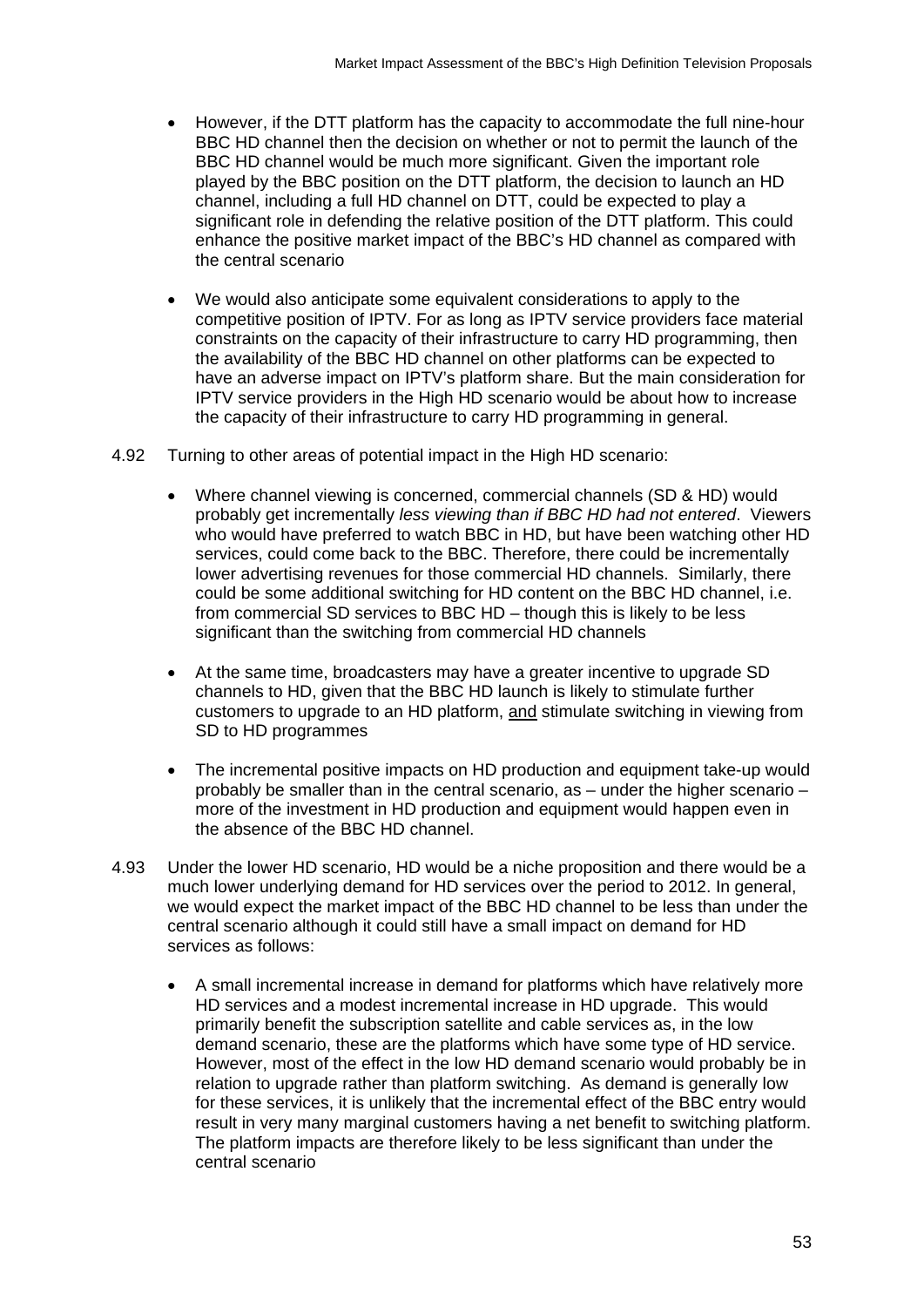- However, if the DTT platform has the capacity to accommodate the full nine-hour BBC HD channel then the decision on whether or not to permit the launch of the BBC HD channel would be much more significant. Given the important role played by the BBC position on the DTT platform, the decision to launch an HD channel, including a full HD channel on DTT, could be expected to play a significant role in defending the relative position of the DTT platform. This could enhance the positive market impact of the BBC's HD channel as compared with the central scenario

- We would also anticipate some equivalent considerations to apply to the competitive position of IPTV. For as long as IPTV service providers face material constraints on the capacity of their infrastructure to carry HD programming, then the availability of the BBC HD channel on other platforms can be expected to have an adverse impact on IPTV's platform share. But the main consideration for IPTV service providers in the High HD scenario would be about how to increase the capacity of their infrastructure to carry HD programming in general.

4.92 Turning to other areas of potential impact in the High HD scenario:

- Where channel viewing is concerned, commercial channels (SD & HD) would probably get incrementally *less viewing than if BBC HD had not entered*. Viewers who would have preferred to watch BBC in HD, but have been watching other HD services, could come back to the BBC. Therefore, there could be incrementally lower advertising revenues for those commercial HD channels. Similarly, there could be some additional switching for HD content on the BBC HD channel, i.e. from commercial SD services to BBC HD – though this is likely to be less significant than the switching from commercial HD channels

- At the same time, broadcasters may have a greater incentive to upgrade SD channels to HD, given that the BBC HD launch is likely to stimulate further customers to upgrade to an HD platform, <u>and</u> stimulate switching in viewing from SD to HD programmes

- The incremental positive impacts on HD production and equipment take-up would probably be smaller than in the central scenario, as – under the higher scenario – more of the investment in HD production and equipment would happen even in the absence of the BBC HD channel.

4.93 Under the lower HD scenario, HD would be a niche proposition and there would be a much lower underlying demand for HD services over the period to 2012. In general, we would expect the market impact of the BBC HD channel to be less than under the central scenario although it could still have a small impact on demand for HD services as follows:

- A small incremental increase in demand for platforms which have relatively more HD services and a modest incremental increase in HD upgrade. This would primarily benefit the subscription satellite and cable services as, in the low demand scenario, these are the platforms which have some type of HD service. However, most of the effect in the low HD demand scenario would probably be in relation to upgrade rather than platform switching. As demand is generally low for these services, it is unlikely that the incremental effect of the BBC entry would result in very many marginal customers having a net benefit to switching platform. The platform impacts are therefore likely to be less significant than under the central scenario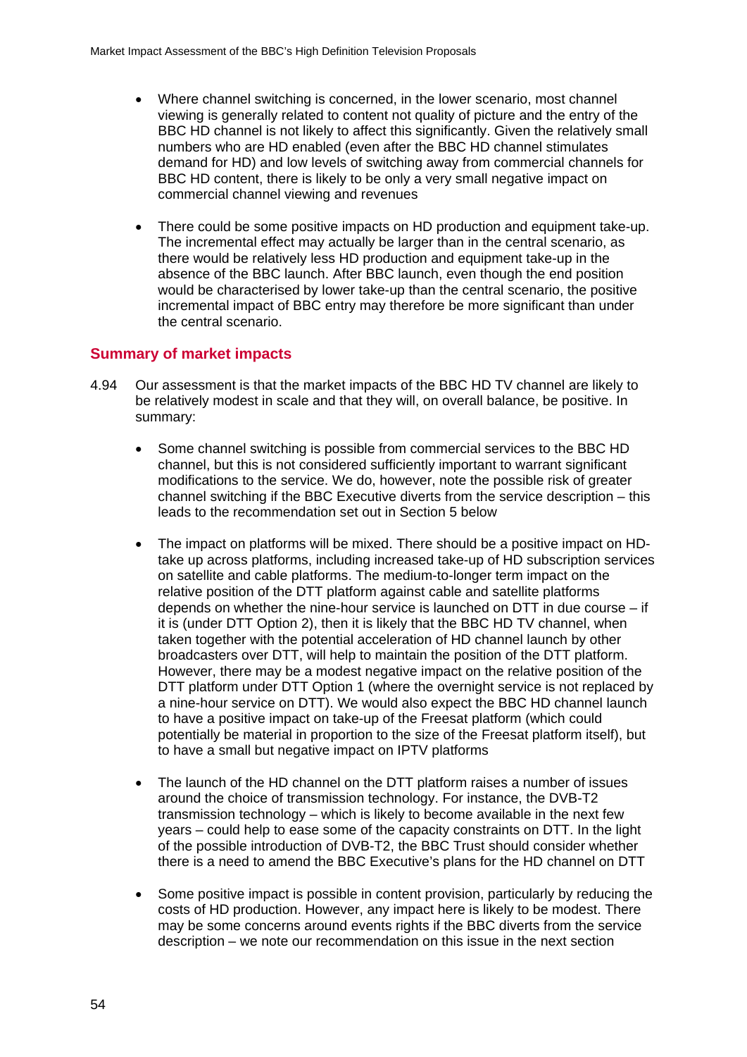- Where channel switching is concerned, in the lower scenario, most channel viewing is generally related to content not quality of picture and the entry of the BBC HD channel is not likely to affect this significantly. Given the relatively small numbers who are HD enabled (even after the BBC HD channel stimulates demand for HD) and low levels of switching away from commercial channels for BBC HD content, there is likely to be only a very small negative impact on commercial channel viewing and revenues

- There could be some positive impacts on HD production and equipment take-up. The incremental effect may actually be larger than in the central scenario, as there would be relatively less HD production and equipment take-up in the absence of the BBC launch. After BBC launch, even though the end position would be characterised by lower take-up than the central scenario, the positive incremental impact of BBC entry may therefore be more significant than under the central scenario.

## Summary of market impacts

4.94 Our assessment is that the market impacts of the BBC HD TV channel are likely to be relatively modest in scale and that they will, on overall balance, be positive. In summary:

- Some channel switching is possible from commercial services to the BBC HD channel, but this is not considered sufficiently important to warrant significant modifications to the service. We do, however, note the possible risk of greater channel switching if the BBC Executive diverts from the service description – this leads to the recommendation set out in Section 5 below

- The impact on platforms will be mixed. There should be a positive impact on HD-take up across platforms, including increased take-up of HD subscription services on satellite and cable platforms. The medium-to-longer term impact on the relative position of the DTT platform against cable and satellite platforms depends on whether the nine-hour service is launched on DTT in due course – if it is (under DTT Option 2), then it is likely that the BBC HD TV channel, when taken together with the potential acceleration of HD channel launch by other broadcasters over DTT, will help to maintain the position of the DTT platform. However, there may be a modest negative impact on the relative position of the DTT platform under DTT Option 1 (where the overnight service is not replaced by a nine-hour service on DTT). We would also expect the BBC HD channel launch to have a positive impact on take-up of the Freesat platform (which could potentially be material in proportion to the size of the Freesat platform itself), but to have a small but negative impact on IPTV platforms

- The launch of the HD channel on the DTT platform raises a number of issues around the choice of transmission technology. For instance, the DVB-T2 transmission technology – which is likely to become available in the next few years – could help to ease some of the capacity constraints on DTT. In the light of the possible introduction of DVB-T2, the BBC Trust should consider whether there is a need to amend the BBC Executive's plans for the HD channel on DTT

- Some positive impact is possible in content provision, particularly by reducing the costs of HD production. However, any impact here is likely to be modest. There may be some concerns around events rights if the BBC diverts from the service description – we note our recommendation on this issue in the next section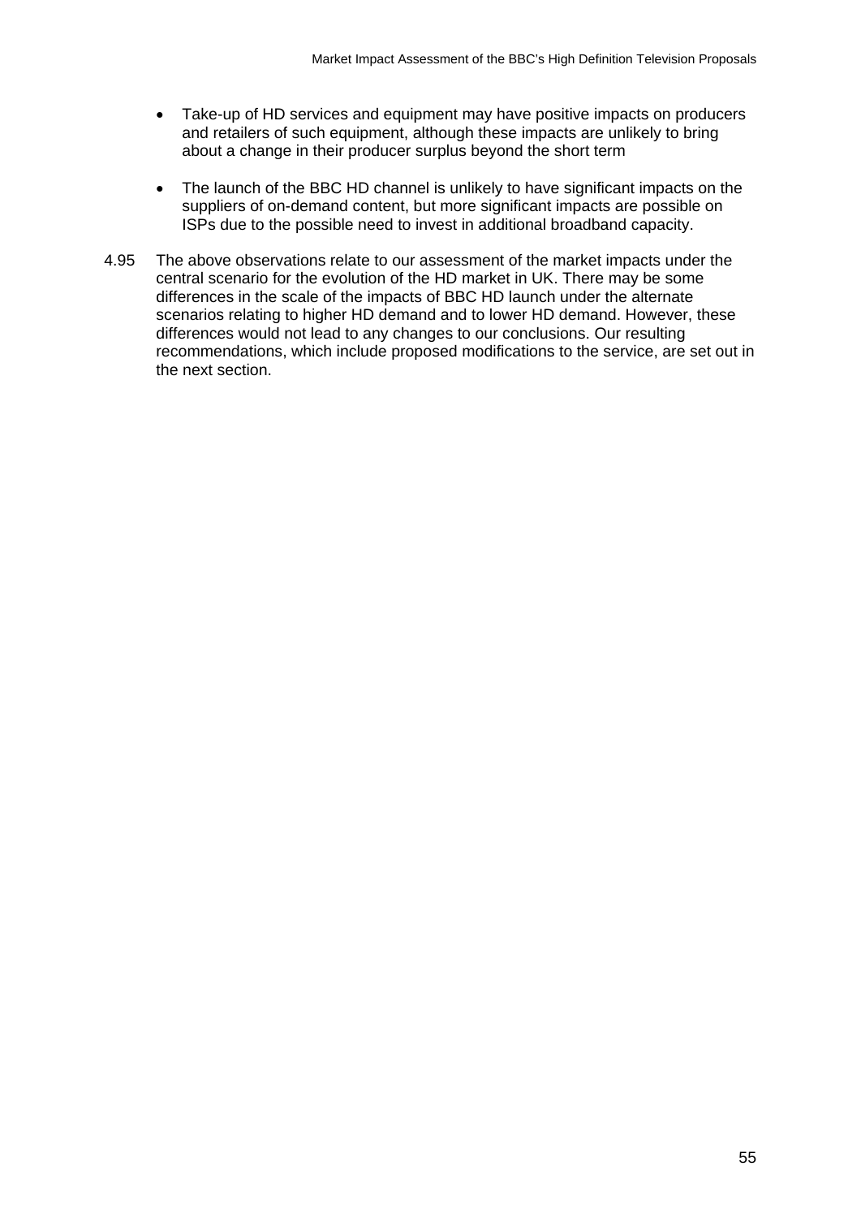- Take-up of HD services and equipment may have positive impacts on producers and retailers of such equipment, although these impacts are unlikely to bring about a change in their producer surplus beyond the short term

- The launch of the BBC HD channel is unlikely to have significant impacts on the suppliers of on-demand content, but more significant impacts are possible on ISPs due to the possible need to invest in additional broadband capacity.

4.95 The above observations relate to our assessment of the market impacts under the central scenario for the evolution of the HD market in UK. There may be some differences in the scale of the impacts of BBC HD launch under the alternate scenarios relating to higher HD demand and to lower HD demand. However, these differences would not lead to any changes to our conclusions. Our resulting recommendations, which include proposed modifications to the service, are set out in the next section.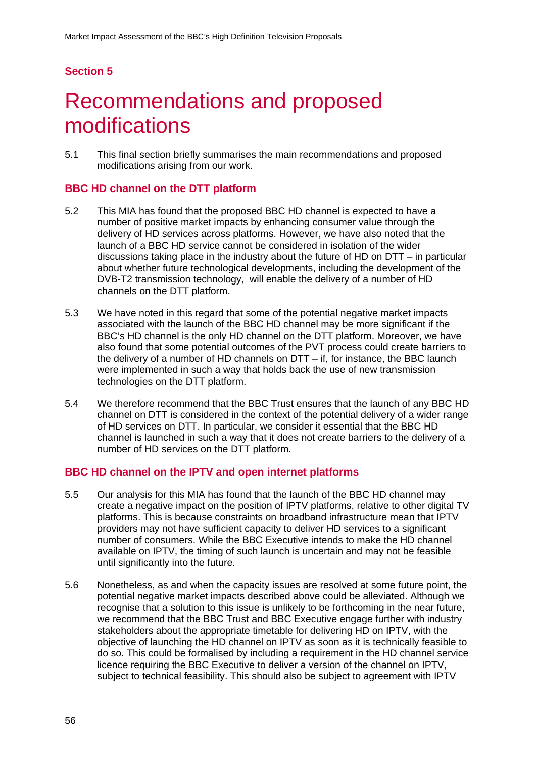## Section 5

# Recommendations and proposed modifications

5.1 This final section briefly summarises the main recommendations and proposed modifications arising from our work.

### BBC HD channel on the DTT platform

5.2 This MIA has found that the proposed BBC HD channel is expected to have a number of positive market impacts by enhancing consumer value through the delivery of HD services across platforms. However, we have also noted that the launch of a BBC HD service cannot be considered in isolation of the wider discussions taking place in the industry about the future of HD on DTT – in particular about whether future technological developments, including the development of the DVB-T2 transmission technology, will enable the delivery of a number of HD channels on the DTT platform.

5.3 We have noted in this regard that some of the potential negative market impacts associated with the launch of the BBC HD channel may be more significant if the BBC's HD channel is the only HD channel on the DTT platform. Moreover, we have also found that some potential outcomes of the PVT process could create barriers to the delivery of a number of HD channels on DTT – if, for instance, the BBC launch were implemented in such a way that holds back the use of new transmission technologies on the DTT platform.

5.4 We therefore recommend that the BBC Trust ensures that the launch of any BBC HD channel on DTT is considered in the context of the potential delivery of a wider range of HD services on DTT. In particular, we consider it essential that the BBC HD channel is launched in such a way that it does not create barriers to the delivery of a number of HD services on the DTT platform.

### BBC HD channel on the IPTV and open internet platforms

5.5 Our analysis for this MIA has found that the launch of the BBC HD channel may create a negative impact on the position of IPTV platforms, relative to other digital TV platforms. This is because constraints on broadband infrastructure mean that IPTV providers may not have sufficient capacity to deliver HD services to a significant number of consumers. While the BBC Executive intends to make the HD channel available on IPTV, the timing of such launch is uncertain and may not be feasible until significantly into the future.

5.6 Nonetheless, as and when the capacity issues are resolved at some future point, the potential negative market impacts described above could be alleviated. Although we recognise that a solution to this issue is unlikely to be forthcoming in the near future, we recommend that the BBC Trust and BBC Executive engage further with industry stakeholders about the appropriate timetable for delivering HD on IPTV, with the objective of launching the HD channel on IPTV as soon as it is technically feasible to do so. This could be formalised by including a requirement in the HD channel service licence requiring the BBC Executive to deliver a version of the channel on IPTV, subject to technical feasibility. This should also be subject to agreement with IPTV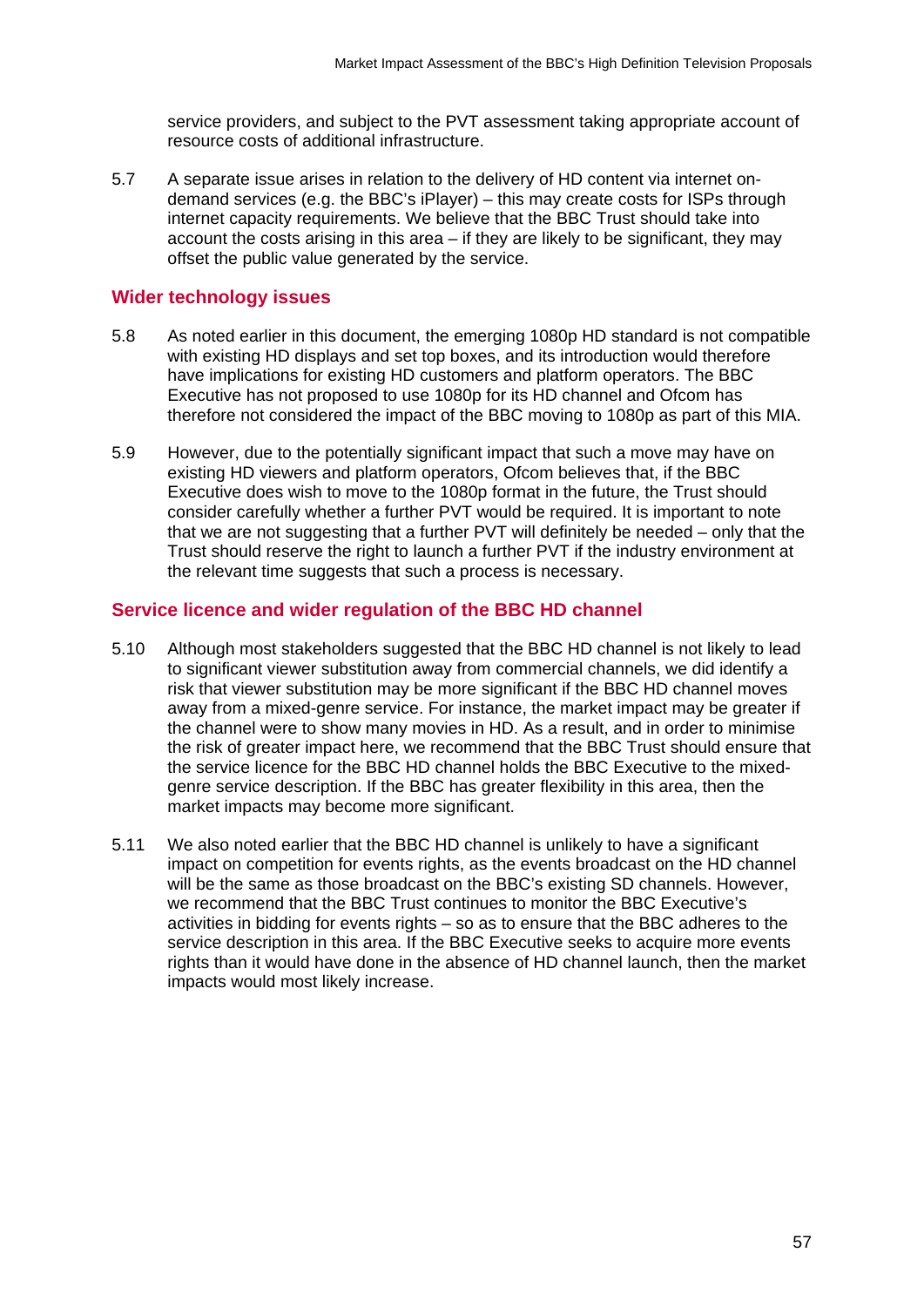service providers, and subject to the PVT assessment taking appropriate account of resource costs of additional infrastructure.

5.7 A separate issue arises in relation to the delivery of HD content via internet on-demand services (e.g. the BBC's iPlayer) – this may create costs for ISPs through internet capacity requirements. We believe that the BBC Trust should take into account the costs arising in this area – if they are likely to be significant, they may offset the public value generated by the service.

## Wider technology issues

5.8 As noted earlier in this document, the emerging 1080p HD standard is not compatible with existing HD displays and set top boxes, and its introduction would therefore have implications for existing HD customers and platform operators. The BBC Executive has not proposed to use 1080p for its HD channel and Ofcom has therefore not considered the impact of the BBC moving to 1080p as part of this MIA.

5.9 However, due to the potentially significant impact that such a move may have on existing HD viewers and platform operators, Ofcom believes that, if the BBC Executive does wish to move to the 1080p format in the future, the Trust should consider carefully whether a further PVT would be required. It is important to note that we are not suggesting that a further PVT will definitely be needed – only that the Trust should reserve the right to launch a further PVT if the industry environment at the relevant time suggests that such a process is necessary.

## Service licence and wider regulation of the BBC HD channel

5.10 Although most stakeholders suggested that the BBC HD channel is not likely to lead to significant viewer substitution away from commercial channels, we did identify a risk that viewer substitution may be more significant if the BBC HD channel moves away from a mixed-genre service. For instance, the market impact may be greater if the channel were to show many movies in HD. As a result, and in order to minimise the risk of greater impact here, we recommend that the BBC Trust should ensure that the service licence for the BBC HD channel holds the BBC Executive to the mixed-genre service description. If the BBC has greater flexibility in this area, then the market impacts may become more significant.

5.11 We also noted earlier that the BBC HD channel is unlikely to have a significant impact on competition for events rights, as the events broadcast on the HD channel will be the same as those broadcast on the BBC's existing SD channels. However, we recommend that the BBC Trust continues to monitor the BBC Executive's activities in bidding for events rights – so as to ensure that the BBC adheres to the service description in this area. If the BBC Executive seeks to acquire more events rights than it would have done in the absence of HD channel launch, then the market impacts would most likely increase.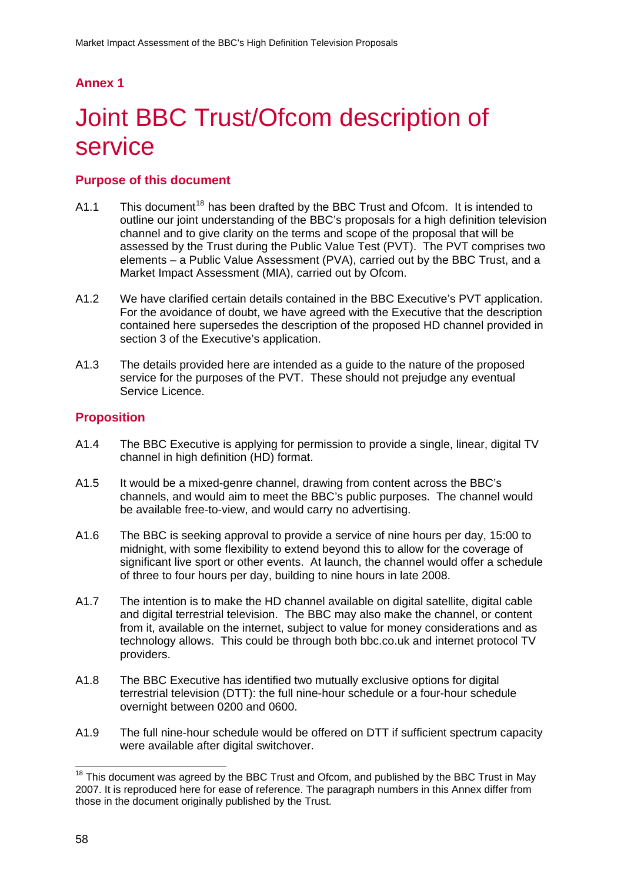## Annex 1

# Joint BBC Trust/Ofcom description of service

### Purpose of this document

A1.1 This document[18] has been drafted by the BBC Trust and Ofcom. It is intended to outline our joint understanding of the BBC's proposals for a high definition television channel and to give clarity on the terms and scope of the proposal that will be assessed by the Trust during the Public Value Test (PVT). The PVT comprises two elements – a Public Value Assessment (PVA), carried out by the BBC Trust, and a Market Impact Assessment (MIA), carried out by Ofcom.

A1.2 We have clarified certain details contained in the BBC Executive's PVT application. For the avoidance of doubt, we have agreed with the Executive that the description contained here supersedes the description of the proposed HD channel provided in section 3 of the Executive's application.

A1.3 The details provided here are intended as a guide to the nature of the proposed service for the purposes of the PVT. These should not prejudge any eventual Service Licence.

### Proposition

A1.4 The BBC Executive is applying for permission to provide a single, linear, digital TV channel in high definition (HD) format.

A1.5 It would be a mixed-genre channel, drawing from content across the BBC's channels, and would aim to meet the BBC's public purposes. The channel would be available free-to-view, and would carry no advertising.

A1.6 The BBC is seeking approval to provide a service of nine hours per day, 15:00 to midnight, with some flexibility to extend beyond this to allow for the coverage of significant live sport or other events. At launch, the channel would offer a schedule of three to four hours per day, building to nine hours in late 2008.

A1.7 The intention is to make the HD channel available on digital satellite, digital cable and digital terrestrial television. The BBC may also make the channel, or content from it, available on the internet, subject to value for money considerations and as technology allows. This could be through both bbc.co.uk and internet protocol TV providers.

A1.8 The BBC Executive has identified two mutually exclusive options for digital terrestrial television (DTT): the full nine-hour schedule or a four-hour schedule overnight between 0200 and 0600.

A1.9 The full nine-hour schedule would be offered on DTT if sufficient spectrum capacity were available after digital switchover.

---

[18] This document was agreed by the BBC Trust and Ofcom, and published by the BBC Trust in May 2007. It is reproduced here for ease of reference. The paragraph numbers in this Annex differ from those in the document originally published by the Trust.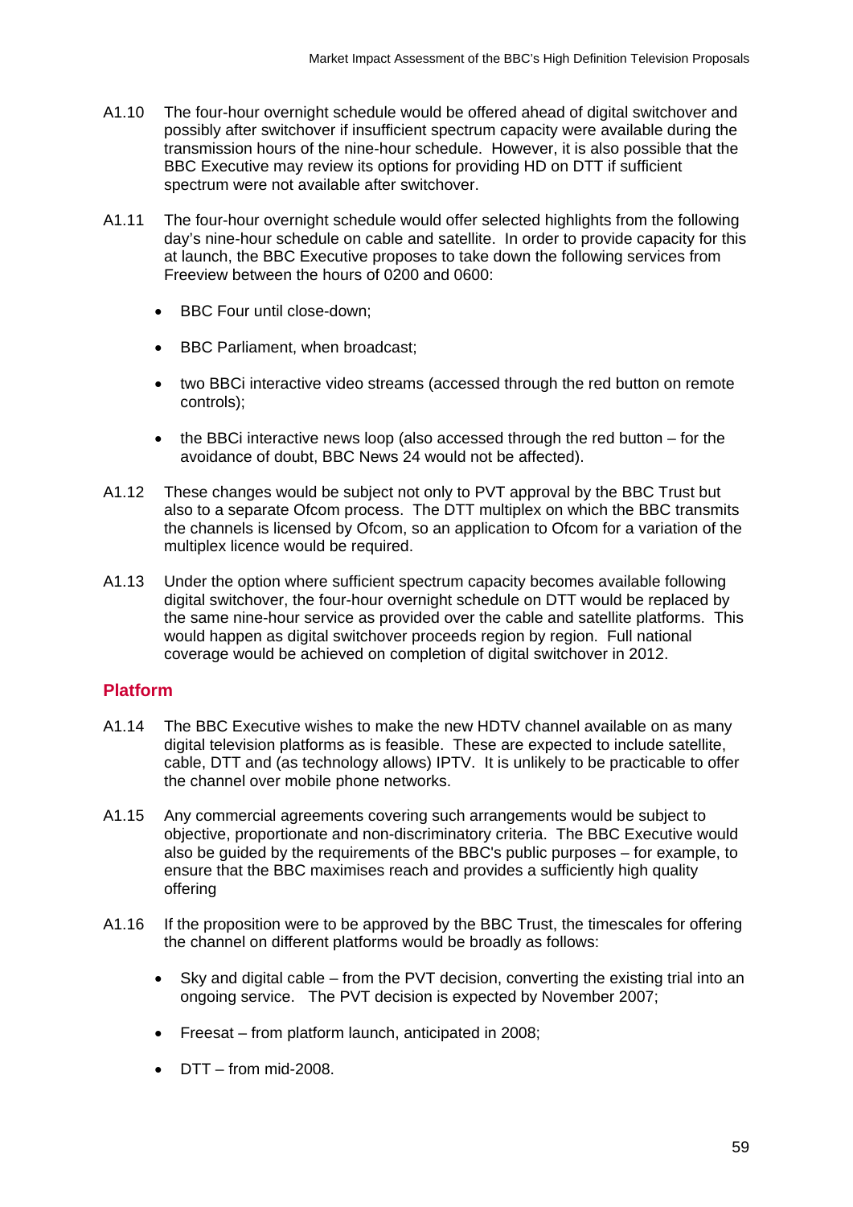A1.10 The four-hour overnight schedule would be offered ahead of digital switchover and possibly after switchover if insufficient spectrum capacity were available during the transmission hours of the nine-hour schedule. However, it is also possible that the BBC Executive may review its options for providing HD on DTT if sufficient spectrum were not available after switchover.

A1.11 The four-hour overnight schedule would offer selected highlights from the following day's nine-hour schedule on cable and satellite. In order to provide capacity for this at launch, the BBC Executive proposes to take down the following services from Freeview between the hours of 0200 and 0600:

- BBC Four until close-down;
- BBC Parliament, when broadcast;
- two BBCi interactive video streams (accessed through the red button on remote controls);
- the BBCi interactive news loop (also accessed through the red button – for the avoidance of doubt, BBC News 24 would not be affected).

A1.12 These changes would be subject not only to PVT approval by the BBC Trust but also to a separate Ofcom process. The DTT multiplex on which the BBC transmits the channels is licensed by Ofcom, so an application to Ofcom for a variation of the multiplex licence would be required.

A1.13 Under the option where sufficient spectrum capacity becomes available following digital switchover, the four-hour overnight schedule on DTT would be replaced by the same nine-hour service as provided over the cable and satellite platforms. This would happen as digital switchover proceeds region by region. Full national coverage would be achieved on completion of digital switchover in 2012.

## Platform

A1.14 The BBC Executive wishes to make the new HDTV channel available on as many digital television platforms as is feasible. These are expected to include satellite, cable, DTT and (as technology allows) IPTV. It is unlikely to be practicable to offer the channel over mobile phone networks.

A1.15 Any commercial agreements covering such arrangements would be subject to objective, proportionate and non-discriminatory criteria. The BBC Executive would also be guided by the requirements of the BBC's public purposes – for example, to ensure that the BBC maximises reach and provides a sufficiently high quality offering

A1.16 If the proposition were to be approved by the BBC Trust, the timescales for offering the channel on different platforms would be broadly as follows:

- Sky and digital cable – from the PVT decision, converting the existing trial into an ongoing service. The PVT decision is expected by November 2007;
- Freesat – from platform launch, anticipated in 2008;
- DTT – from mid-2008.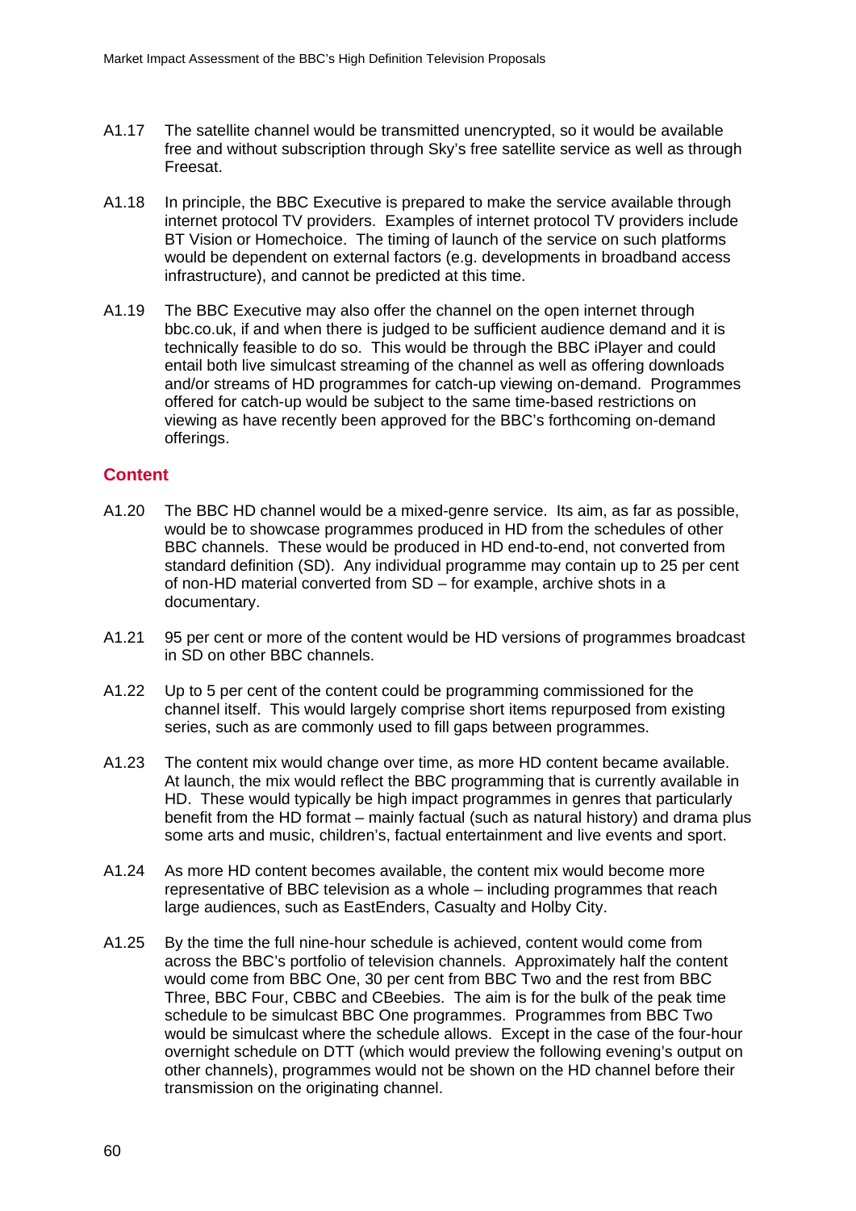A1.17 The satellite channel would be transmitted unencrypted, so it would be available free and without subscription through Sky's free satellite service as well as through Freesat.

A1.18 In principle, the BBC Executive is prepared to make the service available through internet protocol TV providers. Examples of internet protocol TV providers include BT Vision or Homechoice. The timing of launch of the service on such platforms would be dependent on external factors (e.g. developments in broadband access infrastructure), and cannot be predicted at this time.

A1.19 The BBC Executive may also offer the channel on the open internet through bbc.co.uk, if and when there is judged to be sufficient audience demand and it is technically feasible to do so. This would be through the BBC iPlayer and could entail both live simulcast streaming of the channel as well as offering downloads and/or streams of HD programmes for catch-up viewing on-demand. Programmes offered for catch-up would be subject to the same time-based restrictions on viewing as have recently been approved for the BBC's forthcoming on-demand offerings.

## Content

A1.20 The BBC HD channel would be a mixed-genre service. Its aim, as far as possible, would be to showcase programmes produced in HD from the schedules of other BBC channels. These would be produced in HD end-to-end, not converted from standard definition (SD). Any individual programme may contain up to 25 per cent of non-HD material converted from SD – for example, archive shots in a documentary.

A1.21 95 per cent or more of the content would be HD versions of programmes broadcast in SD on other BBC channels.

A1.22 Up to 5 per cent of the content could be programming commissioned for the channel itself. This would largely comprise short items repurposed from existing series, such as are commonly used to fill gaps between programmes.

A1.23 The content mix would change over time, as more HD content became available. At launch, the mix would reflect the BBC programming that is currently available in HD. These would typically be high impact programmes in genres that particularly benefit from the HD format – mainly factual (such as natural history) and drama plus some arts and music, children's, factual entertainment and live events and sport.

A1.24 As more HD content becomes available, the content mix would become more representative of BBC television as a whole – including programmes that reach large audiences, such as EastEnders, Casualty and Holby City.

A1.25 By the time the full nine-hour schedule is achieved, content would come from across the BBC's portfolio of television channels. Approximately half the content would come from BBC One, 30 per cent from BBC Two and the rest from BBC Three, BBC Four, CBBC and CBeebies. The aim is for the bulk of the peak time schedule to be simulcast BBC One programmes. Programmes from BBC Two would be simulcast where the schedule allows. Except in the case of the four-hour overnight schedule on DTT (which would preview the following evening's output on other channels), programmes would not be shown on the HD channel before their transmission on the originating channel.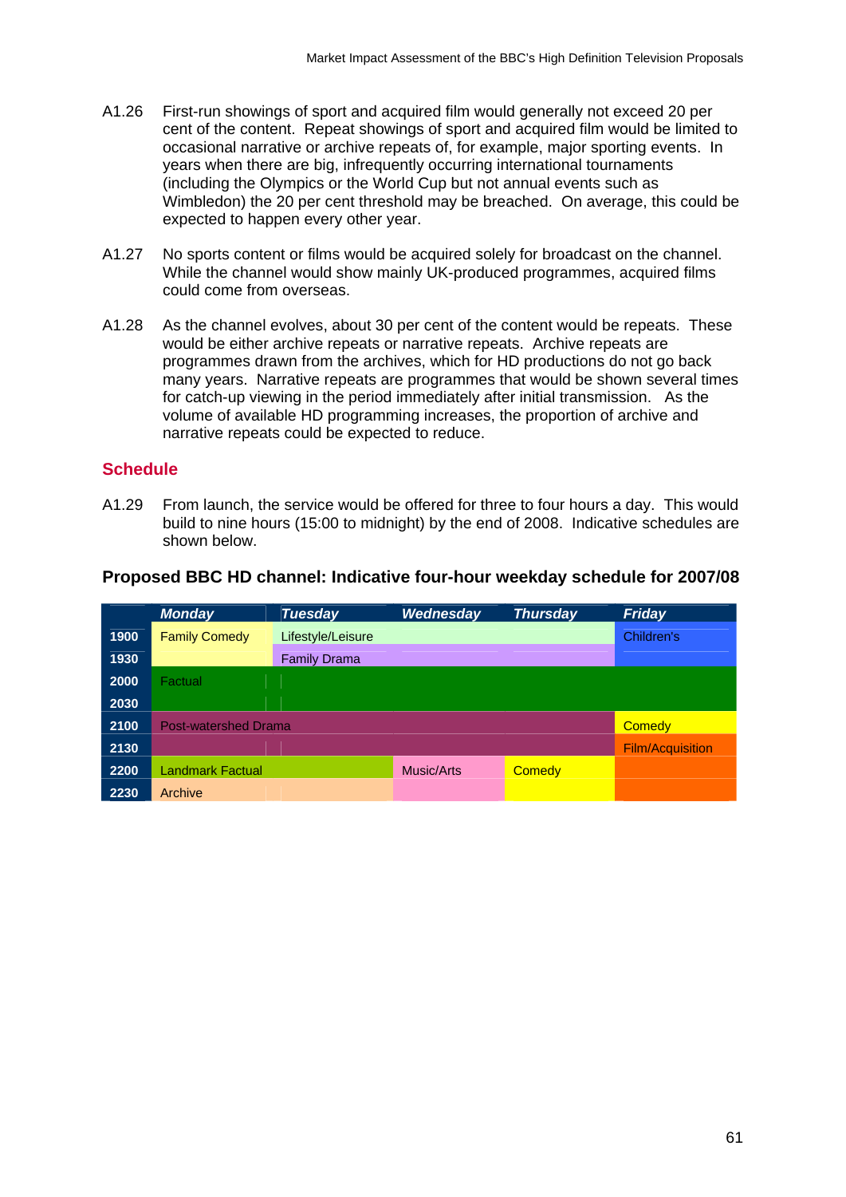A1.26 First-run showings of sport and acquired film would generally not exceed 20 per cent of the content. Repeat showings of sport and acquired film would be limited to occasional narrative or archive repeats of, for example, major sporting events. In years when there are big, infrequently occurring international tournaments (including the Olympics or the World Cup but not annual events such as Wimbledon) the 20 per cent threshold may be breached. On average, this could be expected to happen every other year.

A1.27 No sports content or films would be acquired solely for broadcast on the channel. While the channel would show mainly UK-produced programmes, acquired films could come from overseas.

A1.28 As the channel evolves, about 30 per cent of the content would be repeats. These would be either archive repeats or narrative repeats. Archive repeats are programmes drawn from the archives, which for HD productions do not go back many years. Narrative repeats are programmes that would be shown several times for catch-up viewing in the period immediately after initial transmission. As the volume of available HD programming increases, the proportion of archive and narrative repeats could be expected to reduce.

## Schedule

A1.29 From launch, the service would be offered for three to four hours a day. This would build to nine hours (15:00 to midnight) by the end of 2008. Indicative schedules are shown below.

**Proposed BBC HD channel: Indicative four-hour weekday schedule for 2007/08**

| | Monday | Tuesday | Wednesday | Thursday | Friday |
|---|---|---|---|---|---|
| 1900 | Family Comedy | Lifestyle/Leisure | Lifestyle/Leisure | Lifestyle/Leisure | Children's |
| 1930 | Family Comedy | Family Drama | Family Drama | Family Drama | Children's |
| 2000 | Factual | Factual | Factual | Factual | Factual |
| 2030 | Factual | Factual | Factual | Factual | Factual |
| 2100 | Post-watershed Drama | Post-watershed Drama | Post-watershed Drama | Post-watershed Drama | Comedy |
| 2130 | Post-watershed Drama | Post-watershed Drama | Post-watershed Drama | Post-watershed Drama | Film/Acquisition |
| 2200 | Landmark Factual | Landmark Factual | Music/Arts | Comedy | Film/Acquisition |
| 2230 | Archive | Archive | Music/Arts | Comedy | Film/Acquisition |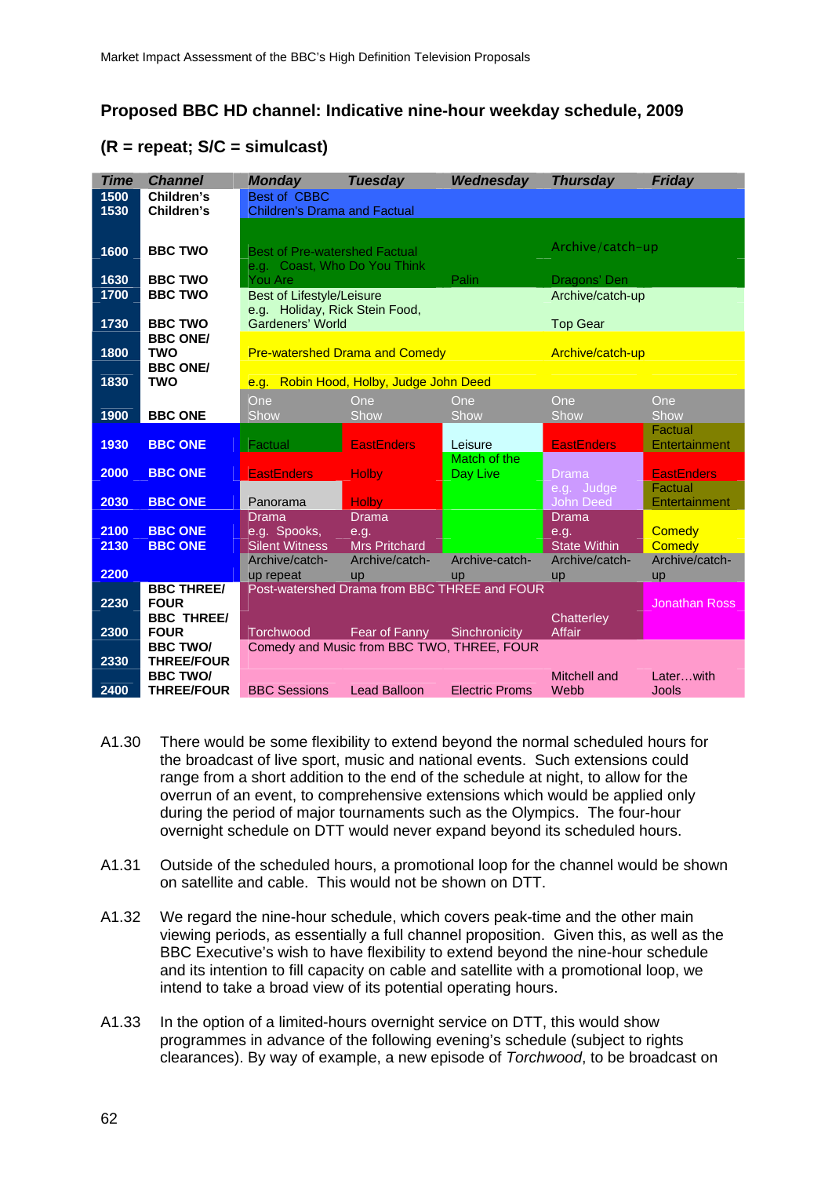**Proposed BBC HD channel: Indicative nine-hour weekday schedule, 2009**

**(R = repeat; S/C = simulcast)**

| Time | Channel | Monday | Tuesday | Wednesday | Thursday | Friday |
|---|---|---|---|---|---|---|
| 1500 | Children's | Best of CBBC | | | | |
| 1530 | Children's | Children's Drama and Factual | | | | |
| 1600 | BBC TWO | Best of Pre-watershed Factual e.g. Coast, Who Do You Think | | | Archive/catch-up | |
| 1630 | BBC TWO | You Are | | Palin | Dragons' Den | |
| 1700 | BBC TWO | Best of Lifestyle/Leisure e.g. Holiday, Rick Stein Food, | | | Archive/catch-up | |
| 1730 | BBC TWO | Gardeners' World | | | Top Gear | |
| 1800 | BBC ONE/ TWO | Pre-watershed Drama and Comedy | | | Archive/catch-up | |
| 1830 | BBC ONE/ TWO | e.g. Robin Hood, Holby, Judge John Deed | | | | |
| 1900 | BBC ONE | One Show | One Show | One Show | One Show | One Show |
| 1930 | BBC ONE | Factual | EastEnders | Leisure | EastEnders | Factual Entertainment |
| 2000 | BBC ONE | EastEnders | Holby | Match of the Day Live | Drama | EastEnders |
| 2030 | BBC ONE | Panorama | Holby | | e.g. Judge John Deed | Factual Entertainment |
| 2100 | BBC ONE | Drama e.g. Spooks, | Drama e.g. | | Drama e.g. | Comedy |
| 2130 | BBC ONE | Silent Witness | Mrs Pritchard | | State Within | Comedy |
| 2200 | | Archive/catch-up repeat | Archive/catch-up | Archive-catch-up | Archive/catch-up | Archive/catch-up |
| 2230 | BBC THREE/ FOUR | Post-watershed Drama from BBC THREE and FOUR | | | | Jonathan Ross |
| 2300 | BBC THREE/ FOUR | Torchwood | Fear of Fanny | Sinchronicity | Chatterley Affair | |
| 2330 | BBC TWO/ THREE/FOUR | Comedy and Music from BBC TWO, THREE, FOUR | | | | |
| 2400 | BBC TWO/ THREE/FOUR | BBC Sessions | Lead Balloon | Electric Proms | Mitchell and Webb | Later…with Jools |

A1.30 There would be some flexibility to extend beyond the normal scheduled hours for the broadcast of live sport, music and national events. Such extensions could range from a short addition to the end of the schedule at night, to allow for the overrun of an event, to comprehensive extensions which would be applied only during the period of major tournaments such as the Olympics. The four-hour overnight schedule on DTT would never expand beyond its scheduled hours.

A1.31 Outside of the scheduled hours, a promotional loop for the channel would be shown on satellite and cable. This would not be shown on DTT.

A1.32 We regard the nine-hour schedule, which covers peak-time and the other main viewing periods, as essentially a full channel proposition. Given this, as well as the BBC Executive's wish to have flexibility to extend beyond the nine-hour schedule and its intention to fill capacity on cable and satellite with a promotional loop, we intend to take a broad view of its potential operating hours.

A1.33 In the option of a limited-hours overnight service on DTT, this would show programmes in advance of the following evening's schedule (subject to rights clearances). By way of example, a new episode of *Torchwood*, to be broadcast on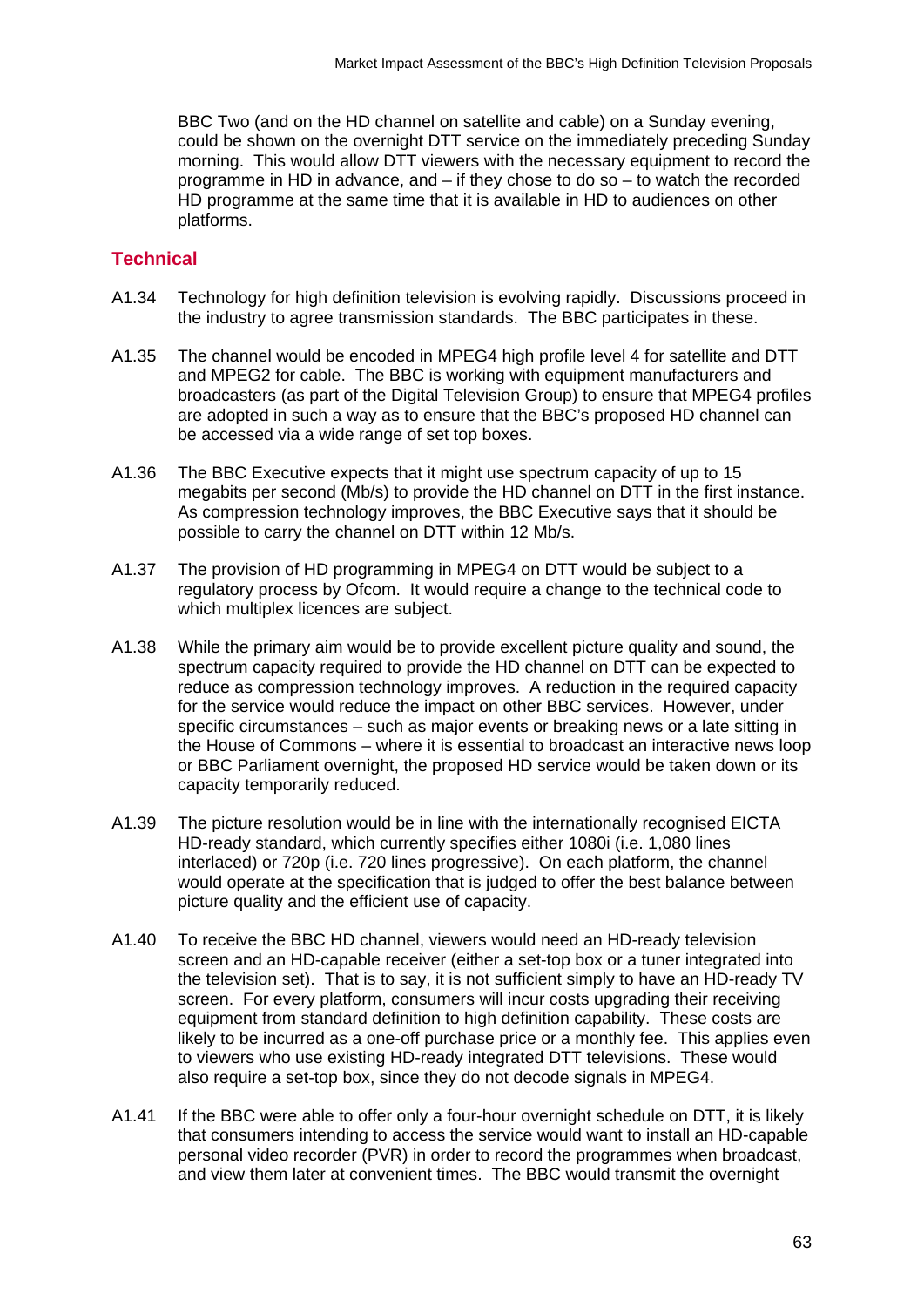BBC Two (and on the HD channel on satellite and cable) on a Sunday evening, could be shown on the overnight DTT service on the immediately preceding Sunday morning. This would allow DTT viewers with the necessary equipment to record the programme in HD in advance, and – if they chose to do so – to watch the recorded HD programme at the same time that it is available in HD to audiences on other platforms.

## Technical

A1.34 Technology for high definition television is evolving rapidly. Discussions proceed in the industry to agree transmission standards. The BBC participates in these.

A1.35 The channel would be encoded in MPEG4 high profile level 4 for satellite and DTT and MPEG2 for cable. The BBC is working with equipment manufacturers and broadcasters (as part of the Digital Television Group) to ensure that MPEG4 profiles are adopted in such a way as to ensure that the BBC's proposed HD channel can be accessed via a wide range of set top boxes.

A1.36 The BBC Executive expects that it might use spectrum capacity of up to 15 megabits per second (Mb/s) to provide the HD channel on DTT in the first instance. As compression technology improves, the BBC Executive says that it should be possible to carry the channel on DTT within 12 Mb/s.

A1.37 The provision of HD programming in MPEG4 on DTT would be subject to a regulatory process by Ofcom. It would require a change to the technical code to which multiplex licences are subject.

A1.38 While the primary aim would be to provide excellent picture quality and sound, the spectrum capacity required to provide the HD channel on DTT can be expected to reduce as compression technology improves. A reduction in the required capacity for the service would reduce the impact on other BBC services. However, under specific circumstances – such as major events or breaking news or a late sitting in the House of Commons – where it is essential to broadcast an interactive news loop or BBC Parliament overnight, the proposed HD service would be taken down or its capacity temporarily reduced.

A1.39 The picture resolution would be in line with the internationally recognised EICTA HD-ready standard, which currently specifies either 1080i (i.e. 1,080 lines interlaced) or 720p (i.e. 720 lines progressive). On each platform, the channel would operate at the specification that is judged to offer the best balance between picture quality and the efficient use of capacity.

A1.40 To receive the BBC HD channel, viewers would need an HD-ready television screen and an HD-capable receiver (either a set-top box or a tuner integrated into the television set). That is to say, it is not sufficient simply to have an HD-ready TV screen. For every platform, consumers will incur costs upgrading their receiving equipment from standard definition to high definition capability. These costs are likely to be incurred as a one-off purchase price or a monthly fee. This applies even to viewers who use existing HD-ready integrated DTT televisions. These would also require a set-top box, since they do not decode signals in MPEG4.

A1.41 If the BBC were able to offer only a four-hour overnight schedule on DTT, it is likely that consumers intending to access the service would want to install an HD-capable personal video recorder (PVR) in order to record the programmes when broadcast, and view them later at convenient times. The BBC would transmit the overnight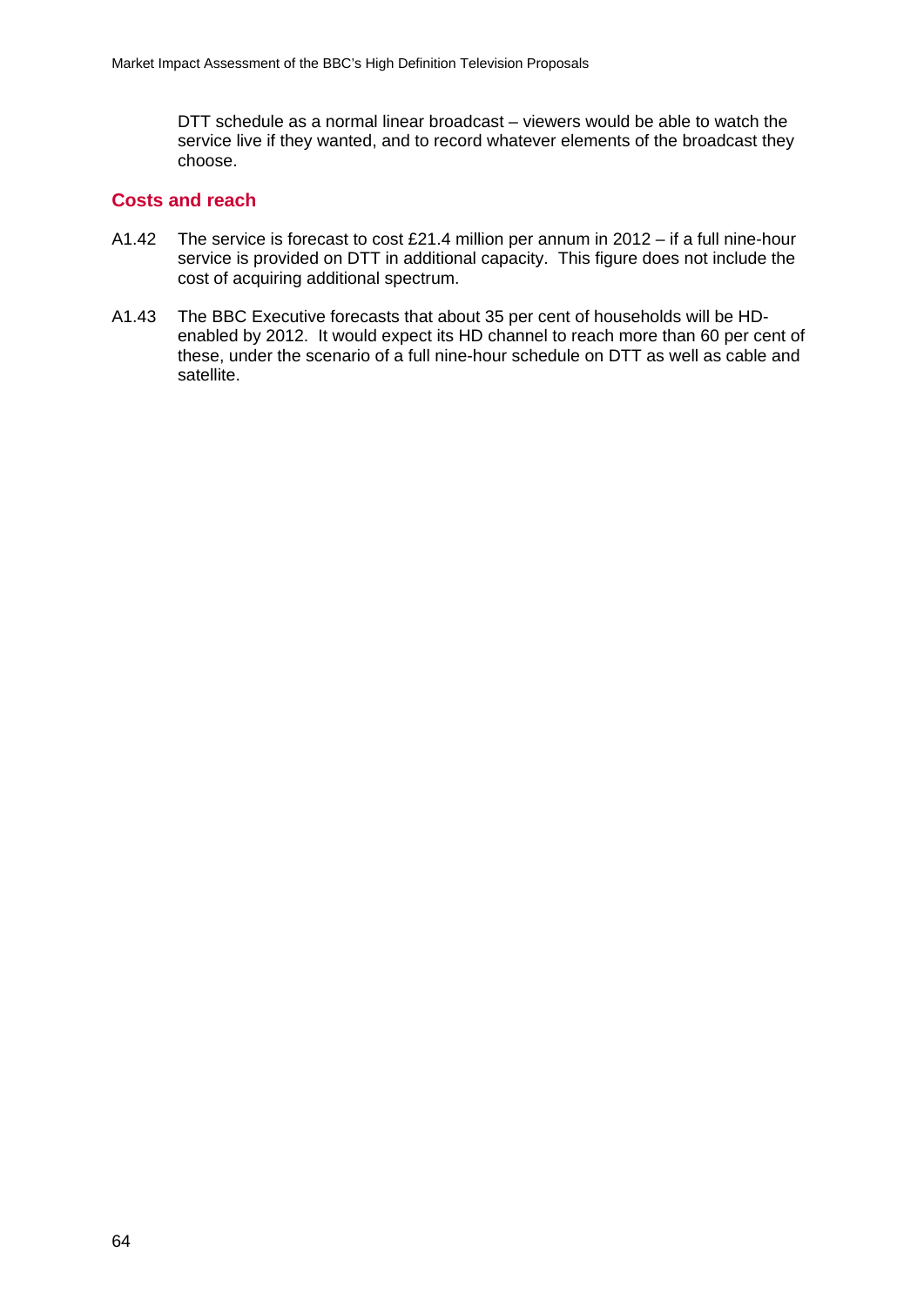DTT schedule as a normal linear broadcast – viewers would be able to watch the service live if they wanted, and to record whatever elements of the broadcast they choose.

## Costs and reach

A1.42 The service is forecast to cost £21.4 million per annum in 2012 – if a full nine-hour service is provided on DTT in additional capacity. This figure does not include the cost of acquiring additional spectrum.

A1.43 The BBC Executive forecasts that about 35 per cent of households will be HD-enabled by 2012. It would expect its HD channel to reach more than 60 per cent of these, under the scenario of a full nine-hour schedule on DTT as well as cable and satellite.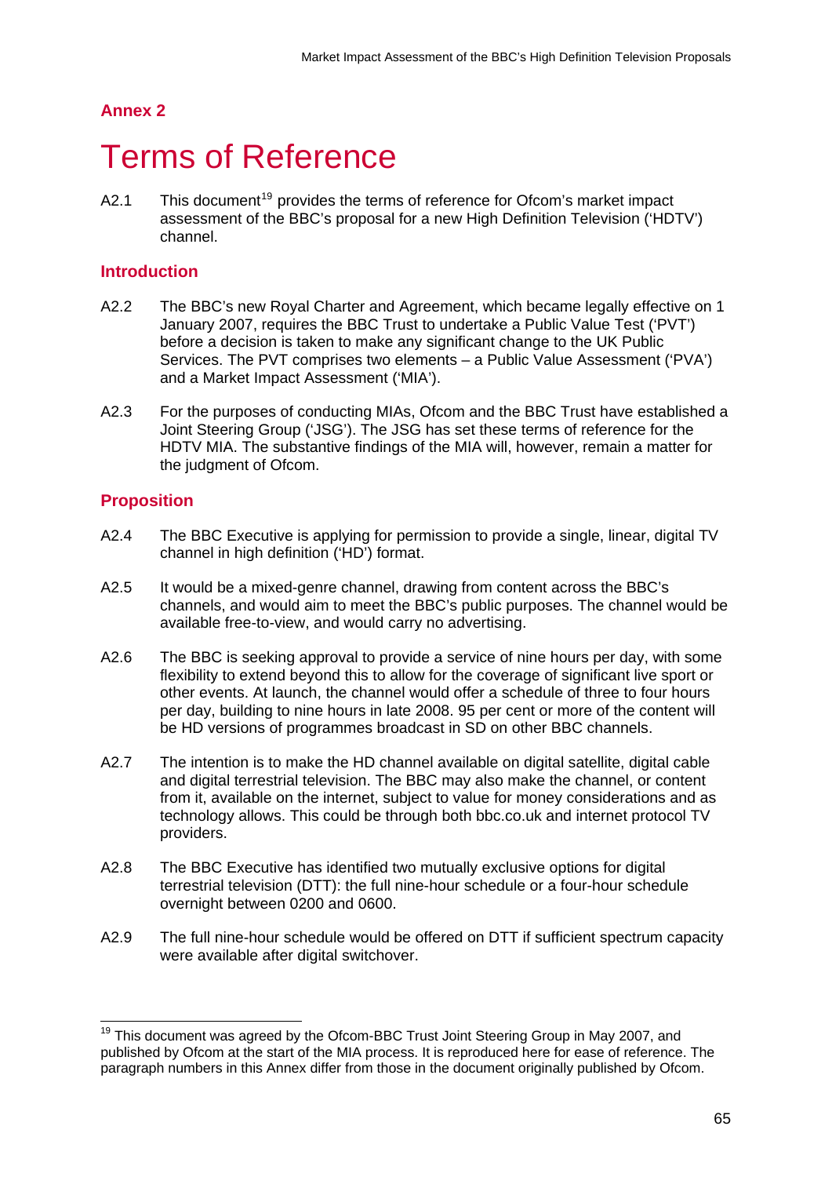## Annex 2

# Terms of Reference

A2.1 This document[19] provides the terms of reference for Ofcom's market impact assessment of the BBC's proposal for a new High Definition Television ('HDTV') channel.

### Introduction

A2.2 The BBC's new Royal Charter and Agreement, which became legally effective on 1 January 2007, requires the BBC Trust to undertake a Public Value Test ('PVT') before a decision is taken to make any significant change to the UK Public Services. The PVT comprises two elements – a Public Value Assessment ('PVA') and a Market Impact Assessment ('MIA').

A2.3 For the purposes of conducting MIAs, Ofcom and the BBC Trust have established a Joint Steering Group ('JSG'). The JSG has set these terms of reference for the HDTV MIA. The substantive findings of the MIA will, however, remain a matter for the judgment of Ofcom.

### Proposition

A2.4 The BBC Executive is applying for permission to provide a single, linear, digital TV channel in high definition ('HD') format.

A2.5 It would be a mixed-genre channel, drawing from content across the BBC's channels, and would aim to meet the BBC's public purposes. The channel would be available free-to-view, and would carry no advertising.

A2.6 The BBC is seeking approval to provide a service of nine hours per day, with some flexibility to extend beyond this to allow for the coverage of significant live sport or other events. At launch, the channel would offer a schedule of three to four hours per day, building to nine hours in late 2008. 95 per cent or more of the content will be HD versions of programmes broadcast in SD on other BBC channels.

A2.7 The intention is to make the HD channel available on digital satellite, digital cable and digital terrestrial television. The BBC may also make the channel, or content from it, available on the internet, subject to value for money considerations and as technology allows. This could be through both bbc.co.uk and internet protocol TV providers.

A2.8 The BBC Executive has identified two mutually exclusive options for digital terrestrial television (DTT): the full nine-hour schedule or a four-hour schedule overnight between 0200 and 0600.

A2.9 The full nine-hour schedule would be offered on DTT if sufficient spectrum capacity were available after digital switchover.

---

[19] This document was agreed by the Ofcom-BBC Trust Joint Steering Group in May 2007, and published by Ofcom at the start of the MIA process. It is reproduced here for ease of reference. The paragraph numbers in this Annex differ from those in the document originally published by Ofcom.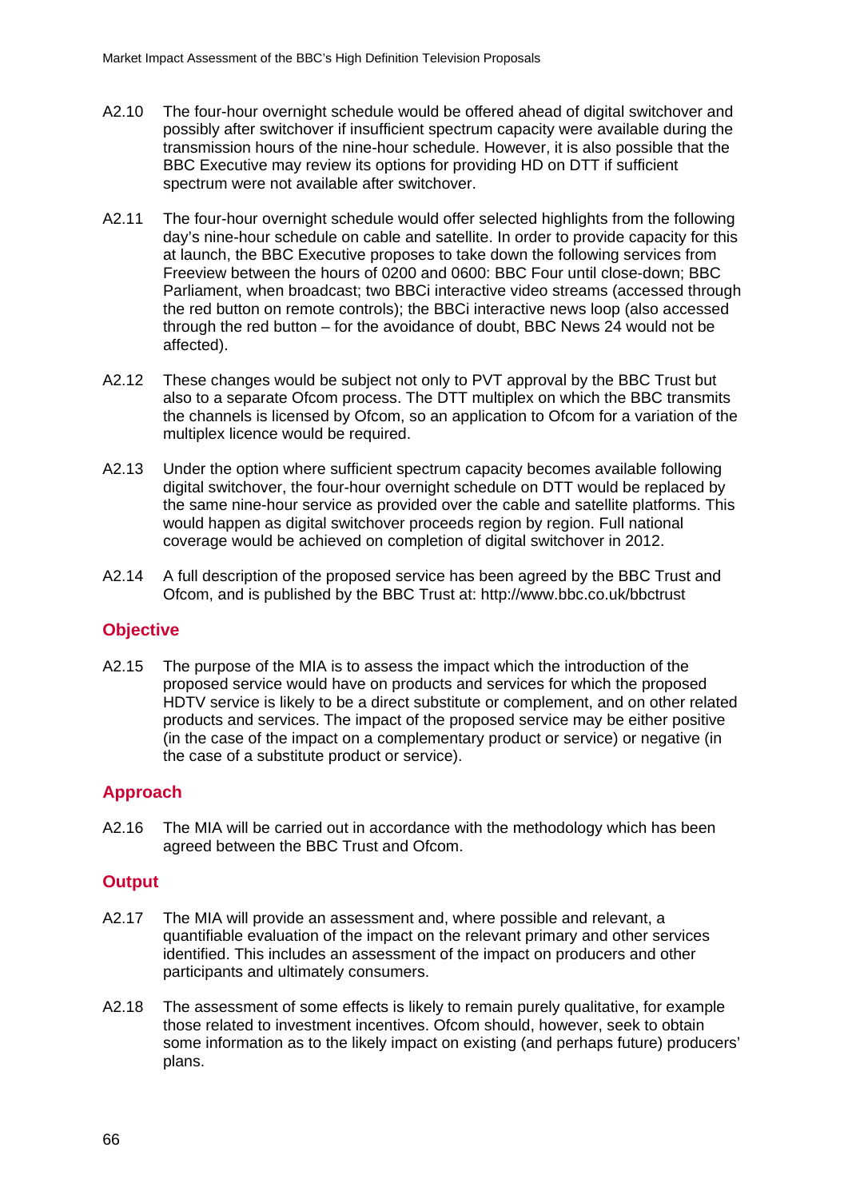A2.10 The four-hour overnight schedule would be offered ahead of digital switchover and possibly after switchover if insufficient spectrum capacity were available during the transmission hours of the nine-hour schedule. However, it is also possible that the BBC Executive may review its options for providing HD on DTT if sufficient spectrum were not available after switchover.

A2.11 The four-hour overnight schedule would offer selected highlights from the following day's nine-hour schedule on cable and satellite. In order to provide capacity for this at launch, the BBC Executive proposes to take down the following services from Freeview between the hours of 0200 and 0600: BBC Four until close-down; BBC Parliament, when broadcast; two BBCi interactive video streams (accessed through the red button on remote controls); the BBCi interactive news loop (also accessed through the red button – for the avoidance of doubt, BBC News 24 would not be affected).

A2.12 These changes would be subject not only to PVT approval by the BBC Trust but also to a separate Ofcom process. The DTT multiplex on which the BBC transmits the channels is licensed by Ofcom, so an application to Ofcom for a variation of the multiplex licence would be required.

A2.13 Under the option where sufficient spectrum capacity becomes available following digital switchover, the four-hour overnight schedule on DTT would be replaced by the same nine-hour service as provided over the cable and satellite platforms. This would happen as digital switchover proceeds region by region. Full national coverage would be achieved on completion of digital switchover in 2012.

A2.14 A full description of the proposed service has been agreed by the BBC Trust and Ofcom, and is published by the BBC Trust at: http://www.bbc.co.uk/bbctrust

## Objective

A2.15 The purpose of the MIA is to assess the impact which the introduction of the proposed service would have on products and services for which the proposed HDTV service is likely to be a direct substitute or complement, and on other related products and services. The impact of the proposed service may be either positive (in the case of the impact on a complementary product or service) or negative (in the case of a substitute product or service).

## Approach

A2.16 The MIA will be carried out in accordance with the methodology which has been agreed between the BBC Trust and Ofcom.

## Output

A2.17 The MIA will provide an assessment and, where possible and relevant, a quantifiable evaluation of the impact on the relevant primary and other services identified. This includes an assessment of the impact on producers and other participants and ultimately consumers.

A2.18 The assessment of some effects is likely to remain purely qualitative, for example those related to investment incentives. Ofcom should, however, seek to obtain some information as to the likely impact on existing (and perhaps future) producers' plans.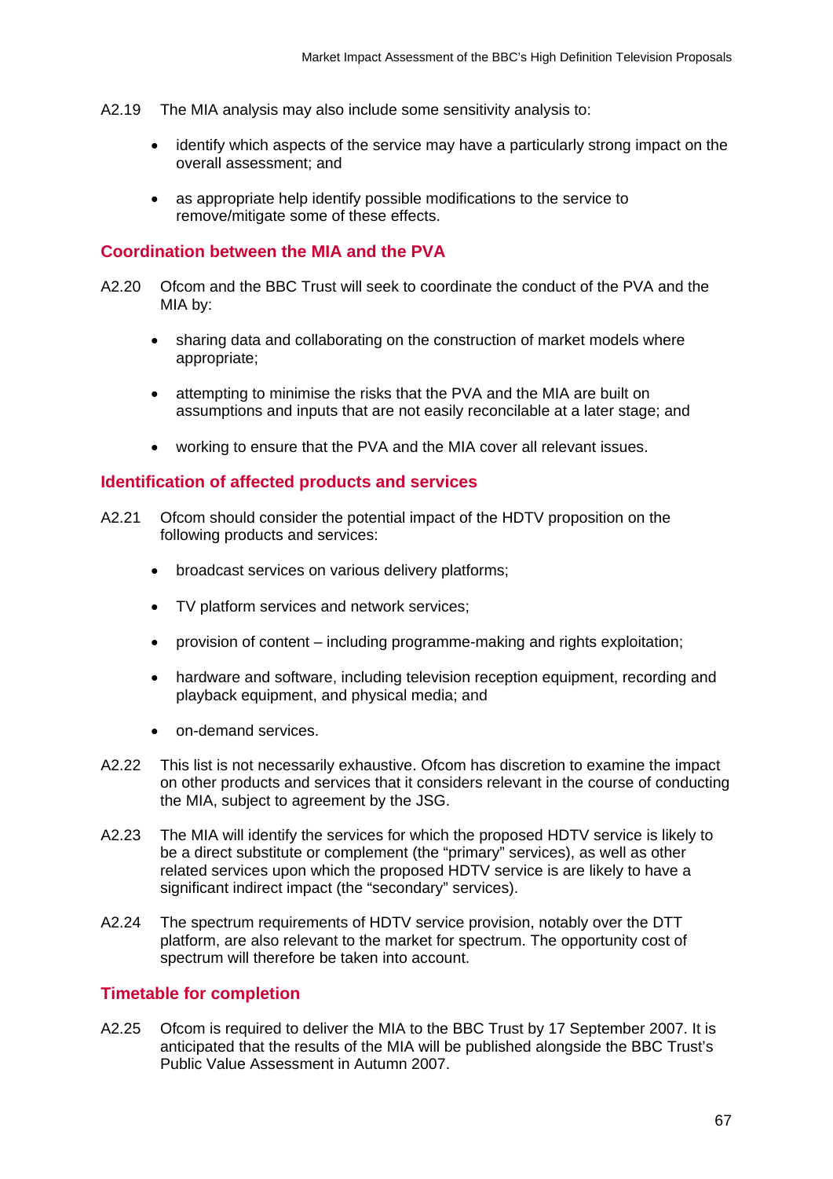A2.19 The MIA analysis may also include some sensitivity analysis to:

- identify which aspects of the service may have a particularly strong impact on the overall assessment; and
- as appropriate help identify possible modifications to the service to remove/mitigate some of these effects.

## Coordination between the MIA and the PVA

A2.20 Ofcom and the BBC Trust will seek to coordinate the conduct of the PVA and the MIA by:

- sharing data and collaborating on the construction of market models where appropriate;
- attempting to minimise the risks that the PVA and the MIA are built on assumptions and inputs that are not easily reconcilable at a later stage; and
- working to ensure that the PVA and the MIA cover all relevant issues.

## Identification of affected products and services

A2.21 Ofcom should consider the potential impact of the HDTV proposition on the following products and services:

- broadcast services on various delivery platforms;
- TV platform services and network services;
- provision of content – including programme-making and rights exploitation;
- hardware and software, including television reception equipment, recording and playback equipment, and physical media; and
- on-demand services.

A2.22 This list is not necessarily exhaustive. Ofcom has discretion to examine the impact on other products and services that it considers relevant in the course of conducting the MIA, subject to agreement by the JSG.

A2.23 The MIA will identify the services for which the proposed HDTV service is likely to be a direct substitute or complement (the "primary" services), as well as other related services upon which the proposed HDTV service is are likely to have a significant indirect impact (the "secondary" services).

A2.24 The spectrum requirements of HDTV service provision, notably over the DTT platform, are also relevant to the market for spectrum. The opportunity cost of spectrum will therefore be taken into account.

## Timetable for completion

A2.25 Ofcom is required to deliver the MIA to the BBC Trust by 17 September 2007. It is anticipated that the results of the MIA will be published alongside the BBC Trust's Public Value Assessment in Autumn 2007.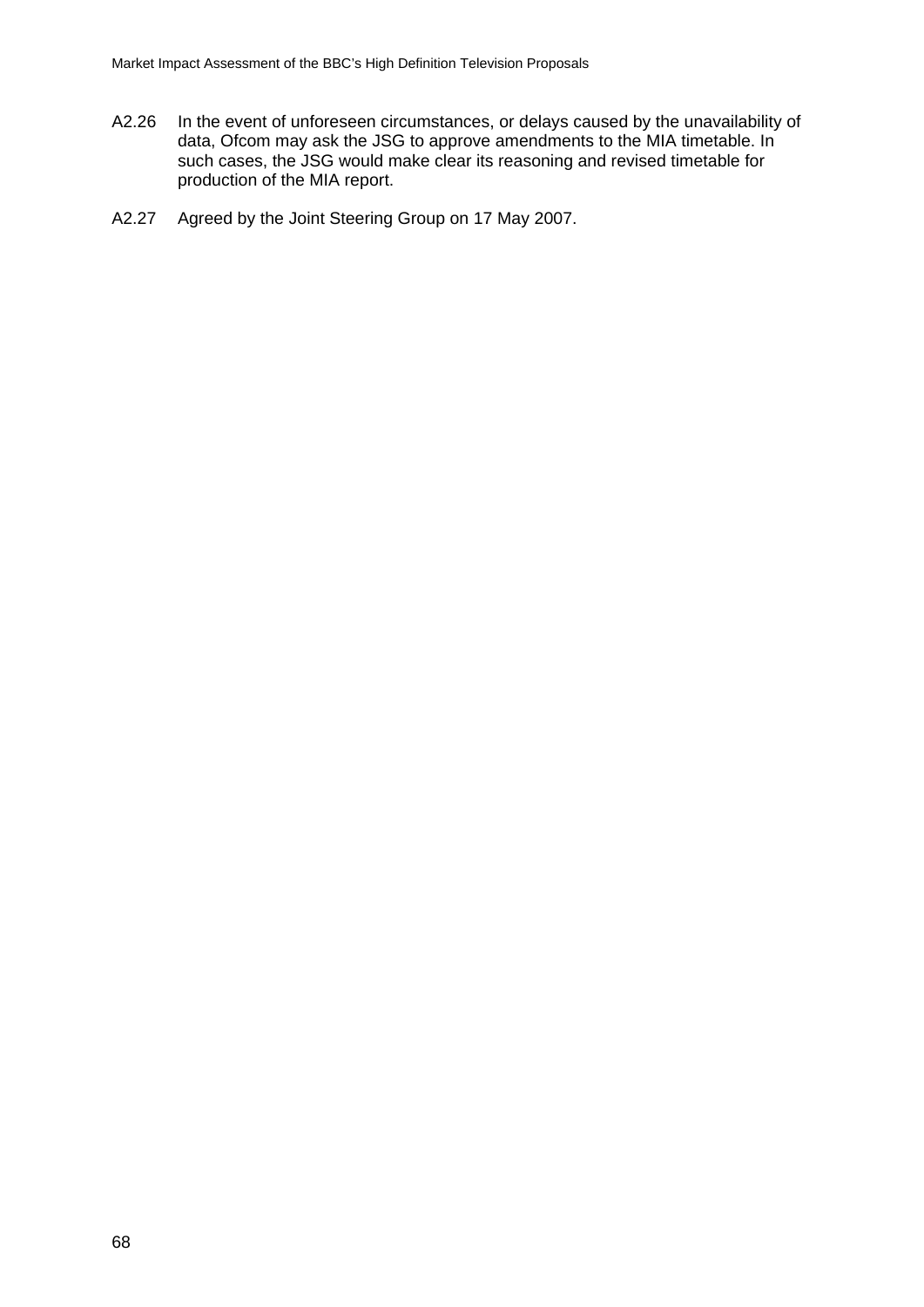A2.26 In the event of unforeseen circumstances, or delays caused by the unavailability of data, Ofcom may ask the JSG to approve amendments to the MIA timetable. In such cases, the JSG would make clear its reasoning and revised timetable for production of the MIA report.

A2.27 Agreed by the Joint Steering Group on 17 May 2007.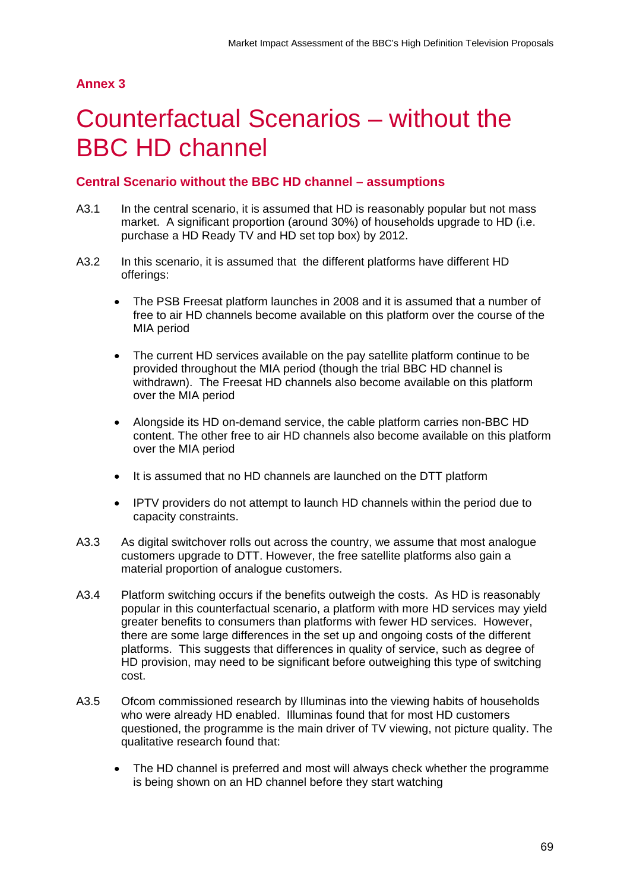## Annex 3

# Counterfactual Scenarios – without the BBC HD channel

### Central Scenario without the BBC HD channel – assumptions

A3.1 In the central scenario, it is assumed that HD is reasonably popular but not mass market. A significant proportion (around 30%) of households upgrade to HD (i.e. purchase a HD Ready TV and HD set top box) by 2012.

A3.2 In this scenario, it is assumed that the different platforms have different HD offerings:

- The PSB Freesat platform launches in 2008 and it is assumed that a number of free to air HD channels become available on this platform over the course of the MIA period
- The current HD services available on the pay satellite platform continue to be provided throughout the MIA period (though the trial BBC HD channel is withdrawn). The Freesat HD channels also become available on this platform over the MIA period
- Alongside its HD on-demand service, the cable platform carries non-BBC HD content. The other free to air HD channels also become available on this platform over the MIA period
- It is assumed that no HD channels are launched on the DTT platform
- IPTV providers do not attempt to launch HD channels within the period due to capacity constraints.

A3.3 As digital switchover rolls out across the country, we assume that most analogue customers upgrade to DTT. However, the free satellite platforms also gain a material proportion of analogue customers.

A3.4 Platform switching occurs if the benefits outweigh the costs. As HD is reasonably popular in this counterfactual scenario, a platform with more HD services may yield greater benefits to consumers than platforms with fewer HD services. However, there are some large differences in the set up and ongoing costs of the different platforms. This suggests that differences in quality of service, such as degree of HD provision, may need to be significant before outweighing this type of switching cost.

A3.5 Ofcom commissioned research by Illuminas into the viewing habits of households who were already HD enabled. Illuminas found that for most HD customers questioned, the programme is the main driver of TV viewing, not picture quality. The qualitative research found that:

- The HD channel is preferred and most will always check whether the programme is being shown on an HD channel before they start watching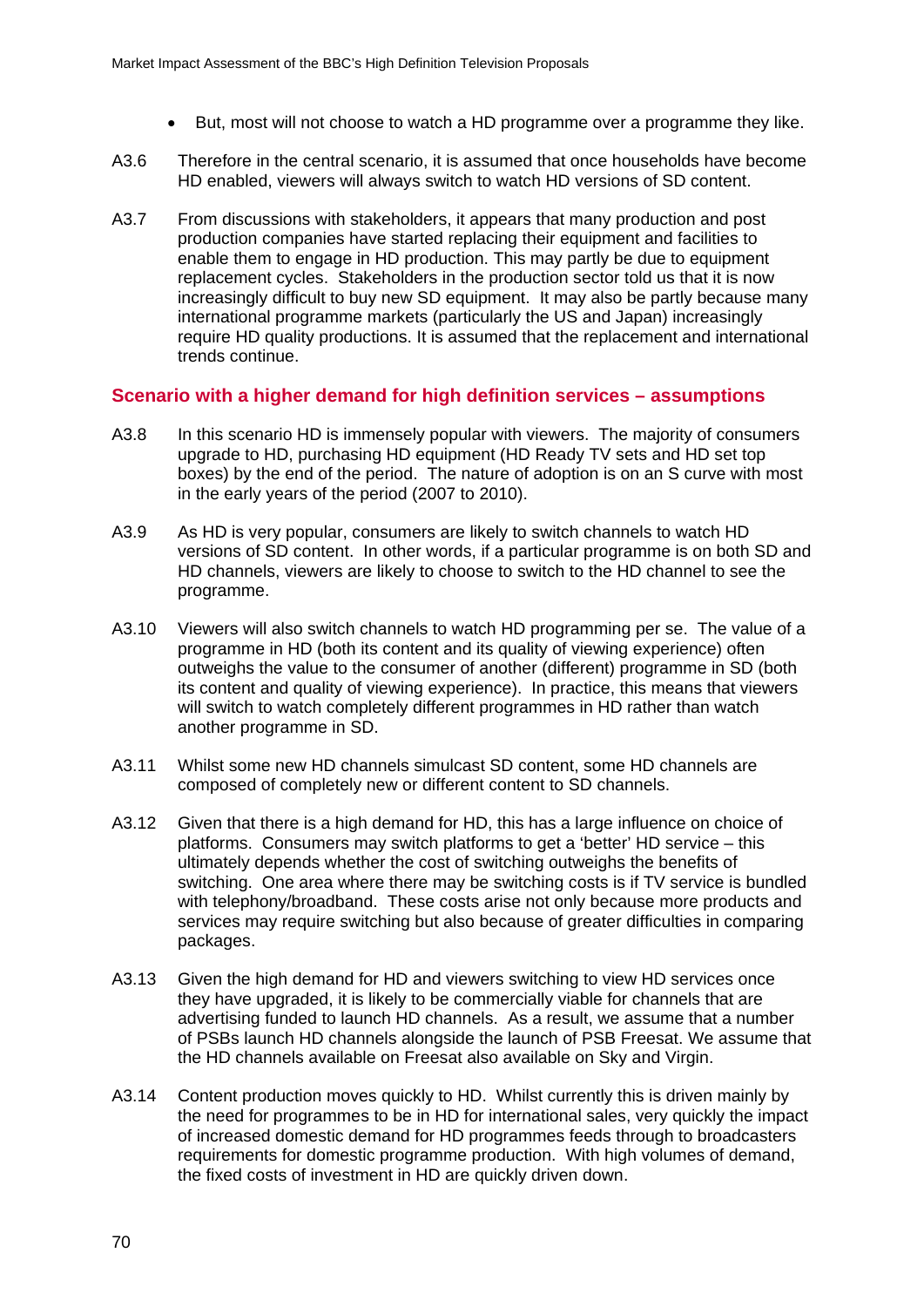- But, most will not choose to watch a HD programme over a programme they like.

A3.6 Therefore in the central scenario, it is assumed that once households have become HD enabled, viewers will always switch to watch HD versions of SD content.

A3.7 From discussions with stakeholders, it appears that many production and post production companies have started replacing their equipment and facilities to enable them to engage in HD production. This may partly be due to equipment replacement cycles. Stakeholders in the production sector told us that it is now increasingly difficult to buy new SD equipment. It may also be partly because many international programme markets (particularly the US and Japan) increasingly require HD quality productions. It is assumed that the replacement and international trends continue.

### Scenario with a higher demand for high definition services – assumptions

A3.8 In this scenario HD is immensely popular with viewers. The majority of consumers upgrade to HD, purchasing HD equipment (HD Ready TV sets and HD set top boxes) by the end of the period. The nature of adoption is on an S curve with most in the early years of the period (2007 to 2010).

A3.9 As HD is very popular, consumers are likely to switch channels to watch HD versions of SD content. In other words, if a particular programme is on both SD and HD channels, viewers are likely to choose to switch to the HD channel to see the programme.

A3.10 Viewers will also switch channels to watch HD programming per se. The value of a programme in HD (both its content and its quality of viewing experience) often outweighs the value to the consumer of another (different) programme in SD (both its content and quality of viewing experience). In practice, this means that viewers will switch to watch completely different programmes in HD rather than watch another programme in SD.

A3.11 Whilst some new HD channels simulcast SD content, some HD channels are composed of completely new or different content to SD channels.

A3.12 Given that there is a high demand for HD, this has a large influence on choice of platforms. Consumers may switch platforms to get a 'better' HD service – this ultimately depends whether the cost of switching outweighs the benefits of switching. One area where there may be switching costs is if TV service is bundled with telephony/broadband. These costs arise not only because more products and services may require switching but also because of greater difficulties in comparing packages.

A3.13 Given the high demand for HD and viewers switching to view HD services once they have upgraded, it is likely to be commercially viable for channels that are advertising funded to launch HD channels. As a result, we assume that a number of PSBs launch HD channels alongside the launch of PSB Freesat. We assume that the HD channels available on Freesat also available on Sky and Virgin.

A3.14 Content production moves quickly to HD. Whilst currently this is driven mainly by the need for programmes to be in HD for international sales, very quickly the impact of increased domestic demand for HD programmes feeds through to broadcasters requirements for domestic programme production. With high volumes of demand, the fixed costs of investment in HD are quickly driven down.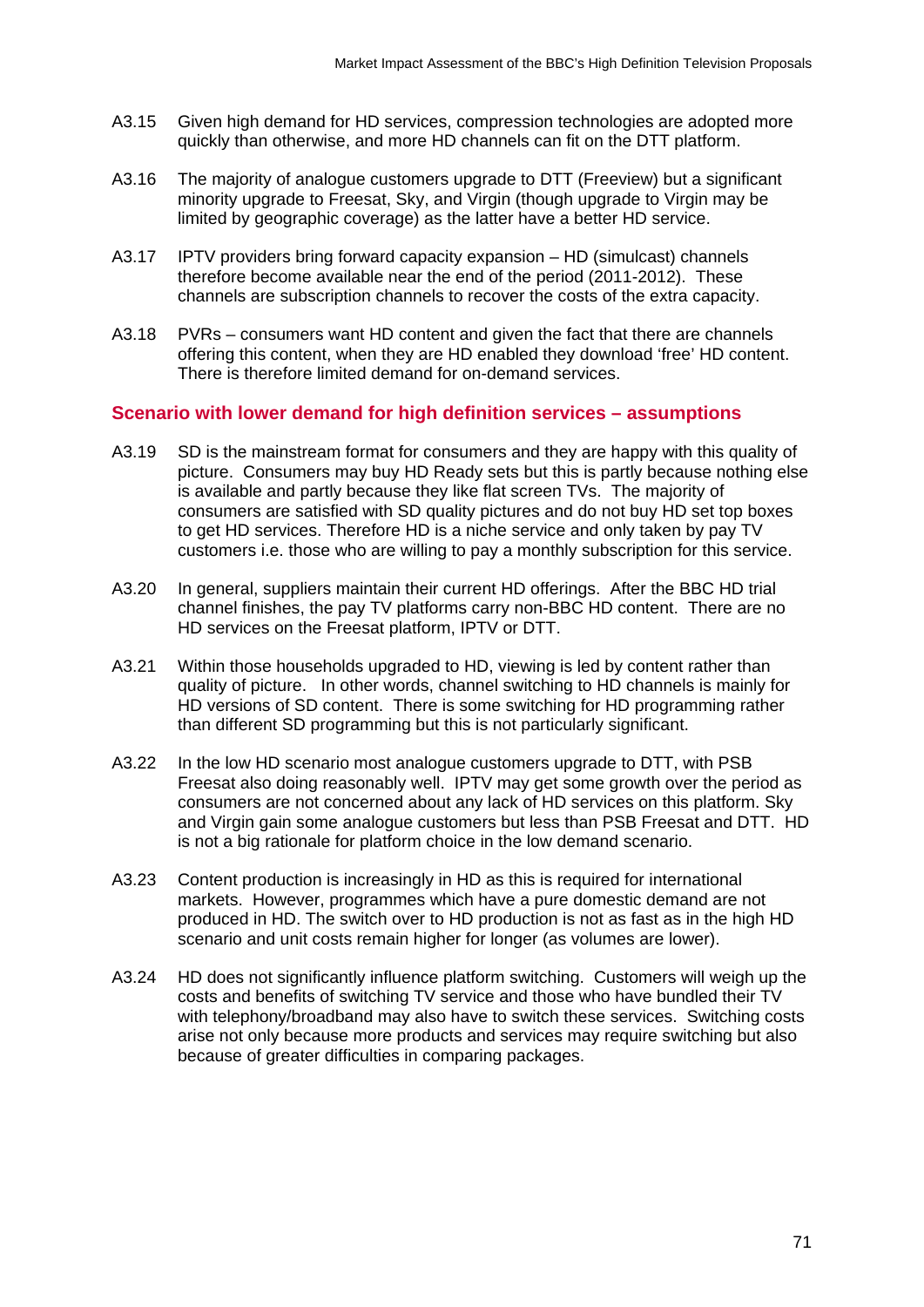A3.15 Given high demand for HD services, compression technologies are adopted more quickly than otherwise, and more HD channels can fit on the DTT platform.

A3.16 The majority of analogue customers upgrade to DTT (Freeview) but a significant minority upgrade to Freesat, Sky, and Virgin (though upgrade to Virgin may be limited by geographic coverage) as the latter have a better HD service.

A3.17 IPTV providers bring forward capacity expansion – HD (simulcast) channels therefore become available near the end of the period (2011-2012). These channels are subscription channels to recover the costs of the extra capacity.

A3.18 PVRs – consumers want HD content and given the fact that there are channels offering this content, when they are HD enabled they download 'free' HD content. There is therefore limited demand for on-demand services.

## Scenario with lower demand for high definition services – assumptions

A3.19 SD is the mainstream format for consumers and they are happy with this quality of picture. Consumers may buy HD Ready sets but this is partly because nothing else is available and partly because they like flat screen TVs. The majority of consumers are satisfied with SD quality pictures and do not buy HD set top boxes to get HD services. Therefore HD is a niche service and only taken by pay TV customers i.e. those who are willing to pay a monthly subscription for this service.

A3.20 In general, suppliers maintain their current HD offerings. After the BBC HD trial channel finishes, the pay TV platforms carry non-BBC HD content. There are no HD services on the Freesat platform, IPTV or DTT.

A3.21 Within those households upgraded to HD, viewing is led by content rather than quality of picture. In other words, channel switching to HD channels is mainly for HD versions of SD content. There is some switching for HD programming rather than different SD programming but this is not particularly significant.

A3.22 In the low HD scenario most analogue customers upgrade to DTT, with PSB Freesat also doing reasonably well. IPTV may get some growth over the period as consumers are not concerned about any lack of HD services on this platform. Sky and Virgin gain some analogue customers but less than PSB Freesat and DTT. HD is not a big rationale for platform choice in the low demand scenario.

A3.23 Content production is increasingly in HD as this is required for international markets. However, programmes which have a pure domestic demand are not produced in HD. The switch over to HD production is not as fast as in the high HD scenario and unit costs remain higher for longer (as volumes are lower).

A3.24 HD does not significantly influence platform switching. Customers will weigh up the costs and benefits of switching TV service and those who have bundled their TV with telephony/broadband may also have to switch these services. Switching costs arise not only because more products and services may require switching but also because of greater difficulties in comparing packages.